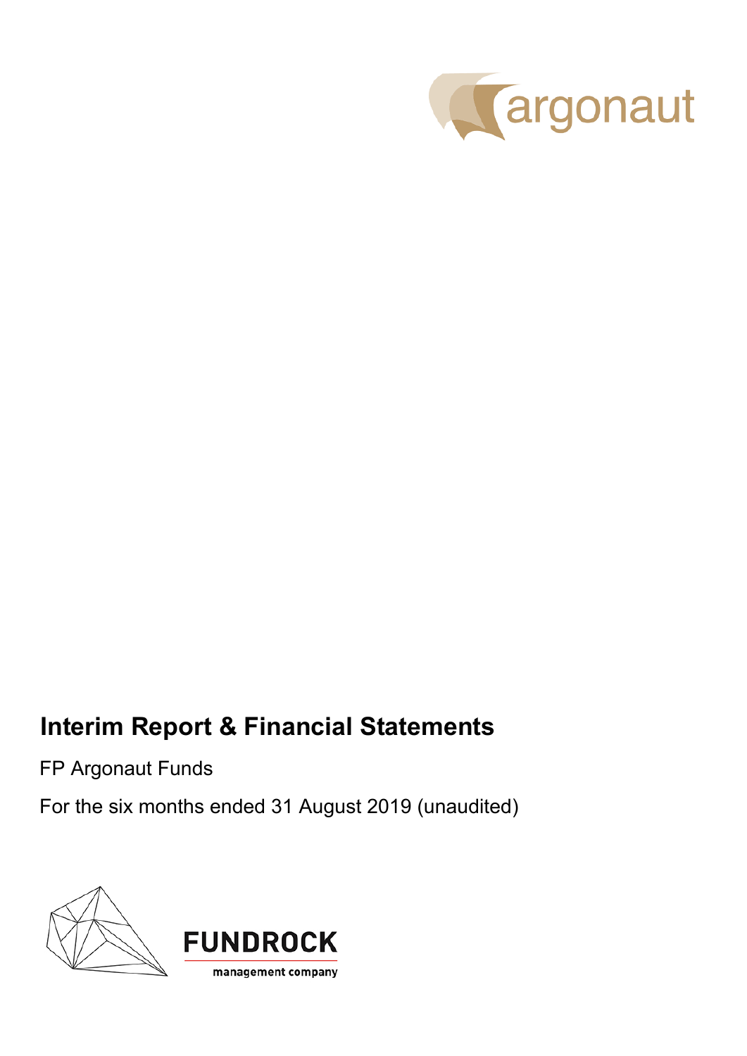argonaut

# Interim Report & Financial Statements

FP Argonaut Funds

For the six months ended 31 August 2019 (unaudited)

FUNDROCK

management company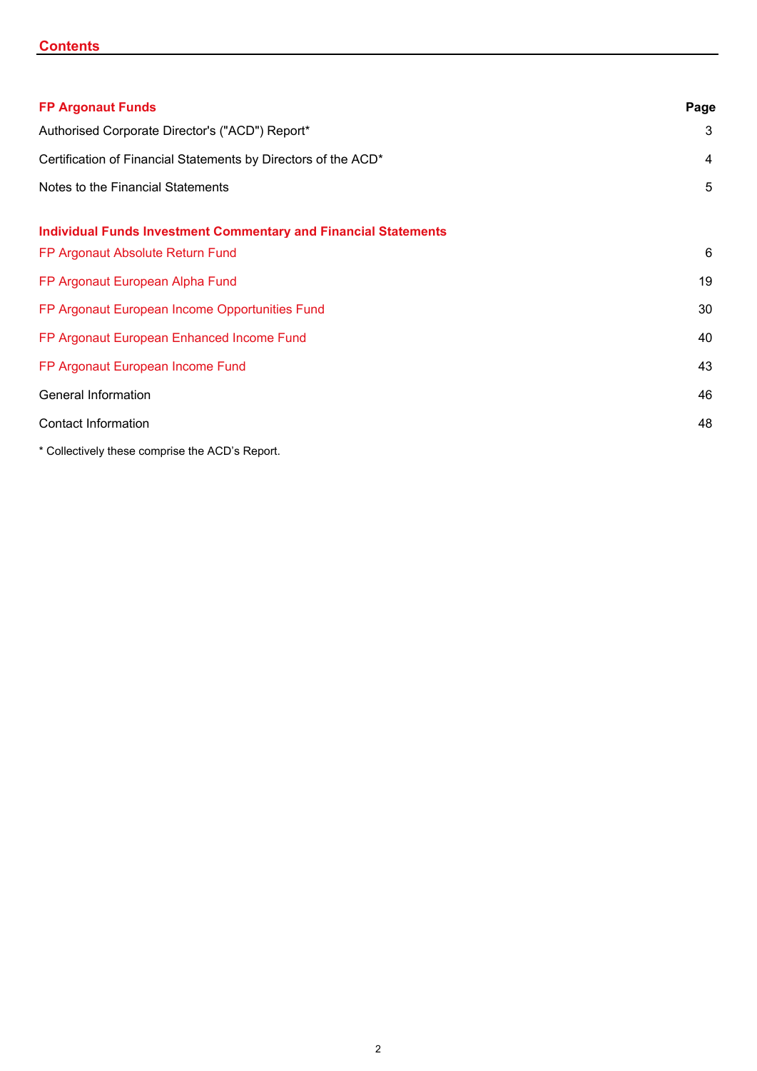# Contents

| FP Argonaut Funds | Page |
|---|---|
| Authorised Corporate Director's ("ACD") Report* | 3 |
| Certification of Financial Statements by Directors of the ACD* | 4 |
| Notes to the Financial Statements | 5 |
| **Individual Funds Investment Commentary and Financial Statements** | |
| FP Argonaut Absolute Return Fund | 6 |
| FP Argonaut European Alpha Fund | 19 |
| FP Argonaut European Income Opportunities Fund | 30 |
| FP Argonaut European Enhanced Income Fund | 40 |
| FP Argonaut European Income Fund | 43 |
| General Information | 46 |
| Contact Information | 48 |

* Collectively these comprise the ACD's Report.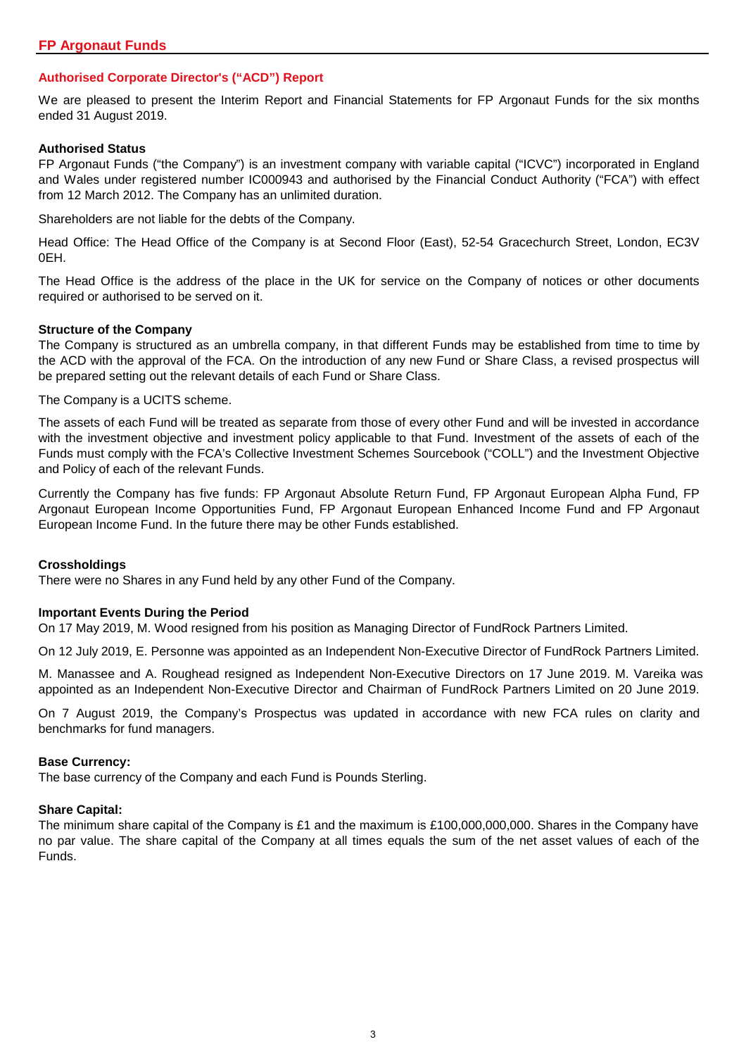# FP Argonaut Funds

## Authorised Corporate Director's ("ACD") Report

We are pleased to present the Interim Report and Financial Statements for FP Argonaut Funds for the six months ended 31 August 2019.

### Authorised Status

FP Argonaut Funds ("the Company") is an investment company with variable capital ("ICVC") incorporated in England and Wales under registered number IC000943 and authorised by the Financial Conduct Authority ("FCA") with effect from 12 March 2012. The Company has an unlimited duration.

Shareholders are not liable for the debts of the Company.

Head Office: The Head Office of the Company is at Second Floor (East), 52-54 Gracechurch Street, London, EC3V 0EH.

The Head Office is the address of the place in the UK for service on the Company of notices or other documents required or authorised to be served on it.

### Structure of the Company

The Company is structured as an umbrella company, in that different Funds may be established from time to time by the ACD with the approval of the FCA. On the introduction of any new Fund or Share Class, a revised prospectus will be prepared setting out the relevant details of each Fund or Share Class.

The Company is a UCITS scheme.

The assets of each Fund will be treated as separate from those of every other Fund and will be invested in accordance with the investment objective and investment policy applicable to that Fund. Investment of the assets of each of the Funds must comply with the FCA's Collective Investment Schemes Sourcebook ("COLL") and the Investment Objective and Policy of each of the relevant Funds.

Currently the Company has five funds: FP Argonaut Absolute Return Fund, FP Argonaut European Alpha Fund, FP Argonaut European Income Opportunities Fund, FP Argonaut European Enhanced Income Fund and FP Argonaut European Income Fund. In the future there may be other Funds established.

### Crossholdings

There were no Shares in any Fund held by any other Fund of the Company.

### Important Events During the Period

On 17 May 2019, M. Wood resigned from his position as Managing Director of FundRock Partners Limited.

On 12 July 2019, E. Personne was appointed as an Independent Non-Executive Director of FundRock Partners Limited.

M. Manassee and A. Roughead resigned as Independent Non-Executive Directors on 17 June 2019. M. Vareika was appointed as an Independent Non-Executive Director and Chairman of FundRock Partners Limited on 20 June 2019.

On 7 August 2019, the Company's Prospectus was updated in accordance with new FCA rules on clarity and benchmarks for fund managers.

### Base Currency:

The base currency of the Company and each Fund is Pounds Sterling.

### Share Capital:

The minimum share capital of the Company is £1 and the maximum is £100,000,000,000. Shares in the Company have no par value. The share capital of the Company at all times equals the sum of the net asset values of each of the Funds.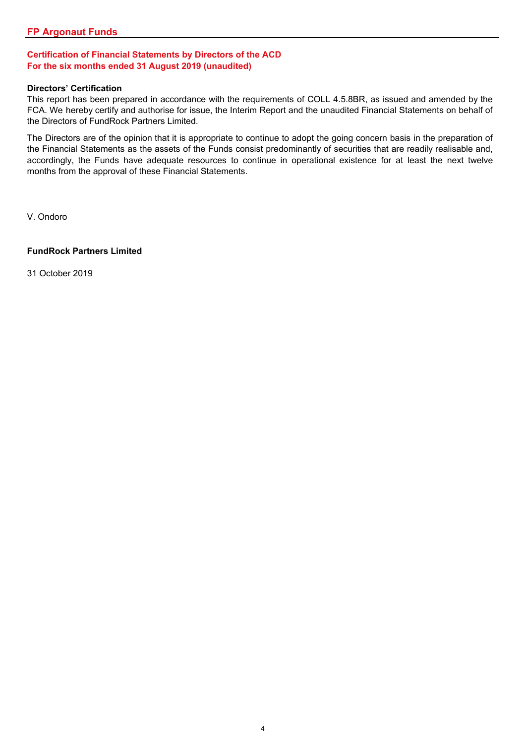## Certification of Financial Statements by Directors of the ACD
## For the six months ended 31 August 2019 (unaudited)

**Directors' Certification**

This report has been prepared in accordance with the requirements of COLL 4.5.8BR, as issued and amended by the FCA. We hereby certify and authorise for issue, the Interim Report and the unaudited Financial Statements on behalf of the Directors of FundRock Partners Limited.

The Directors are of the opinion that it is appropriate to continue to adopt the going concern basis in the preparation of the Financial Statements as the assets of the Funds consist predominantly of securities that are readily realisable and, accordingly, the Funds have adequate resources to continue in operational existence for at least the next twelve months from the approval of these Financial Statements.

V. Ondoro

**FundRock Partners Limited**

31 October 2019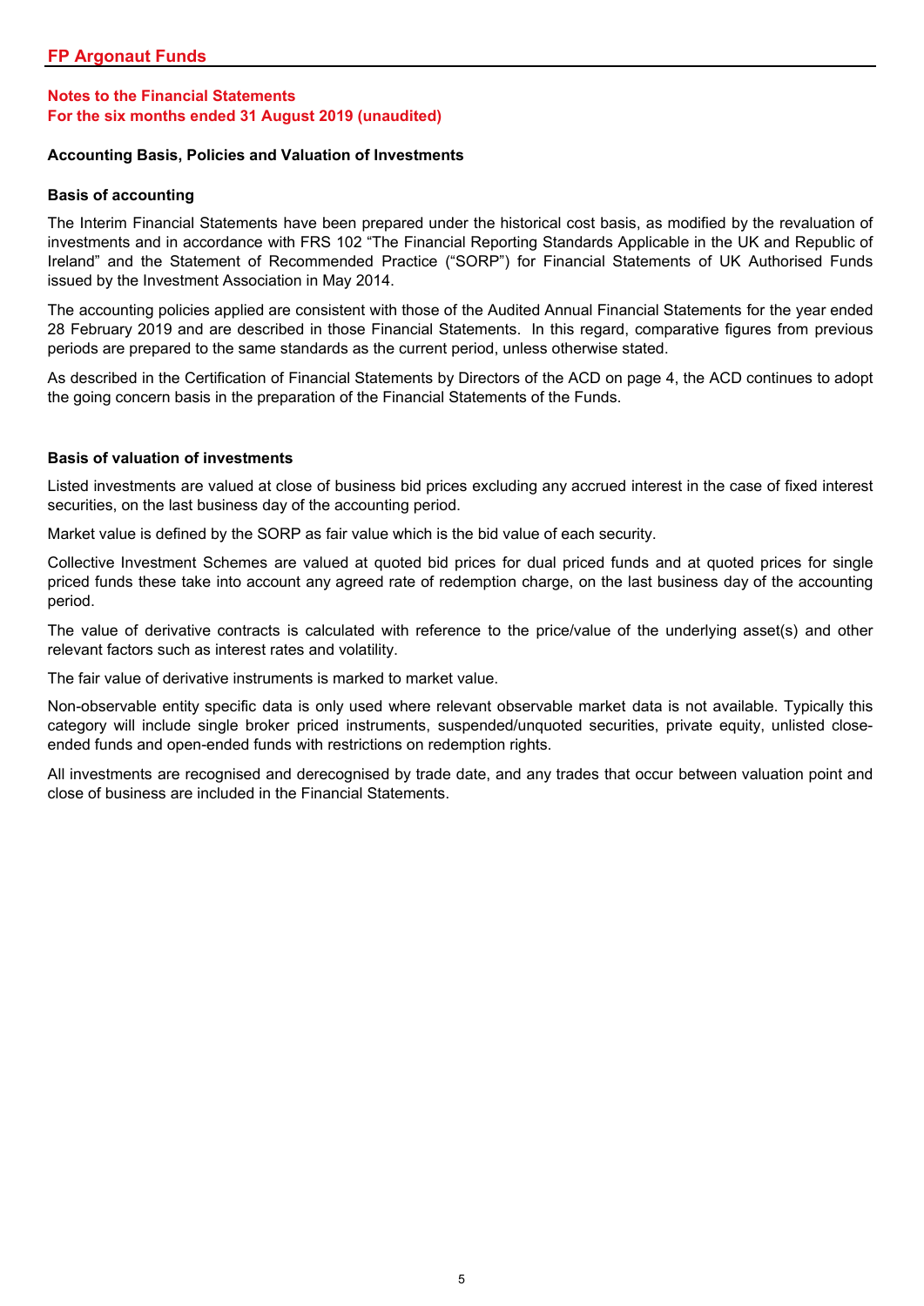# FP Argonaut Funds

## Notes to the Financial Statements
## For the six months ended 31 August 2019 (unaudited)

### Accounting Basis, Policies and Valuation of Investments

#### Basis of accounting

The Interim Financial Statements have been prepared under the historical cost basis, as modified by the revaluation of investments and in accordance with FRS 102 "The Financial Reporting Standards Applicable in the UK and Republic of Ireland" and the Statement of Recommended Practice ("SORP") for Financial Statements of UK Authorised Funds issued by the Investment Association in May 2014.

The accounting policies applied are consistent with those of the Audited Annual Financial Statements for the year ended 28 February 2019 and are described in those Financial Statements. In this regard, comparative figures from previous periods are prepared to the same standards as the current period, unless otherwise stated.

As described in the Certification of Financial Statements by Directors of the ACD on page 4, the ACD continues to adopt the going concern basis in the preparation of the Financial Statements of the Funds.

#### Basis of valuation of investments

Listed investments are valued at close of business bid prices excluding any accrued interest in the case of fixed interest securities, on the last business day of the accounting period.

Market value is defined by the SORP as fair value which is the bid value of each security.

Collective Investment Schemes are valued at quoted bid prices for dual priced funds and at quoted prices for single priced funds these take into account any agreed rate of redemption charge, on the last business day of the accounting period.

The value of derivative contracts is calculated with reference to the price/value of the underlying asset(s) and other relevant factors such as interest rates and volatility.

The fair value of derivative instruments is marked to market value.

Non-observable entity specific data is only used where relevant observable market data is not available. Typically this category will include single broker priced instruments, suspended/unquoted securities, private equity, unlisted close-ended funds and open-ended funds with restrictions on redemption rights.

All investments are recognised and derecognised by trade date, and any trades that occur between valuation point and close of business are included in the Financial Statements.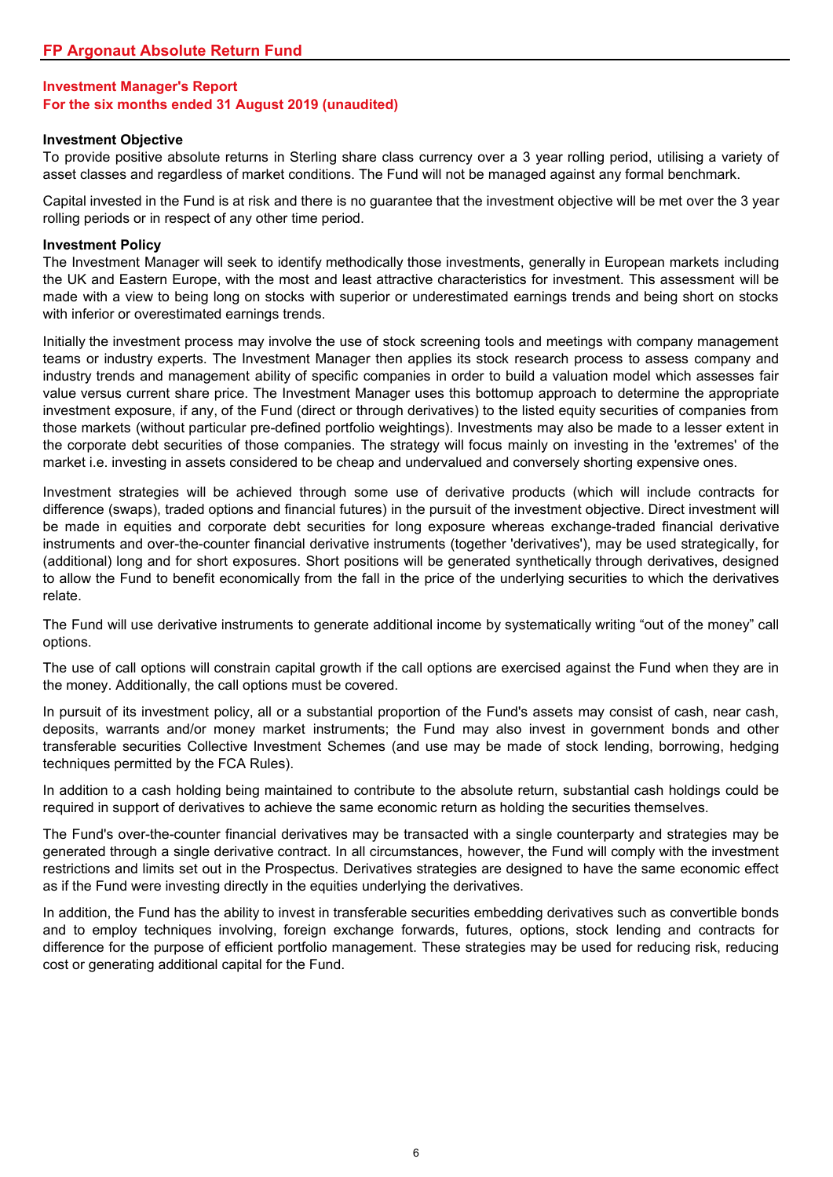## FP Argonaut Absolute Return Fund

### Investment Manager's Report
### For the six months ended 31 August 2019 (unaudited)

**Investment Objective**

To provide positive absolute returns in Sterling share class currency over a 3 year rolling period, utilising a variety of asset classes and regardless of market conditions. The Fund will not be managed against any formal benchmark.

Capital invested in the Fund is at risk and there is no guarantee that the investment objective will be met over the 3 year rolling periods or in respect of any other time period.

**Investment Policy**

The Investment Manager will seek to identify methodically those investments, generally in European markets including the UK and Eastern Europe, with the most and least attractive characteristics for investment. This assessment will be made with a view to being long on stocks with superior or underestimated earnings trends and being short on stocks with inferior or overestimated earnings trends.

Initially the investment process may involve the use of stock screening tools and meetings with company management teams or industry experts. The Investment Manager then applies its stock research process to assess company and industry trends and management ability of specific companies in order to build a valuation model which assesses fair value versus current share price. The Investment Manager uses this bottomup approach to determine the appropriate investment exposure, if any, of the Fund (direct or through derivatives) to the listed equity securities of companies from those markets (without particular pre-defined portfolio weightings). Investments may also be made to a lesser extent in the corporate debt securities of those companies. The strategy will focus mainly on investing in the 'extremes' of the market i.e. investing in assets considered to be cheap and undervalued and conversely shorting expensive ones.

Investment strategies will be achieved through some use of derivative products (which will include contracts for difference (swaps), traded options and financial futures) in the pursuit of the investment objective. Direct investment will be made in equities and corporate debt securities for long exposure whereas exchange-traded financial derivative instruments and over-the-counter financial derivative instruments (together 'derivatives'), may be used strategically, for (additional) long and for short exposures. Short positions will be generated synthetically through derivatives, designed to allow the Fund to benefit economically from the fall in the price of the underlying securities to which the derivatives relate.

The Fund will use derivative instruments to generate additional income by systematically writing “out of the money” call options.

The use of call options will constrain capital growth if the call options are exercised against the Fund when they are in the money. Additionally, the call options must be covered.

In pursuit of its investment policy, all or a substantial proportion of the Fund's assets may consist of cash, near cash, deposits, warrants and/or money market instruments; the Fund may also invest in government bonds and other transferable securities Collective Investment Schemes (and use may be made of stock lending, borrowing, hedging techniques permitted by the FCA Rules).

In addition to a cash holding being maintained to contribute to the absolute return, substantial cash holdings could be required in support of derivatives to achieve the same economic return as holding the securities themselves.

The Fund's over-the-counter financial derivatives may be transacted with a single counterparty and strategies may be generated through a single derivative contract. In all circumstances, however, the Fund will comply with the investment restrictions and limits set out in the Prospectus. Derivatives strategies are designed to have the same economic effect as if the Fund were investing directly in the equities underlying the derivatives.

In addition, the Fund has the ability to invest in transferable securities embedding derivatives such as convertible bonds and to employ techniques involving, foreign exchange forwards, futures, options, stock lending and contracts for difference for the purpose of efficient portfolio management. These strategies may be used for reducing risk, reducing cost or generating additional capital for the Fund.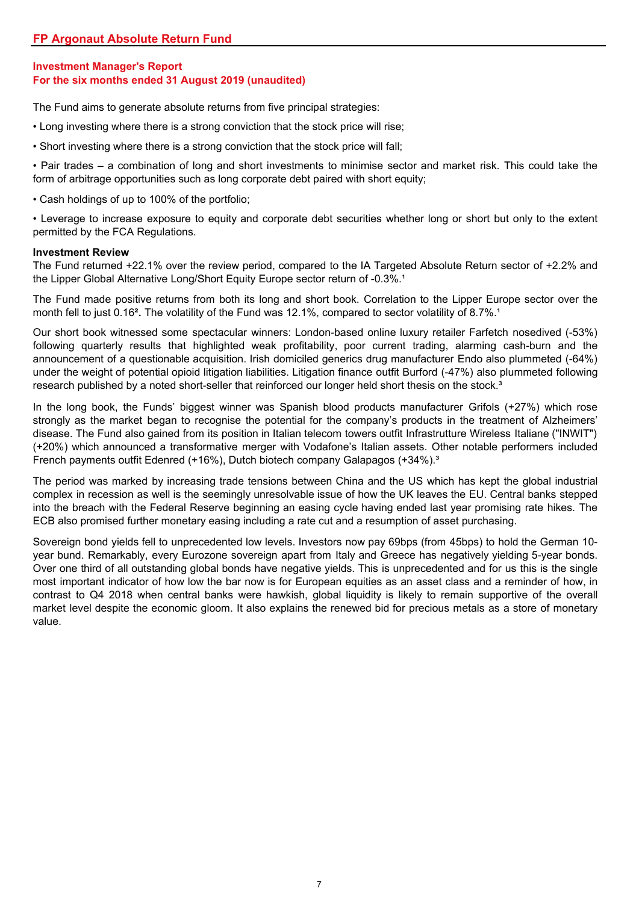# FP Argonaut Absolute Return Fund

## Investment Manager's Report
## For the six months ended 31 August 2019 (unaudited)

The Fund aims to generate absolute returns from five principal strategies:

- Long investing where there is a strong conviction that the stock price will rise;
- Short investing where there is a strong conviction that the stock price will fall;
- Pair trades – a combination of long and short investments to minimise sector and market risk. This could take the form of arbitrage opportunities such as long corporate debt paired with short equity;
- Cash holdings of up to 100% of the portfolio;
- Leverage to increase exposure to equity and corporate debt securities whether long or short but only to the extent permitted by the FCA Regulations.

**Investment Review**

The Fund returned +22.1% over the review period, compared to the IA Targeted Absolute Return sector of +2.2% and the Lipper Global Alternative Long/Short Equity Europe sector return of -0.3%.[1]

The Fund made positive returns from both its long and short book. Correlation to the Lipper Europe sector over the month fell to just 0.16[2]. The volatility of the Fund was 12.1%, compared to sector volatility of 8.7%.[1]

Our short book witnessed some spectacular winners: London-based online luxury retailer Farfetch nosedived (-53%) following quarterly results that highlighted weak profitability, poor current trading, alarming cash-burn and the announcement of a questionable acquisition. Irish domiciled generics drug manufacturer Endo also plummeted (-64%) under the weight of potential opioid litigation liabilities. Litigation finance outfit Burford (-47%) also plummeted following research published by a noted short-seller that reinforced our longer held short thesis on the stock.[3]

In the long book, the Funds' biggest winner was Spanish blood products manufacturer Grifols (+27%) which rose strongly as the market began to recognise the potential for the company's products in the treatment of Alzheimers' disease. The Fund also gained from its position in Italian telecom towers outfit Infrastrutture Wireless Italiane ("INWIT") (+20%) which announced a transformative merger with Vodafone's Italian assets. Other notable performers included French payments outfit Edenred (+16%), Dutch biotech company Galapagos (+34%).[3]

The period was marked by increasing trade tensions between China and the US which has kept the global industrial complex in recession as well is the seemingly unresolvable issue of how the UK leaves the EU. Central banks stepped into the breach with the Federal Reserve beginning an easing cycle having ended last year promising rate hikes. The ECB also promised further monetary easing including a rate cut and a resumption of asset purchasing.

Sovereign bond yields fell to unprecedented low levels. Investors now pay 69bps (from 45bps) to hold the German 10-year bund. Remarkably, every Eurozone sovereign apart from Italy and Greece has negatively yielding 5-year bonds. Over one third of all outstanding global bonds have negative yields. This is unprecedented and for us this is the single most important indicator of how low the bar now is for European equities as an asset class and a reminder of how, in contrast to Q4 2018 when central banks were hawkish, global liquidity is likely to remain supportive of the overall market level despite the economic gloom. It also explains the renewed bid for precious metals as a store of monetary value.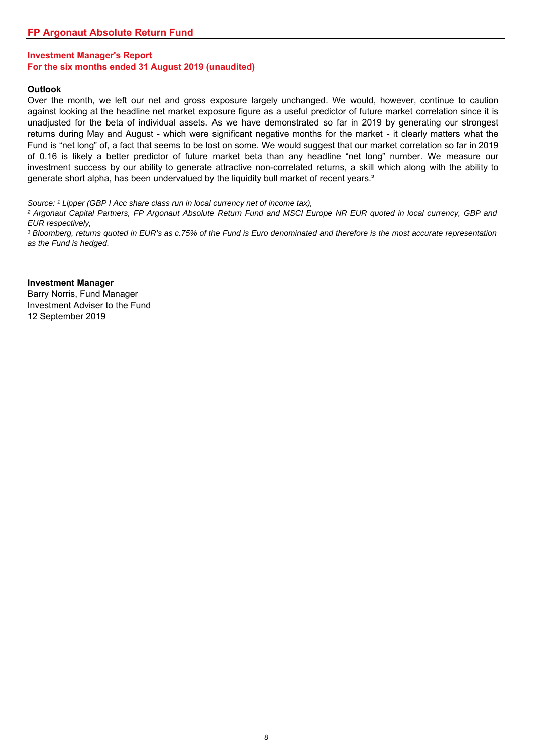## FP Argonaut Absolute Return Fund

### Investment Manager's Report
### For the six months ended 31 August 2019 (unaudited)

**Outlook**

Over the month, we left our net and gross exposure largely unchanged. We would, however, continue to caution against looking at the headline net market exposure figure as a useful predictor of future market correlation since it is unadjusted for the beta of individual assets. As we have demonstrated so far in 2019 by generating our strongest returns during May and August - which were significant negative months for the market - it clearly matters what the Fund is "net long" of, a fact that seems to be lost on some. We would suggest that our market correlation so far in 2019 of 0.16 is likely a better predictor of future market beta than any headline "net long" number. We measure our investment success by our ability to generate attractive non-correlated returns, a skill which along with the ability to generate short alpha, has been undervalued by the liquidity bull market of recent years.[2]

*Source: [1] Lipper (GBP I Acc share class run in local currency net of income tax),*

*[2] Argonaut Capital Partners, FP Argonaut Absolute Return Fund and MSCI Europe NR EUR quoted in local currency, GBP and EUR respectively,*

*[3] Bloomberg, returns quoted in EUR's as c.75% of the Fund is Euro denominated and therefore is the most accurate representation as the Fund is hedged.*

**Investment Manager**

Barry Norris, Fund Manager

Investment Adviser to the Fund

12 September 2019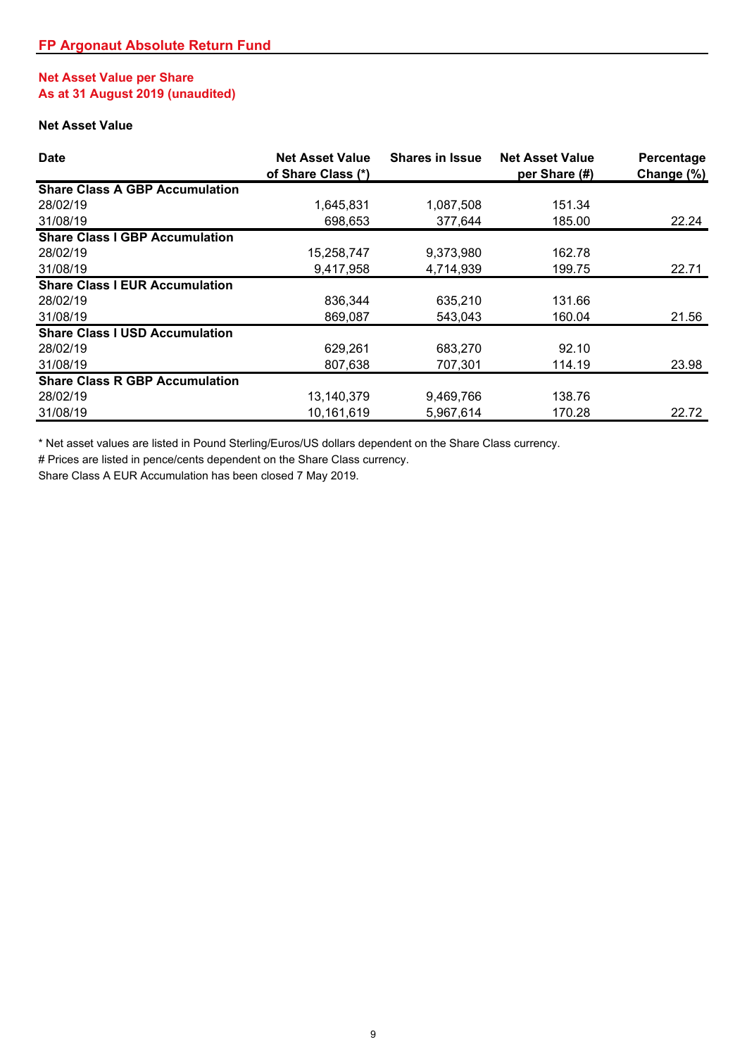## FP Argonaut Absolute Return Fund

### Net Asset Value per Share
### As at 31 August 2019 (unaudited)

**Net Asset Value**

| Date | Net Asset Value of Share Class (*) | Shares in Issue | Net Asset Value per Share (#) | Percentage Change (%) |
|---|---|---|---|---|
| **Share Class A GBP Accumulation** | | | | |
| 28/02/19 | 1,645,831 | 1,087,508 | 151.34 | |
| 31/08/19 | 698,653 | 377,644 | 185.00 | 22.24 |
| **Share Class I GBP Accumulation** | | | | |
| 28/02/19 | 15,258,747 | 9,373,980 | 162.78 | |
| 31/08/19 | 9,417,958 | 4,714,939 | 199.75 | 22.71 |
| **Share Class I EUR Accumulation** | | | | |
| 28/02/19 | 836,344 | 635,210 | 131.66 | |
| 31/08/19 | 869,087 | 543,043 | 160.04 | 21.56 |
| **Share Class I USD Accumulation** | | | | |
| 28/02/19 | 629,261 | 683,270 | 92.10 | |
| 31/08/19 | 807,638 | 707,301 | 114.19 | 23.98 |
| **Share Class R GBP Accumulation** | | | | |
| 28/02/19 | 13,140,379 | 9,469,766 | 138.76 | |
| 31/08/19 | 10,161,619 | 5,967,614 | 170.28 | 22.72 |

* Net asset values are listed in Pound Sterling/Euros/US dollars dependent on the Share Class currency.

# Prices are listed in pence/cents dependent on the Share Class currency.

Share Class A EUR Accumulation has been closed 7 May 2019.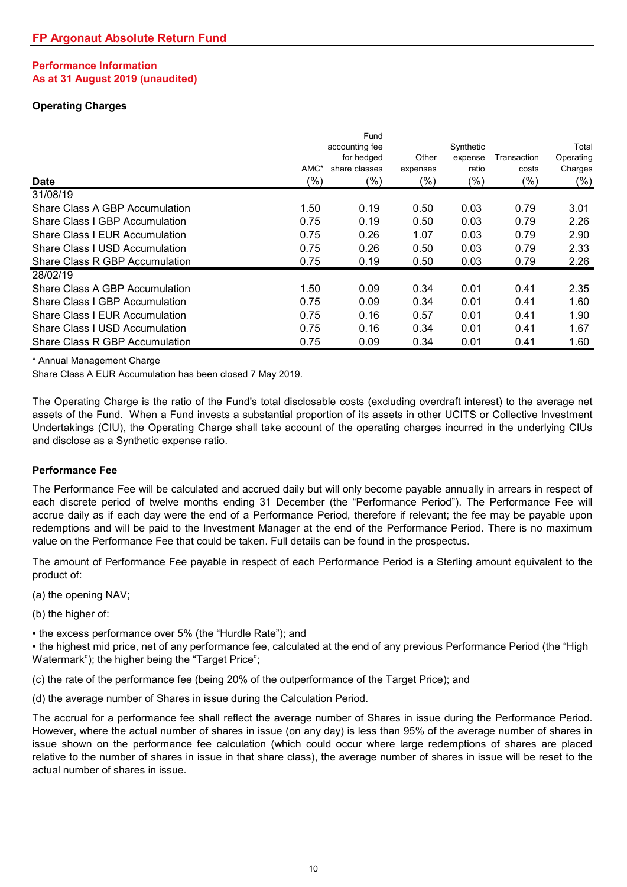## FP Argonaut Absolute Return Fund

### Performance Information
### As at 31 August 2019 (unaudited)

**Operating Charges**

| Date | AMC* (%) | Fund accounting fee for hedged share classes (%) | Other expenses (%) | Synthetic expense ratio (%) | Transaction costs (%) | Total Operating Charges (%) |
|---|---|---|---|---|---|---|
| 31/08/19 | | | | | | |
| Share Class A GBP Accumulation | 1.50 | 0.19 | 0.50 | 0.03 | 0.79 | 3.01 |
| Share Class I GBP Accumulation | 0.75 | 0.19 | 0.50 | 0.03 | 0.79 | 2.26 |
| Share Class I EUR Accumulation | 0.75 | 0.26 | 1.07 | 0.03 | 0.79 | 2.90 |
| Share Class I USD Accumulation | 0.75 | 0.26 | 0.50 | 0.03 | 0.79 | 2.33 |
| Share Class R GBP Accumulation | 0.75 | 0.19 | 0.50 | 0.03 | 0.79 | 2.26 |
| 28/02/19 | | | | | | |
| Share Class A GBP Accumulation | 1.50 | 0.09 | 0.34 | 0.01 | 0.41 | 2.35 |
| Share Class I GBP Accumulation | 0.75 | 0.09 | 0.34 | 0.01 | 0.41 | 1.60 |
| Share Class I EUR Accumulation | 0.75 | 0.16 | 0.57 | 0.01 | 0.41 | 1.90 |
| Share Class I USD Accumulation | 0.75 | 0.16 | 0.34 | 0.01 | 0.41 | 1.67 |
| Share Class R GBP Accumulation | 0.75 | 0.09 | 0.34 | 0.01 | 0.41 | 1.60 |

\* Annual Management Charge

Share Class A EUR Accumulation has been closed 7 May 2019.

The Operating Charge is the ratio of the Fund's total disclosable costs (excluding overdraft interest) to the average net assets of the Fund. When a Fund invests a substantial proportion of its assets in other UCITS or Collective Investment Undertakings (CIU), the Operating Charge shall take account of the operating charges incurred in the underlying CIUs and disclose as a Synthetic expense ratio.

**Performance Fee**

The Performance Fee will be calculated and accrued daily but will only become payable annually in arrears in respect of each discrete period of twelve months ending 31 December (the "Performance Period"). The Performance Fee will accrue daily as if each day were the end of a Performance Period, therefore if relevant; the fee may be payable upon redemptions and will be paid to the Investment Manager at the end of the Performance Period. There is no maximum value on the Performance Fee that could be taken. Full details can be found in the prospectus.

The amount of Performance Fee payable in respect of each Performance Period is a Sterling amount equivalent to the product of:

(a) the opening NAV;

(b) the higher of:

- the excess performance over 5% (the "Hurdle Rate"); and
- the highest mid price, net of any performance fee, calculated at the end of any previous Performance Period (the "High Watermark"); the higher being the "Target Price";

(c) the rate of the performance fee (being 20% of the outperformance of the Target Price); and

(d) the average number of Shares in issue during the Calculation Period.

The accrual for a performance fee shall reflect the average number of Shares in issue during the Performance Period. However, where the actual number of shares in issue (on any day) is less than 95% of the average number of shares in issue shown on the performance fee calculation (which could occur where large redemptions of shares are placed relative to the number of shares in issue in that share class), the average number of shares in issue will be reset to the actual number of shares in issue.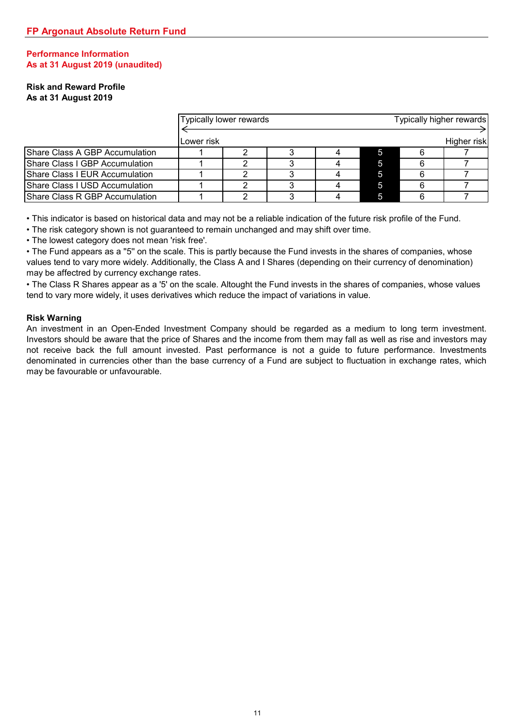## FP Argonaut Absolute Return Fund

### Performance Information
### As at 31 August 2019 (unaudited)

**Risk and Reward Profile**
**As at 31 August 2019**

| | Typically lower rewards ← Lower risk | | | | | | Typically higher rewards → Higher risk |
|---|---|---|---|---|---|---|---|
| Share Class A GBP Accumulation | 1 | 2 | 3 | 4 | **5** | 6 | 7 |
| Share Class I GBP Accumulation | 1 | 2 | 3 | 4 | **5** | 6 | 7 |
| Share Class I EUR Accumulation | 1 | 2 | 3 | 4 | **5** | 6 | 7 |
| Share Class I USD Accumulation | 1 | 2 | 3 | 4 | **5** | 6 | 7 |
| Share Class R GBP Accumulation | 1 | 2 | 3 | 4 | **5** | 6 | 7 |

- This indicator is based on historical data and may not be a reliable indication of the future risk profile of the Fund.
- The risk category shown is not guaranteed to remain unchanged and may shift over time.
- The lowest category does not mean 'risk free'.
- The Fund appears as a "5" on the scale. This is partly because the Fund invests in the shares of companies, whose values tend to vary more widely. Additionally, the Class A and I Shares (depending on their currency of denomination) may be affected by currency exchange rates.
- The Class R Shares appear as a '5' on the scale. Altought the Fund invests in the shares of companies, whose values tend to vary more widely, it uses derivatives which reduce the impact of variations in value.

**Risk Warning**

An investment in an Open-Ended Investment Company should be regarded as a medium to long term investment. Investors should be aware that the price of Shares and the income from them may fall as well as rise and investors may not receive back the full amount invested. Past performance is not a guide to future performance. Investments denominated in currencies other than the base currency of a Fund are subject to fluctuation in exchange rates, which may be favourable or unfavourable.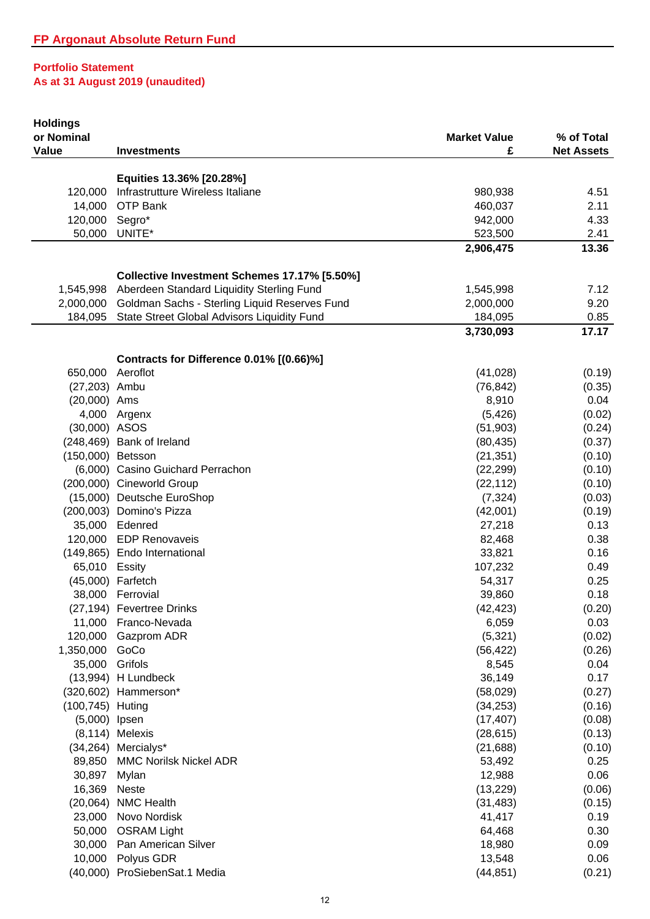## FP Argonaut Absolute Return Fund

### Portfolio Statement
### As at 31 August 2019 (unaudited)

| Holdings or Nominal Value | Investments | Market Value £ | % of Total Net Assets |
|---|---|---|---|
| | **Equities 13.36% [20.28%]** | | |
| 120,000 | Infrastrutture Wireless Italiane | 980,938 | 4.51 |
| 14,000 | OTP Bank | 460,037 | 2.11 |
| 120,000 | Segro* | 942,000 | 4.33 |
| 50,000 | UNITE* | 523,500 | 2.41 |
| | | **2,906,475** | **13.36** |
| | **Collective Investment Schemes 17.17% [5.50%]** | | |
| 1,545,998 | Aberdeen Standard Liquidity Sterling Fund | 1,545,998 | 7.12 |
| 2,000,000 | Goldman Sachs - Sterling Liquid Reserves Fund | 2,000,000 | 9.20 |
| 184,095 | State Street Global Advisors Liquidity Fund | 184,095 | 0.85 |
| | | **3,730,093** | **17.17** |
| | **Contracts for Difference 0.01% [(0.66)%]** | | |
| 650,000 | Aeroflot | (41,028) | (0.19) |
| (27,203) | Ambu | (76,842) | (0.35) |
| (20,000) | Ams | 8,910 | 0.04 |
| 4,000 | Argenx | (5,426) | (0.02) |
| (30,000) | ASOS | (51,903) | (0.24) |
| (248,469) | Bank of Ireland | (80,435) | (0.37) |
| (150,000) | Betsson | (21,351) | (0.10) |
| (6,000) | Casino Guichard Perrachon | (22,299) | (0.10) |
| (200,000) | Cineworld Group | (22,112) | (0.10) |
| (15,000) | Deutsche EuroShop | (7,324) | (0.03) |
| (200,003) | Domino's Pizza | (42,001) | (0.19) |
| 35,000 | Edenred | 27,218 | 0.13 |
| 120,000 | EDP Renovaveis | 82,468 | 0.38 |
| (149,865) | Endo International | 33,821 | 0.16 |
| 65,010 | Essity | 107,232 | 0.49 |
| (45,000) | Farfetch | 54,317 | 0.25 |
| 38,000 | Ferrovial | 39,860 | 0.18 |
| (27,194) | Fevertree Drinks | (42,423) | (0.20) |
| 11,000 | Franco-Nevada | 6,059 | 0.03 |
| 120,000 | Gazprom ADR | (5,321) | (0.02) |
| 1,350,000 | GoCo | (56,422) | (0.26) |
| 35,000 | Grifols | 8,545 | 0.04 |
| (13,994) | H Lundbeck | 36,149 | 0.17 |
| (320,602) | Hammerson* | (58,029) | (0.27) |
| (100,745) | Huting | (34,253) | (0.16) |
| (5,000) | Ipsen | (17,407) | (0.08) |
| (8,114) | Melexis | (28,615) | (0.13) |
| (34,264) | Mercialys* | (21,688) | (0.10) |
| 89,850 | MMC Norilsk Nickel ADR | 53,492 | 0.25 |
| 30,897 | Mylan | 12,988 | 0.06 |
| 16,369 | Neste | (13,229) | (0.06) |
| (20,064) | NMC Health | (31,483) | (0.15) |
| 23,000 | Novo Nordisk | 41,417 | 0.19 |
| 50,000 | OSRAM Light | 64,468 | 0.30 |
| 30,000 | Pan American Silver | 18,980 | 0.09 |
| 10,000 | Polyus GDR | 13,548 | 0.06 |
| (40,000) | ProSiebenSat.1 Media | (44,851) | (0.21) |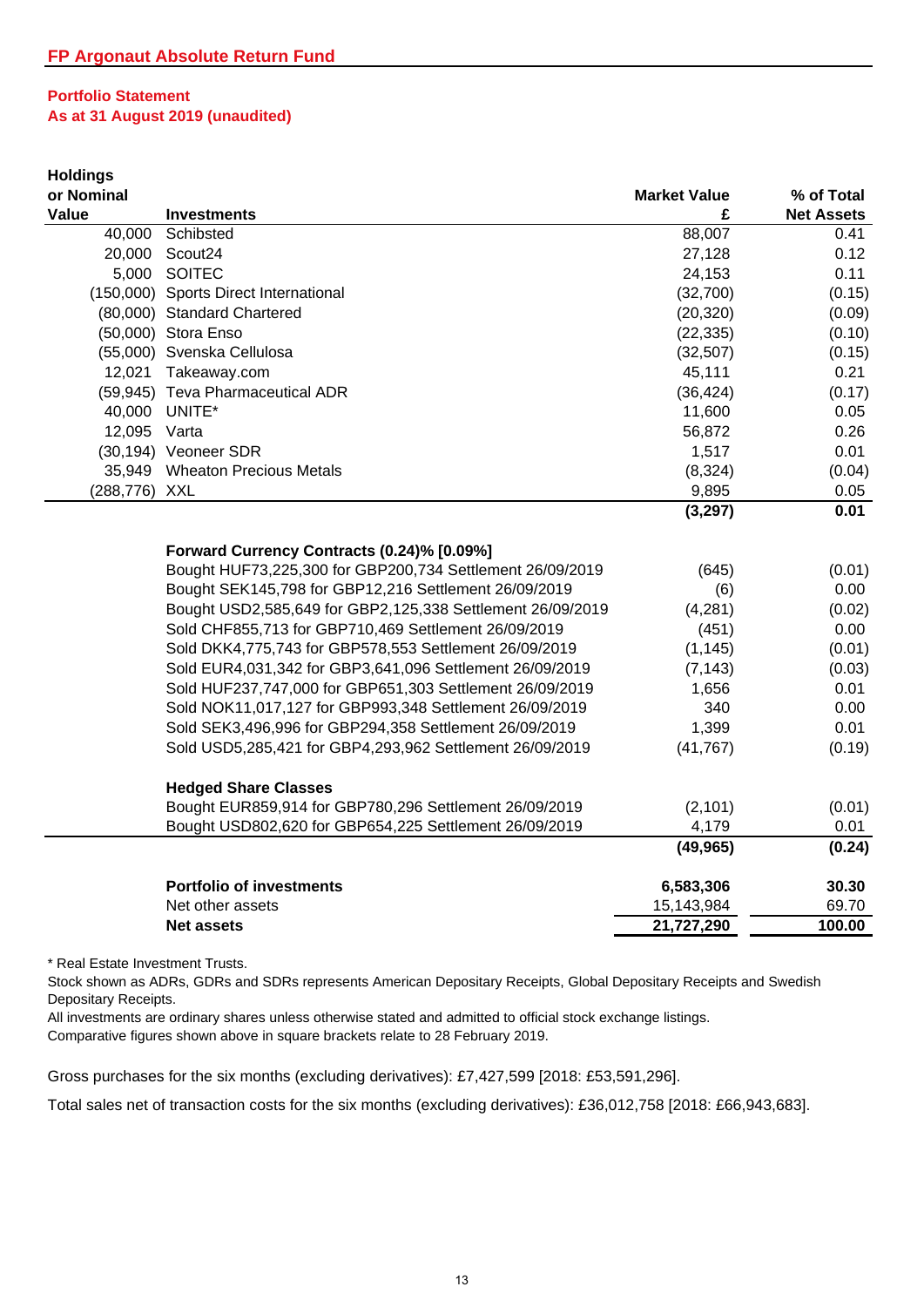## FP Argonaut Absolute Return Fund

### Portfolio Statement
### As at 31 August 2019 (unaudited)

| Holdings or Nominal Value | Investments | Market Value £ | % of Total Net Assets |
|---|---|---|---|
| 40,000 | Schibsted | 88,007 | 0.41 |
| 20,000 | Scout24 | 27,128 | 0.12 |
| 5,000 | SOITEC | 24,153 | 0.11 |
| (150,000) | Sports Direct International | (32,700) | (0.15) |
| (80,000) | Standard Chartered | (20,320) | (0.09) |
| (50,000) | Stora Enso | (22,335) | (0.10) |
| (55,000) | Svenska Cellulosa | (32,507) | (0.15) |
| 12,021 | Takeaway.com | 45,111 | 0.21 |
| (59,945) | Teva Pharmaceutical ADR | (36,424) | (0.17) |
| 40,000 | UNITE* | 11,600 | 0.05 |
| 12,095 | Varta | 56,872 | 0.26 |
| (30,194) | Veoneer SDR | 1,517 | 0.01 |
| 35,949 | Wheaton Precious Metals | (8,324) | (0.04) |
| (288,776) | XXL | 9,895 | 0.05 |
| | | **(3,297)** | **0.01** |
| | **Forward Currency Contracts (0.24)% [0.09%]** | | |
| | Bought HUF73,225,300 for GBP200,734 Settlement 26/09/2019 | (645) | (0.01) |
| | Bought SEK145,798 for GBP12,216 Settlement 26/09/2019 | (6) | 0.00 |
| | Bought USD2,585,649 for GBP2,125,338 Settlement 26/09/2019 | (4,281) | (0.02) |
| | Sold CHF855,713 for GBP710,469 Settlement 26/09/2019 | (451) | 0.00 |
| | Sold DKK4,775,743 for GBP578,553 Settlement 26/09/2019 | (1,145) | (0.01) |
| | Sold EUR4,031,342 for GBP3,641,096 Settlement 26/09/2019 | (7,143) | (0.03) |
| | Sold HUF237,747,000 for GBP651,303 Settlement 26/09/2019 | 1,656 | 0.01 |
| | Sold NOK11,017,127 for GBP993,348 Settlement 26/09/2019 | 340 | 0.00 |
| | Sold SEK3,496,996 for GBP294,358 Settlement 26/09/2019 | 1,399 | 0.01 |
| | Sold USD5,285,421 for GBP4,293,962 Settlement 26/09/2019 | (41,767) | (0.19) |
| | **Hedged Share Classes** | | |
| | Bought EUR859,914 for GBP780,296 Settlement 26/09/2019 | (2,101) | (0.01) |
| | Bought USD802,620 for GBP654,225 Settlement 26/09/2019 | 4,179 | 0.01 |
| | | **(49,965)** | **(0.24)** |
| | **Portfolio of investments** | **6,583,306** | **30.30** |
| | Net other assets | 15,143,984 | 69.70 |
| | **Net assets** | **21,727,290** | **100.00** |

* Real Estate Investment Trusts.

Stock shown as ADRs, GDRs and SDRs represents American Depositary Receipts, Global Depositary Receipts and Swedish Depositary Receipts.

All investments are ordinary shares unless otherwise stated and admitted to official stock exchange listings.

Comparative figures shown above in square brackets relate to 28 February 2019.

Gross purchases for the six months (excluding derivatives): £7,427,599 [2018: £53,591,296].

Total sales net of transaction costs for the six months (excluding derivatives): £36,012,758 [2018: £66,943,683].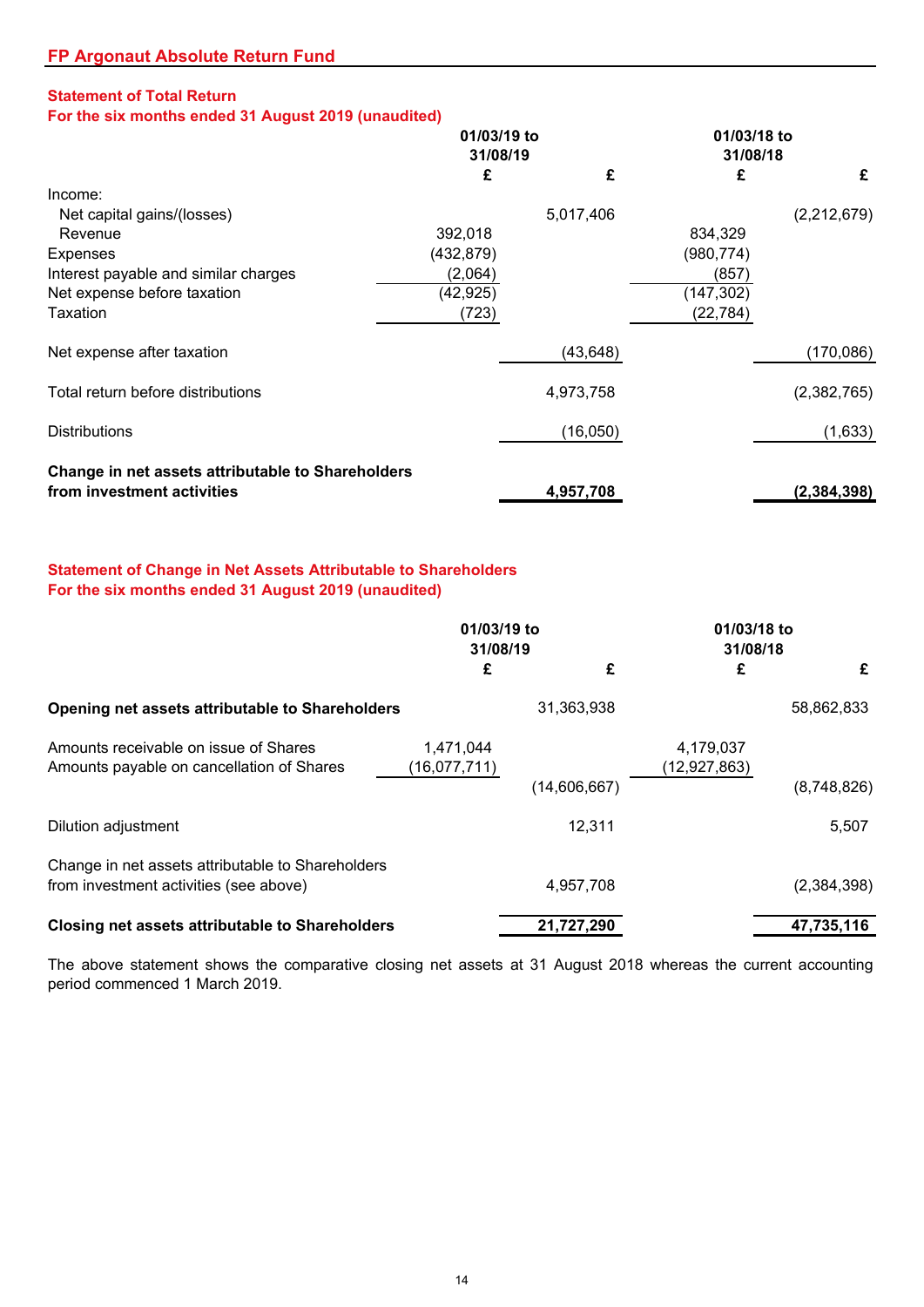## FP Argonaut Absolute Return Fund

### Statement of Total Return
### For the six months ended 31 August 2019 (unaudited)

| | 01/03/19 to 31/08/19 | | 01/03/18 to 31/08/18 | |
|---|---|---|---|---|
| | £ | £ | £ | £ |
| Income: | | | | |
| Net capital gains/(losses) | | 5,017,406 | | (2,212,679) |
| Revenue | 392,018 | | 834,329 | |
| Expenses | (432,879) | | (980,774) | |
| Interest payable and similar charges | (2,064) | | (857) | |
| Net expense before taxation | (42,925) | | (147,302) | |
| Taxation | (723) | | (22,784) | |
| Net expense after taxation | | (43,648) | | (170,086) |
| Total return before distributions | | 4,973,758 | | (2,382,765) |
| Distributions | | (16,050) | | (1,633) |
| **Change in net assets attributable to Shareholders from investment activities** | | **4,957,708** | | **(2,384,398)** |

### Statement of Change in Net Assets Attributable to Shareholders
### For the six months ended 31 August 2019 (unaudited)

| | 01/03/19 to 31/08/19 | | 01/03/18 to 31/08/18 | |
|---|---|---|---|---|
| | £ | £ | £ | £ |
| **Opening net assets attributable to Shareholders** | | 31,363,938 | | 58,862,833 |
| Amounts receivable on issue of Shares | 1,471,044 | | 4,179,037 | |
| Amounts payable on cancellation of Shares | (16,077,711) | | (12,927,863) | |
| | | (14,606,667) | | (8,748,826) |
| Dilution adjustment | | 12,311 | | 5,507 |
| Change in net assets attributable to Shareholders from investment activities (see above) | | 4,957,708 | | (2,384,398) |
| **Closing net assets attributable to Shareholders** | | **21,727,290** | | **47,735,116** |

The above statement shows the comparative closing net assets at 31 August 2018 whereas the current accounting period commenced 1 March 2019.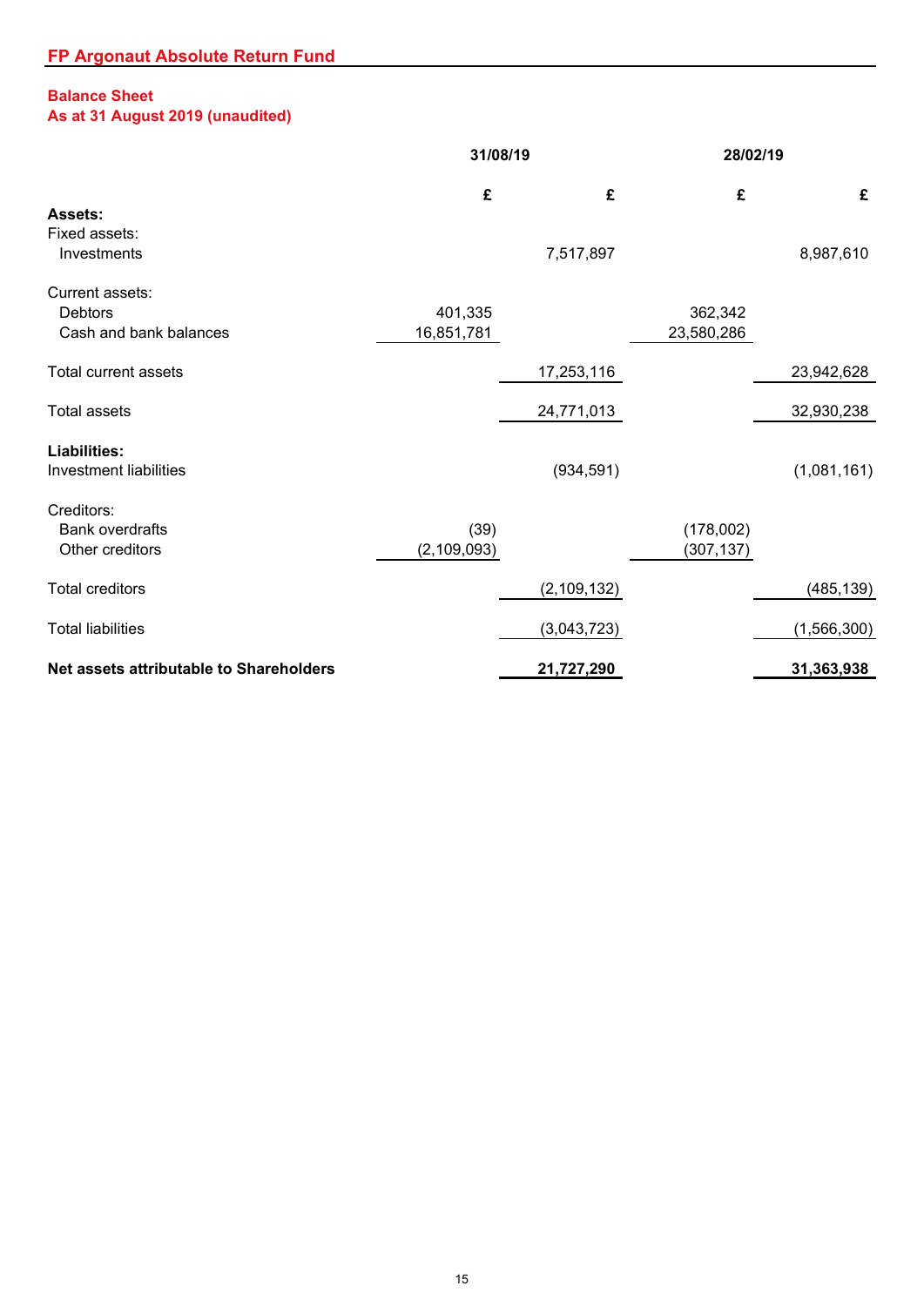# FP Argonaut Absolute Return Fund

## Balance Sheet
### As at 31 August 2019 (unaudited)

| | 31/08/19 | | 28/02/19 | |
|---|---|---|---|---|
| | £ | £ | £ | £ |
| **Assets:** | | | | |
| Fixed assets: | | | | |
| Investments | | 7,517,897 | | 8,987,610 |
| Current assets: | | | | |
| Debtors | 401,335 | | 362,342 | |
| Cash and bank balances | 16,851,781 | | 23,580,286 | |
| Total current assets | | 17,253,116 | | 23,942,628 |
| Total assets | | 24,771,013 | | 32,930,238 |
| **Liabilities:** | | | | |
| Investment liabilities | | (934,591) | | (1,081,161) |
| Creditors: | | | | |
| Bank overdrafts | (39) | | (178,002) | |
| Other creditors | (2,109,093) | | (307,137) | |
| Total creditors | | (2,109,132) | | (485,139) |
| Total liabilities | | (3,043,723) | | (1,566,300) |
| **Net assets attributable to Shareholders** | | **21,727,290** | | **31,363,938** |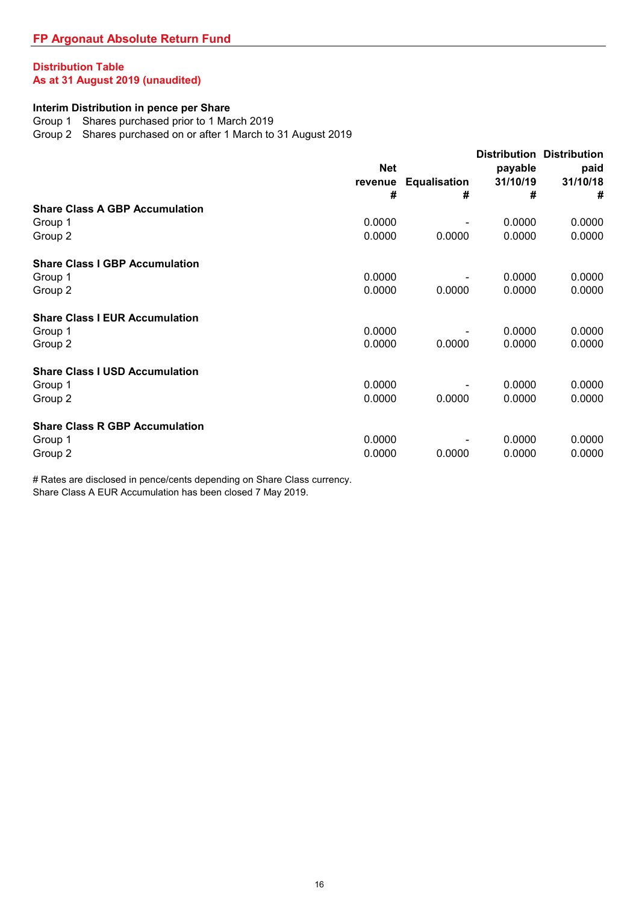## FP Argonaut Absolute Return Fund

### Distribution Table
### As at 31 August 2019 (unaudited)

**Interim Distribution in pence per Share**

Group 1 Shares purchased prior to 1 March 2019
Group 2 Shares purchased on or after 1 March to 31 August 2019

| | Net revenue # | Equalisation # | Distribution payable 31/10/19 # | Distribution paid 31/10/18 # |
|---|---|---|---|---|
| **Share Class A GBP Accumulation** | | | | |
| Group 1 | 0.0000 | - | 0.0000 | 0.0000 |
| Group 2 | 0.0000 | 0.0000 | 0.0000 | 0.0000 |
| **Share Class I GBP Accumulation** | | | | |
| Group 1 | 0.0000 | - | 0.0000 | 0.0000 |
| Group 2 | 0.0000 | 0.0000 | 0.0000 | 0.0000 |
| **Share Class I EUR Accumulation** | | | | |
| Group 1 | 0.0000 | - | 0.0000 | 0.0000 |
| Group 2 | 0.0000 | 0.0000 | 0.0000 | 0.0000 |
| **Share Class I USD Accumulation** | | | | |
| Group 1 | 0.0000 | - | 0.0000 | 0.0000 |
| Group 2 | 0.0000 | 0.0000 | 0.0000 | 0.0000 |
| **Share Class R GBP Accumulation** | | | | |
| Group 1 | 0.0000 | - | 0.0000 | 0.0000 |
| Group 2 | 0.0000 | 0.0000 | 0.0000 | 0.0000 |

# Rates are disclosed in pence/cents depending on Share Class currency.
Share Class A EUR Accumulation has been closed 7 May 2019.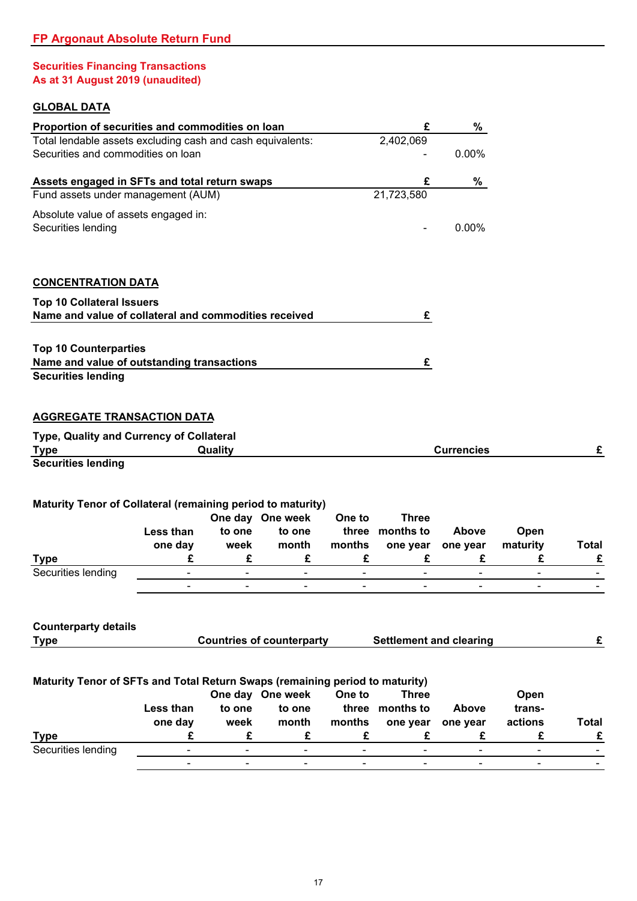## FP Argonaut Absolute Return Fund

### Securities Financing Transactions
### As at 31 August 2019 (unaudited)

#### GLOBAL DATA

| Proportion of securities and commodities on loan | £ | % |
|---|---|---|
| Total lendable assets excluding cash and cash equivalents: | 2,402,069 | |
| Securities and commodities on loan | - | 0.00% |

| Assets engaged in SFTs and total return swaps | £ | % |
|---|---|---|
| Fund assets under management (AUM) | 21,723,580 | |
| Absolute value of assets engaged in: | | |
| Securities lending | - | 0.00% |

#### CONCENTRATION DATA

**Top 10 Collateral Issuers**

| Name and value of collateral and commodities received | £ |
|---|---|

**Top 10 Counterparties**

| Name and value of outstanding transactions | £ |
|---|---|
| **Securities lending** | |

#### AGGREGATE TRANSACTION DATA

**Type, Quality and Currency of Collateral**

| Type | Quality | Currencies | £ |
|---|---|---|---|
| **Securities lending** | | | |

**Maturity Tenor of Collateral (remaining period to maturity)**

| Type | Less than one day £ | One day to one week £ | One week to one month £ | One to three months £ | Three months to one year £ | Above one year £ | Open maturity £ | Total £ |
|---|---|---|---|---|---|---|---|---|
| Securities lending | - | - | - | - | - | - | - | - |
| | - | - | - | - | - | - | - | - |

**Counterparty details**

| Type | Countries of counterparty | Settlement and clearing | £ |
|---|---|---|---|

**Maturity Tenor of SFTs and Total Return Swaps (remaining period to maturity)**

| Type | Less than one day £ | One day to one week £ | One week to one month £ | One to three months £ | Three months to one year £ | Above one year £ | Open trans-actions £ | Total £ |
|---|---|---|---|---|---|---|---|---|
| Securities lending | - | - | - | - | - | - | - | - |
| | - | - | - | - | - | - | - | - |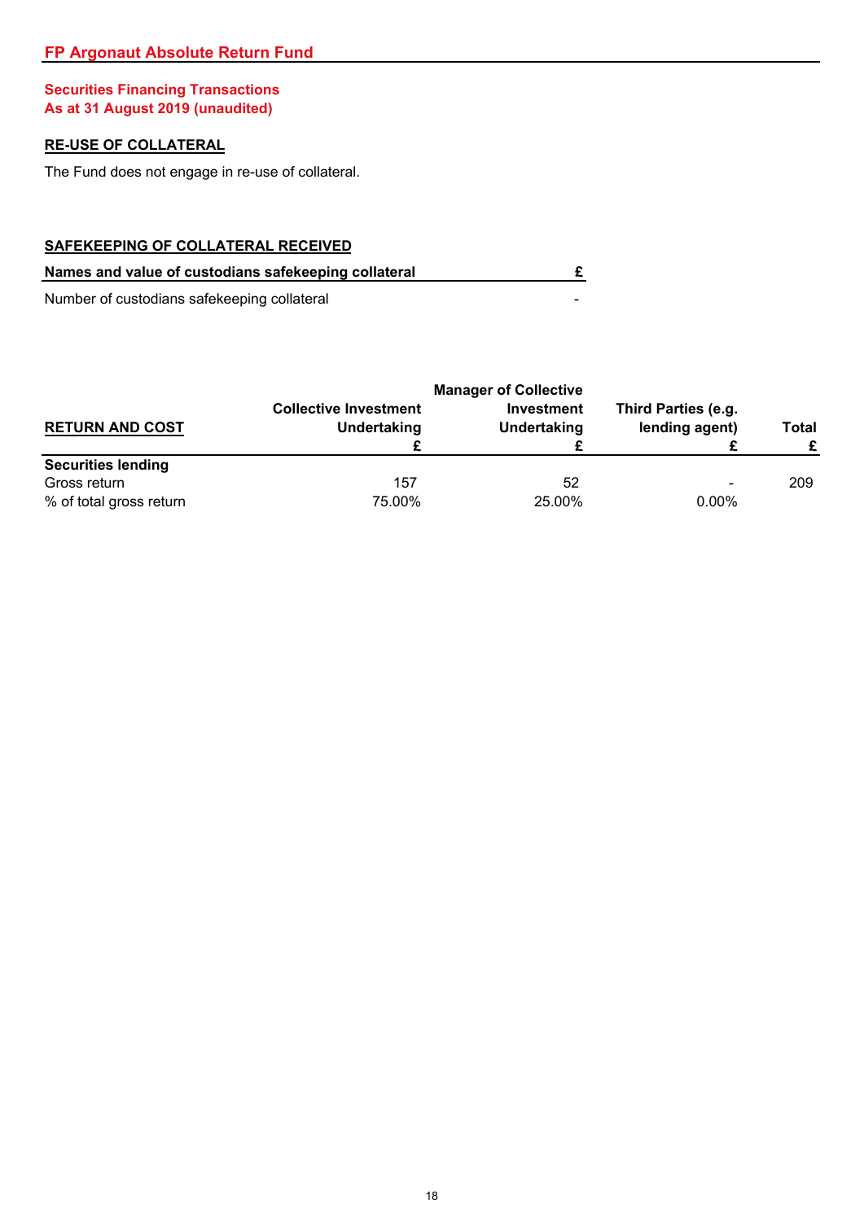## FP Argonaut Absolute Return Fund

### Securities Financing Transactions
### As at 31 August 2019 (unaudited)

**RE-USE OF COLLATERAL**

The Fund does not engage in re-use of collateral.

**SAFEKEEPING OF COLLATERAL RECEIVED**

| Names and value of custodians safekeeping collateral | £ |
|---|---|
| Number of custodians safekeeping collateral | - |

| RETURN AND COST | Collective Investment Undertaking £ | Manager of Collective Investment Undertaking £ | Third Parties (e.g. lending agent) £ | Total £ |
|---|---|---|---|---|
| **Securities lending** | | | | |
| Gross return | 157 | 52 | - | 209 |
| % of total gross return | 75.00% | 25.00% | 0.00% | |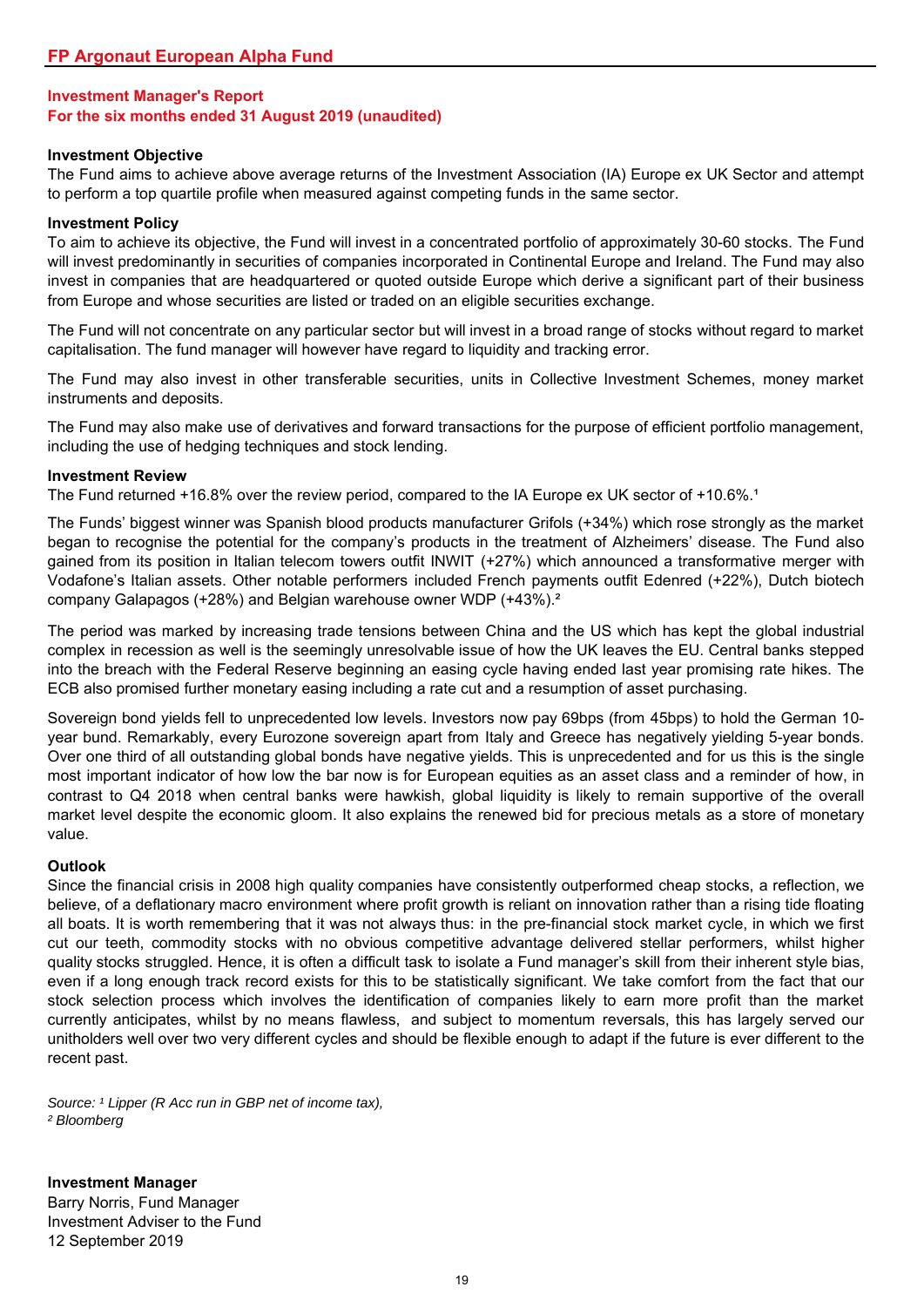# FP Argonaut European Alpha Fund

## Investment Manager's Report
## For the six months ended 31 August 2019 (unaudited)

**Investment Objective**

The Fund aims to achieve above average returns of the Investment Association (IA) Europe ex UK Sector and attempt to perform a top quartile profile when measured against competing funds in the same sector.

**Investment Policy**

To aim to achieve its objective, the Fund will invest in a concentrated portfolio of approximately 30-60 stocks. The Fund will invest predominantly in securities of companies incorporated in Continental Europe and Ireland. The Fund may also invest in companies that are headquartered or quoted outside Europe which derive a significant part of their business from Europe and whose securities are listed or traded on an eligible securities exchange.

The Fund will not concentrate on any particular sector but will invest in a broad range of stocks without regard to market capitalisation. The fund manager will however have regard to liquidity and tracking error.

The Fund may also invest in other transferable securities, units in Collective Investment Schemes, money market instruments and deposits.

The Fund may also make use of derivatives and forward transactions for the purpose of efficient portfolio management, including the use of hedging techniques and stock lending.

**Investment Review**

The Fund returned +16.8% over the review period, compared to the IA Europe ex UK sector of +10.6%.[1]

The Funds' biggest winner was Spanish blood products manufacturer Grifols (+34%) which rose strongly as the market began to recognise the potential for the company's products in the treatment of Alzheimers' disease. The Fund also gained from its position in Italian telecom towers outfit INWIT (+27%) which announced a transformative merger with Vodafone's Italian assets. Other notable performers included French payments outfit Edenred (+22%), Dutch biotech company Galapagos (+28%) and Belgian warehouse owner WDP (+43%).[2]

The period was marked by increasing trade tensions between China and the US which has kept the global industrial complex in recession as well is the seemingly unresolvable issue of how the UK leaves the EU. Central banks stepped into the breach with the Federal Reserve beginning an easing cycle having ended last year promising rate hikes. The ECB also promised further monetary easing including a rate cut and a resumption of asset purchasing.

Sovereign bond yields fell to unprecedented low levels. Investors now pay 69bps (from 45bps) to hold the German 10-year bund. Remarkably, every Eurozone sovereign apart from Italy and Greece has negatively yielding 5-year bonds. Over one third of all outstanding global bonds have negative yields. This is unprecedented and for us this is the single most important indicator of how low the bar now is for European equities as an asset class and a reminder of how, in contrast to Q4 2018 when central banks were hawkish, global liquidity is likely to remain supportive of the overall market level despite the economic gloom. It also explains the renewed bid for precious metals as a store of monetary value.

**Outlook**

Since the financial crisis in 2008 high quality companies have consistently outperformed cheap stocks, a reflection, we believe, of a deflationary macro environment where profit growth is reliant on innovation rather than a rising tide floating all boats. It is worth remembering that it was not always thus: in the pre-financial stock market cycle, in which we first cut our teeth, commodity stocks with no obvious competitive advantage delivered stellar performers, whilst higher quality stocks struggled. Hence, it is often a difficult task to isolate a Fund manager's skill from their inherent style bias, even if a long enough track record exists for this to be statistically significant. We take comfort from the fact that our stock selection process which involves the identification of companies likely to earn more profit than the market currently anticipates, whilst by no means flawless, and subject to momentum reversals, this has largely served our unitholders well over two very different cycles and should be flexible enough to adapt if the future is ever different to the recent past.

*Source: [1] Lipper (R Acc run in GBP net of income tax),*
*[2] Bloomberg*

**Investment Manager**
Barry Norris, Fund Manager
Investment Adviser to the Fund
12 September 2019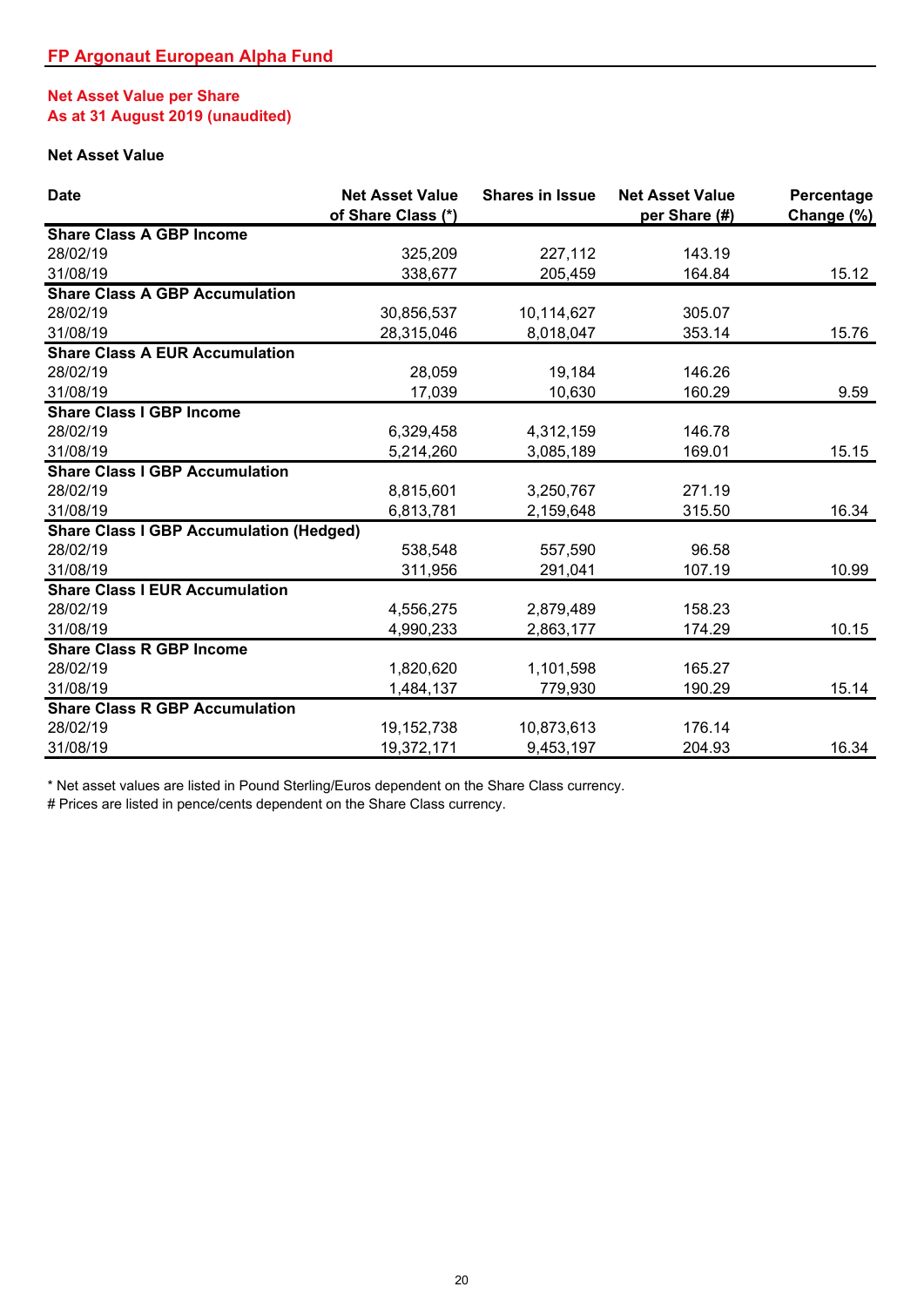## FP Argonaut European Alpha Fund

### Net Asset Value per Share
### As at 31 August 2019 (unaudited)

**Net Asset Value**

| Date | Net Asset Value of Share Class (*) | Shares in Issue | Net Asset Value per Share (#) | Percentage Change (%) |
|---|---|---|---|---|
| **Share Class A GBP Income** | | | | |
| 28/02/19 | 325,209 | 227,112 | 143.19 | |
| 31/08/19 | 338,677 | 205,459 | 164.84 | 15.12 |
| **Share Class A GBP Accumulation** | | | | |
| 28/02/19 | 30,856,537 | 10,114,627 | 305.07 | |
| 31/08/19 | 28,315,046 | 8,018,047 | 353.14 | 15.76 |
| **Share Class A EUR Accumulation** | | | | |
| 28/02/19 | 28,059 | 19,184 | 146.26 | |
| 31/08/19 | 17,039 | 10,630 | 160.29 | 9.59 |
| **Share Class I GBP Income** | | | | |
| 28/02/19 | 6,329,458 | 4,312,159 | 146.78 | |
| 31/08/19 | 5,214,260 | 3,085,189 | 169.01 | 15.15 |
| **Share Class I GBP Accumulation** | | | | |
| 28/02/19 | 8,815,601 | 3,250,767 | 271.19 | |
| 31/08/19 | 6,813,781 | 2,159,648 | 315.50 | 16.34 |
| **Share Class I GBP Accumulation (Hedged)** | | | | |
| 28/02/19 | 538,548 | 557,590 | 96.58 | |
| 31/08/19 | 311,956 | 291,041 | 107.19 | 10.99 |
| **Share Class I EUR Accumulation** | | | | |
| 28/02/19 | 4,556,275 | 2,879,489 | 158.23 | |
| 31/08/19 | 4,990,233 | 2,863,177 | 174.29 | 10.15 |
| **Share Class R GBP Income** | | | | |
| 28/02/19 | 1,820,620 | 1,101,598 | 165.27 | |
| 31/08/19 | 1,484,137 | 779,930 | 190.29 | 15.14 |
| **Share Class R GBP Accumulation** | | | | |
| 28/02/19 | 19,152,738 | 10,873,613 | 176.14 | |
| 31/08/19 | 19,372,171 | 9,453,197 | 204.93 | 16.34 |

\* Net asset values are listed in Pound Sterling/Euros dependent on the Share Class currency.

\# Prices are listed in pence/cents dependent on the Share Class currency.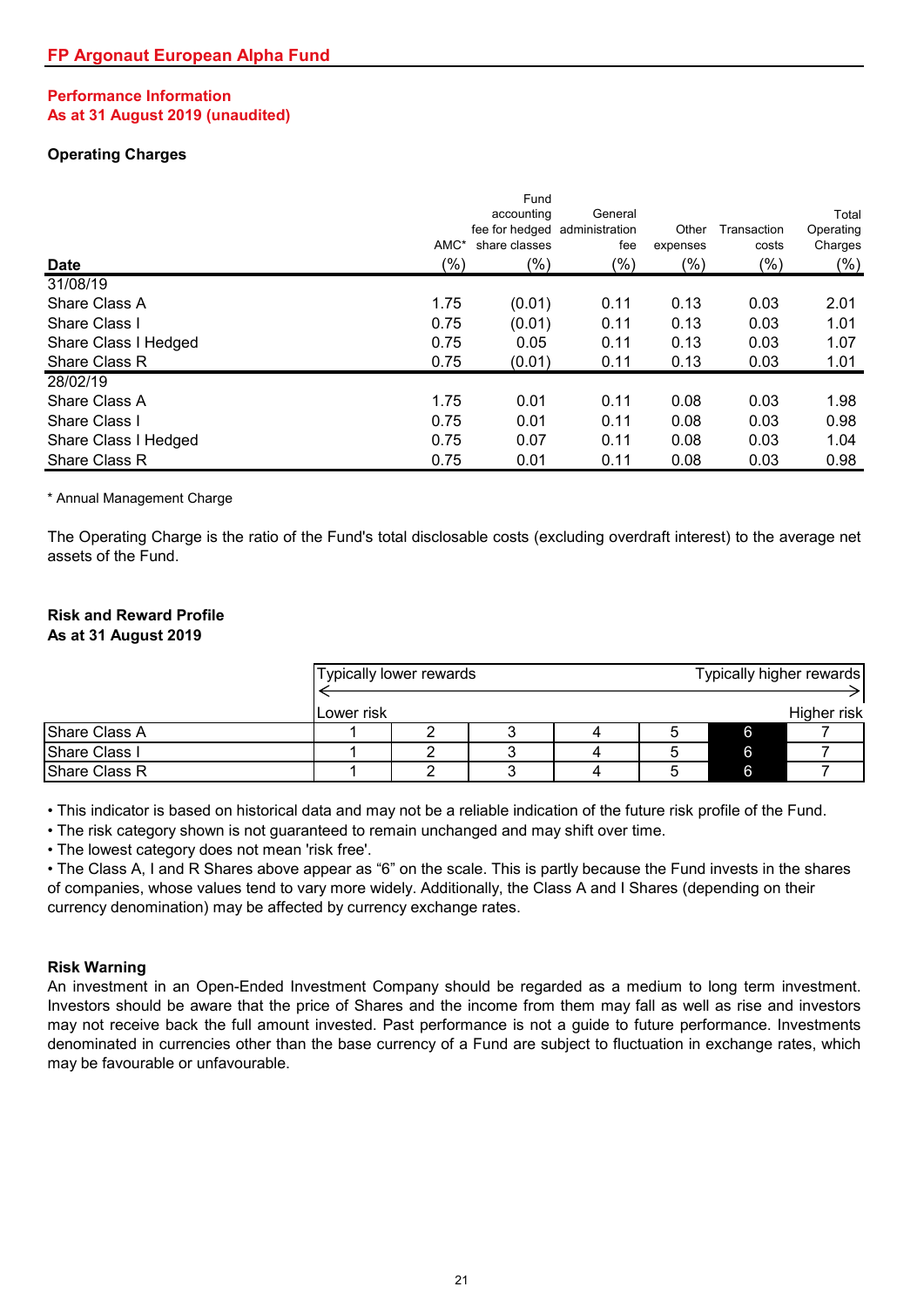## FP Argonaut European Alpha Fund

### Performance Information
### As at 31 August 2019 (unaudited)

**Operating Charges**

| Date | AMC* (%) | Fund accounting fee for hedged share classes (%) | General administration fee (%) | Other expenses (%) | Transaction costs (%) | Total Operating Charges (%) |
|---|---|---|---|---|---|---|
| 31/08/19 | | | | | | |
| Share Class A | 1.75 | (0.01) | 0.11 | 0.13 | 0.03 | 2.01 |
| Share Class I | 0.75 | (0.01) | 0.11 | 0.13 | 0.03 | 1.01 |
| Share Class I Hedged | 0.75 | 0.05 | 0.11 | 0.13 | 0.03 | 1.07 |
| Share Class R | 0.75 | (0.01) | 0.11 | 0.13 | 0.03 | 1.01 |
| 28/02/19 | | | | | | |
| Share Class A | 1.75 | 0.01 | 0.11 | 0.08 | 0.03 | 1.98 |
| Share Class I | 0.75 | 0.01 | 0.11 | 0.08 | 0.03 | 0.98 |
| Share Class I Hedged | 0.75 | 0.07 | 0.11 | 0.08 | 0.03 | 1.04 |
| Share Class R | 0.75 | 0.01 | 0.11 | 0.08 | 0.03 | 0.98 |

* Annual Management Charge

The Operating Charge is the ratio of the Fund's total disclosable costs (excluding overdraft interest) to the average net assets of the Fund.

**Risk and Reward Profile**
**As at 31 August 2019**

| | Typically lower rewards ← Lower risk | | | | | | Typically higher rewards → Higher risk |
|---|---|---|---|---|---|---|---|
| Share Class A | 1 | 2 | 3 | 4 | 5 | **6** | 7 |
| Share Class I | 1 | 2 | 3 | 4 | 5 | **6** | 7 |
| Share Class R | 1 | 2 | 3 | 4 | 5 | **6** | 7 |

- This indicator is based on historical data and may not be a reliable indication of the future risk profile of the Fund.
- The risk category shown is not guaranteed to remain unchanged and may shift over time.
- The lowest category does not mean 'risk free'.
- The Class A, I and R Shares above appear as "6" on the scale. This is partly because the Fund invests in the shares of companies, whose values tend to vary more widely. Additionally, the Class A and I Shares (depending on their currency denomination) may be affected by currency exchange rates.

**Risk Warning**

An investment in an Open-Ended Investment Company should be regarded as a medium to long term investment. Investors should be aware that the price of Shares and the income from them may fall as well as rise and investors may not receive back the full amount invested. Past performance is not a guide to future performance. Investments denominated in currencies other than the base currency of a Fund are subject to fluctuation in exchange rates, which may be favourable or unfavourable.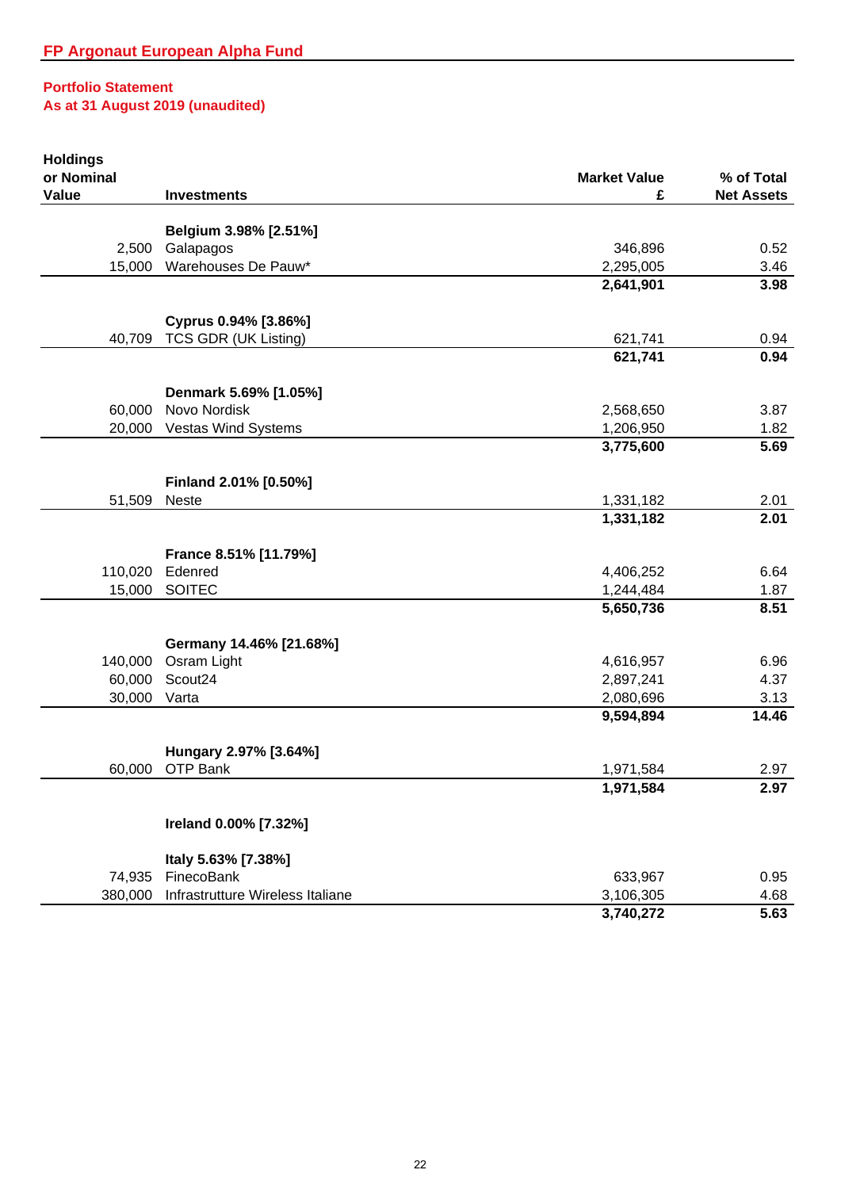## FP Argonaut European Alpha Fund

### Portfolio Statement
### As at 31 August 2019 (unaudited)

| Holdings or Nominal Value | Investments | Market Value £ | % of Total Net Assets |
|---|---|---|---|
| | **Belgium 3.98% [2.51%]** | | |
| 2,500 | Galapagos | 346,896 | 0.52 |
| 15,000 | Warehouses De Pauw* | 2,295,005 | 3.46 |
| | | **2,641,901** | **3.98** |
| | **Cyprus 0.94% [3.86%]** | | |
| 40,709 | TCS GDR (UK Listing) | 621,741 | 0.94 |
| | | **621,741** | **0.94** |
| | **Denmark 5.69% [1.05%]** | | |
| 60,000 | Novo Nordisk | 2,568,650 | 3.87 |
| 20,000 | Vestas Wind Systems | 1,206,950 | 1.82 |
| | | **3,775,600** | **5.69** |
| | **Finland 2.01% [0.50%]** | | |
| 51,509 | Neste | 1,331,182 | 2.01 |
| | | **1,331,182** | **2.01** |
| | **France 8.51% [11.79%]** | | |
| 110,020 | Edenred | 4,406,252 | 6.64 |
| 15,000 | SOITEC | 1,244,484 | 1.87 |
| | | **5,650,736** | **8.51** |
| | **Germany 14.46% [21.68%]** | | |
| 140,000 | Osram Light | 4,616,957 | 6.96 |
| 60,000 | Scout24 | 2,897,241 | 4.37 |
| 30,000 | Varta | 2,080,696 | 3.13 |
| | | **9,594,894** | **14.46** |
| | **Hungary 2.97% [3.64%]** | | |
| 60,000 | OTP Bank | 1,971,584 | 2.97 |
| | | **1,971,584** | **2.97** |
| | **Ireland 0.00% [7.32%]** | | |
| | **Italy 5.63% [7.38%]** | | |
| 74,935 | FinecoBank | 633,967 | 0.95 |
| 380,000 | Infrastrutture Wireless Italiane | 3,106,305 | 4.68 |
| | | **3,740,272** | **5.63** |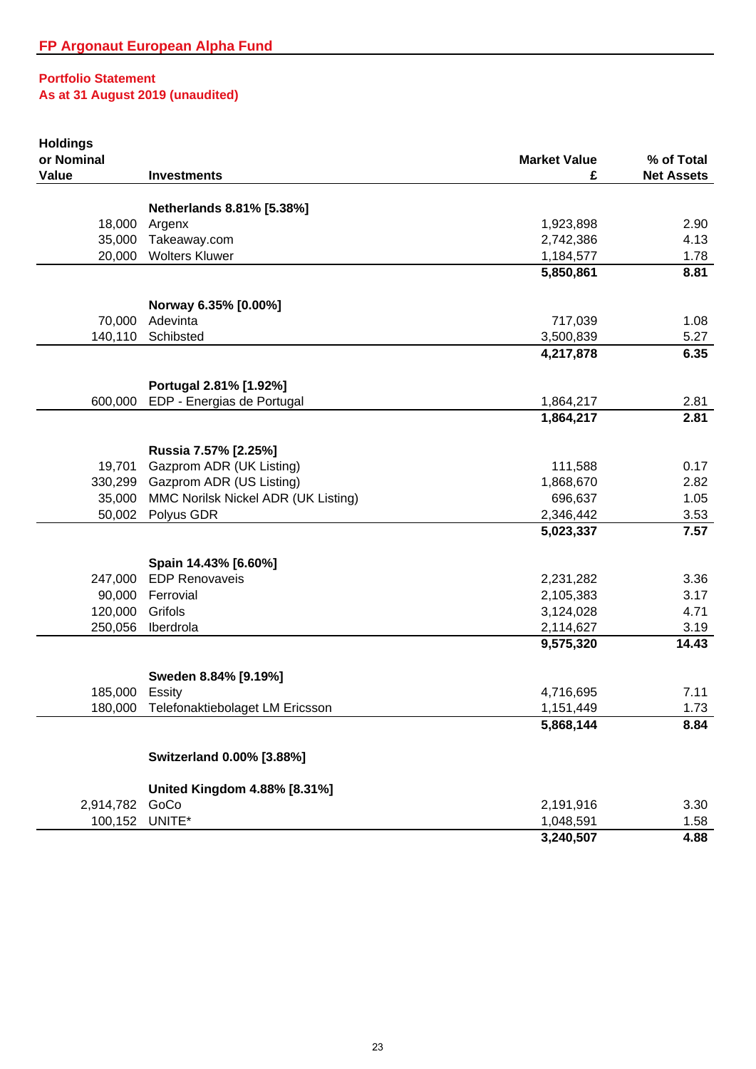## FP Argonaut European Alpha Fund

### Portfolio Statement
### As at 31 August 2019 (unaudited)

| Holdings or Nominal Value | Investments | Market Value £ | % of Total Net Assets |
|---|---|---|---|
| | **Netherlands 8.81% [5.38%]** | | |
| 18,000 | Argenx | 1,923,898 | 2.90 |
| 35,000 | Takeaway.com | 2,742,386 | 4.13 |
| 20,000 | Wolters Kluwer | 1,184,577 | 1.78 |
| | | **5,850,861** | **8.81** |
| | **Norway 6.35% [0.00%]** | | |
| 70,000 | Adevinta | 717,039 | 1.08 |
| 140,110 | Schibsted | 3,500,839 | 5.27 |
| | | **4,217,878** | **6.35** |
| | **Portugal 2.81% [1.92%]** | | |
| 600,000 | EDP - Energias de Portugal | 1,864,217 | 2.81 |
| | | **1,864,217** | **2.81** |
| | **Russia 7.57% [2.25%]** | | |
| 19,701 | Gazprom ADR (UK Listing) | 111,588 | 0.17 |
| 330,299 | Gazprom ADR (US Listing) | 1,868,670 | 2.82 |
| 35,000 | MMC Norilsk Nickel ADR (UK Listing) | 696,637 | 1.05 |
| 50,002 | Polyus GDR | 2,346,442 | 3.53 |
| | | **5,023,337** | **7.57** |
| | **Spain 14.43% [6.60%]** | | |
| 247,000 | EDP Renovaveis | 2,231,282 | 3.36 |
| 90,000 | Ferrovial | 2,105,383 | 3.17 |
| 120,000 | Grifols | 3,124,028 | 4.71 |
| 250,056 | Iberdrola | 2,114,627 | 3.19 |
| | | **9,575,320** | **14.43** |
| | **Sweden 8.84% [9.19%]** | | |
| 185,000 | Essity | 4,716,695 | 7.11 |
| 180,000 | Telefonaktiebolaget LM Ericsson | 1,151,449 | 1.73 |
| | | **5,868,144** | **8.84** |
| | **Switzerland 0.00% [3.88%]** | | |
| | **United Kingdom 4.88% [8.31%]** | | |
| 2,914,782 | GoCo | 2,191,916 | 3.30 |
| 100,152 | UNITE* | 1,048,591 | 1.58 |
| | | **3,240,507** | **4.88** |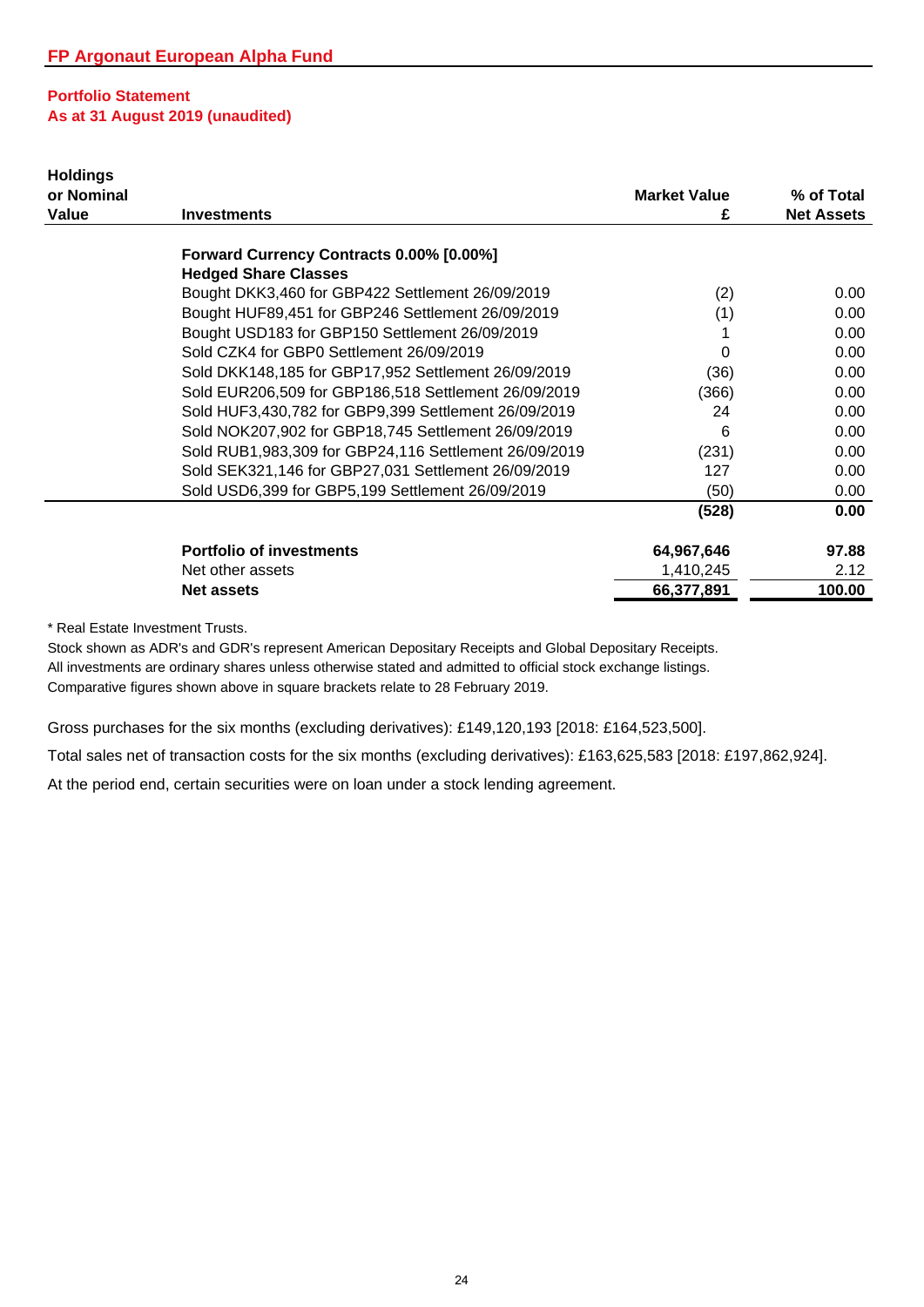## FP Argonaut European Alpha Fund

### Portfolio Statement
### As at 31 August 2019 (unaudited)

| Holdings or Nominal Value | Investments | Market Value £ | % of Total Net Assets |
|---|---|---|---|
| | **Forward Currency Contracts 0.00% [0.00%]** | | |
| | **Hedged Share Classes** | | |
| | Bought DKK3,460 for GBP422 Settlement 26/09/2019 | (2) | 0.00 |
| | Bought HUF89,451 for GBP246 Settlement 26/09/2019 | (1) | 0.00 |
| | Bought USD183 for GBP150 Settlement 26/09/2019 | 1 | 0.00 |
| | Sold CZK4 for GBP0 Settlement 26/09/2019 | 0 | 0.00 |
| | Sold DKK148,185 for GBP17,952 Settlement 26/09/2019 | (36) | 0.00 |
| | Sold EUR206,509 for GBP186,518 Settlement 26/09/2019 | (366) | 0.00 |
| | Sold HUF3,430,782 for GBP9,399 Settlement 26/09/2019 | 24 | 0.00 |
| | Sold NOK207,902 for GBP18,745 Settlement 26/09/2019 | 6 | 0.00 |
| | Sold RUB1,983,309 for GBP24,116 Settlement 26/09/2019 | (231) | 0.00 |
| | Sold SEK321,146 for GBP27,031 Settlement 26/09/2019 | 127 | 0.00 |
| | Sold USD6,399 for GBP5,199 Settlement 26/09/2019 | (50) | 0.00 |
| | | **(528)** | **0.00** |
| | **Portfolio of investments** | **64,967,646** | **97.88** |
| | Net other assets | 1,410,245 | 2.12 |
| | **Net assets** | **66,377,891** | **100.00** |

* Real Estate Investment Trusts.

Stock shown as ADR's and GDR's represent American Depositary Receipts and Global Depositary Receipts.
All investments are ordinary shares unless otherwise stated and admitted to official stock exchange listings.
Comparative figures shown above in square brackets relate to 28 February 2019.

Gross purchases for the six months (excluding derivatives): £149,120,193 [2018: £164,523,500].

Total sales net of transaction costs for the six months (excluding derivatives): £163,625,583 [2018: £197,862,924].

At the period end, certain securities were on loan under a stock lending agreement.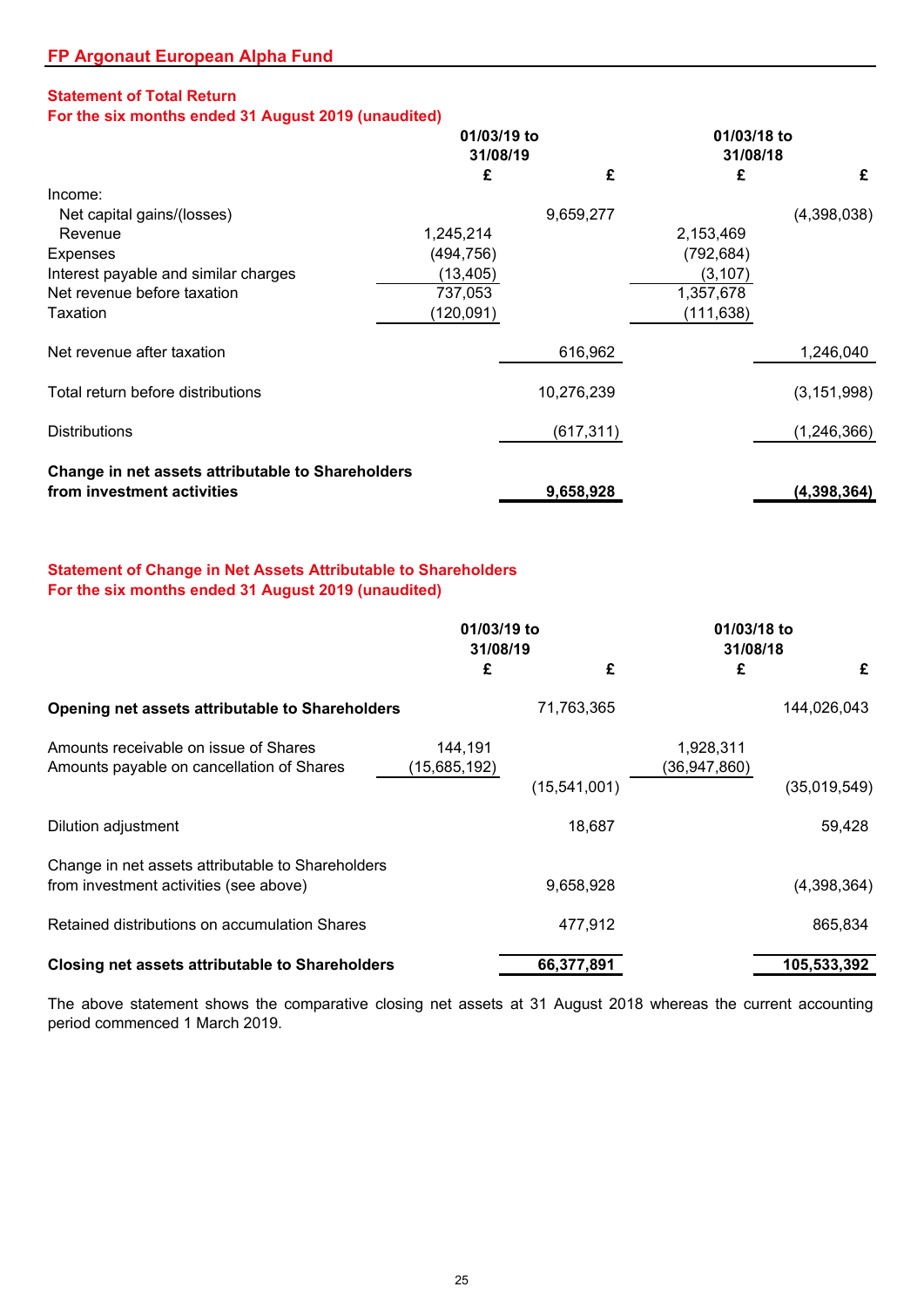## FP Argonaut European Alpha Fund

### Statement of Total Return
### For the six months ended 31 August 2019 (unaudited)

| | 01/03/19 to 31/08/19 | | 01/03/18 to 31/08/18 | |
|---|---|---|---|---|
| | £ | £ | £ | £ |
| Income: | | | | |
| Net capital gains/(losses) | | 9,659,277 | | (4,398,038) |
| Revenue | 1,245,214 | | 2,153,469 | |
| Expenses | (494,756) | | (792,684) | |
| Interest payable and similar charges | (13,405) | | (3,107) | |
| Net revenue before taxation | 737,053 | | 1,357,678 | |
| Taxation | (120,091) | | (111,638) | |
| Net revenue after taxation | | 616,962 | | 1,246,040 |
| Total return before distributions | | 10,276,239 | | (3,151,998) |
| Distributions | | (617,311) | | (1,246,366) |
| **Change in net assets attributable to Shareholders from investment activities** | | **9,658,928** | | **(4,398,364)** |

### Statement of Change in Net Assets Attributable to Shareholders
### For the six months ended 31 August 2019 (unaudited)

| | 01/03/19 to 31/08/19 | | 01/03/18 to 31/08/18 | |
|---|---|---|---|---|
| | £ | £ | £ | £ |
| **Opening net assets attributable to Shareholders** | | 71,763,365 | | 144,026,043 |
| Amounts receivable on issue of Shares | 144,191 | | 1,928,311 | |
| Amounts payable on cancellation of Shares | (15,685,192) | | (36,947,860) | |
| | | (15,541,001) | | (35,019,549) |
| Dilution adjustment | | 18,687 | | 59,428 |
| Change in net assets attributable to Shareholders from investment activities (see above) | | 9,658,928 | | (4,398,364) |
| Retained distributions on accumulation Shares | | 477,912 | | 865,834 |
| **Closing net assets attributable to Shareholders** | | **66,377,891** | | **105,533,392** |

The above statement shows the comparative closing net assets at 31 August 2018 whereas the current accounting period commenced 1 March 2019.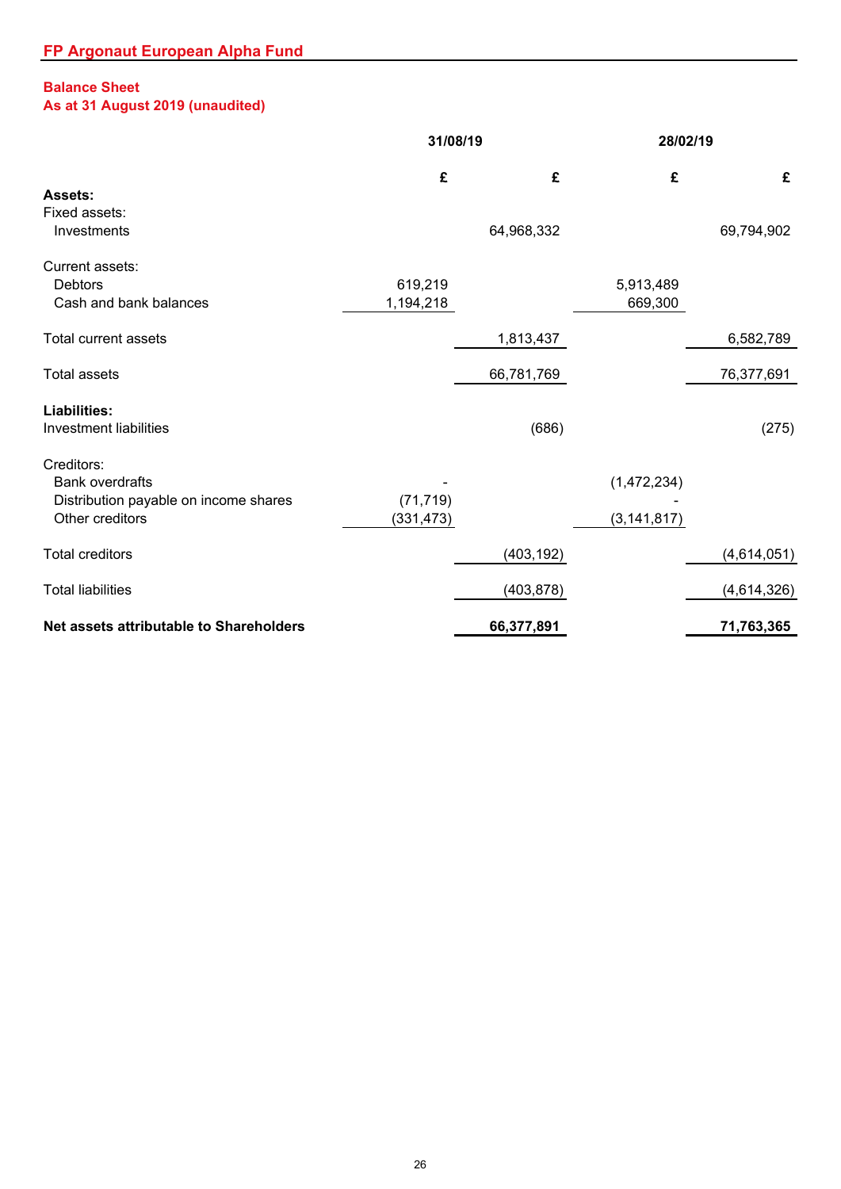## FP Argonaut European Alpha Fund

### Balance Sheet
### As at 31 August 2019 (unaudited)

| | 31/08/19 | | 28/02/19 | |
|---|---|---|---|---|
| | £ | £ | £ | £ |
| **Assets:** | | | | |
| Fixed assets: | | | | |
| Investments | | 64,968,332 | | 69,794,902 |
| | | | | |
| Current assets: | | | | |
| Debtors | 619,219 | | 5,913,489 | |
| Cash and bank balances | 1,194,218 | | 669,300 | |
| | | | | |
| Total current assets | | 1,813,437 | | 6,582,789 |
| | | | | |
| Total assets | | 66,781,769 | | 76,377,691 |
| | | | | |
| **Liabilities:** | | | | |
| Investment liabilities | | (686) | | (275) |
| | | | | |
| Creditors: | | | | |
| Bank overdrafts | - | | (1,472,234) | |
| Distribution payable on income shares | (71,719) | | - | |
| Other creditors | (331,473) | | (3,141,817) | |
| | | | | |
| Total creditors | | (403,192) | | (4,614,051) |
| | | | | |
| Total liabilities | | (403,878) | | (4,614,326) |
| | | | | |
| **Net assets attributable to Shareholders** | | **66,377,891** | | **71,763,365** |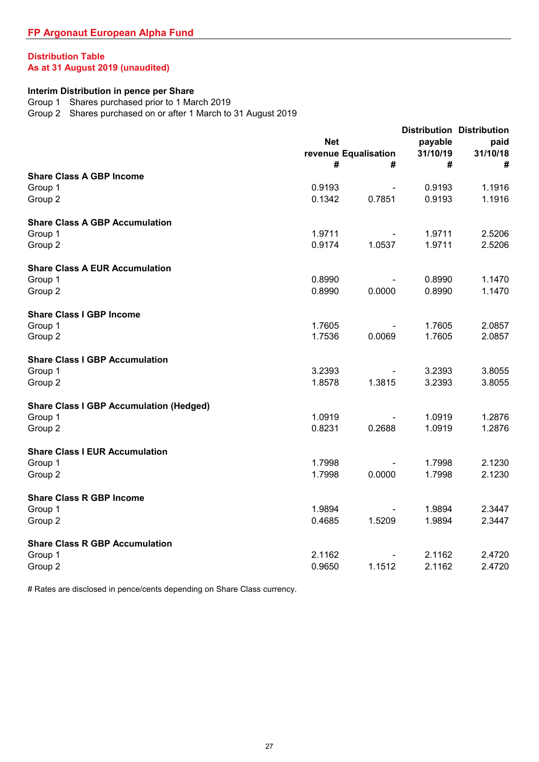## FP Argonaut European Alpha Fund

### Distribution Table
### As at 31 August 2019 (unaudited)

**Interim Distribution in pence per Share**

Group 1 Shares purchased prior to 1 March 2019
Group 2 Shares purchased on or after 1 March to 31 August 2019

| | Net revenue # | Equalisation # | Distribution payable 31/10/19 # | Distribution paid 31/10/18 # |
|---|---|---|---|---|
| **Share Class A GBP Income** | | | | |
| Group 1 | 0.9193 | - | 0.9193 | 1.1916 |
| Group 2 | 0.1342 | 0.7851 | 0.9193 | 1.1916 |
| **Share Class A GBP Accumulation** | | | | |
| Group 1 | 1.9711 | - | 1.9711 | 2.5206 |
| Group 2 | 0.9174 | 1.0537 | 1.9711 | 2.5206 |
| **Share Class A EUR Accumulation** | | | | |
| Group 1 | 0.8990 | - | 0.8990 | 1.1470 |
| Group 2 | 0.8990 | 0.0000 | 0.8990 | 1.1470 |
| **Share Class I GBP Income** | | | | |
| Group 1 | 1.7605 | - | 1.7605 | 2.0857 |
| Group 2 | 1.7536 | 0.0069 | 1.7605 | 2.0857 |
| **Share Class I GBP Accumulation** | | | | |
| Group 1 | 3.2393 | - | 3.2393 | 3.8055 |
| Group 2 | 1.8578 | 1.3815 | 3.2393 | 3.8055 |
| **Share Class I GBP Accumulation (Hedged)** | | | | |
| Group 1 | 1.0919 | - | 1.0919 | 1.2876 |
| Group 2 | 0.8231 | 0.2688 | 1.0919 | 1.2876 |
| **Share Class I EUR Accumulation** | | | | |
| Group 1 | 1.7998 | - | 1.7998 | 2.1230 |
| Group 2 | 1.7998 | 0.0000 | 1.7998 | 2.1230 |
| **Share Class R GBP Income** | | | | |
| Group 1 | 1.9894 | - | 1.9894 | 2.3447 |
| Group 2 | 0.4685 | 1.5209 | 1.9894 | 2.3447 |
| **Share Class R GBP Accumulation** | | | | |
| Group 1 | 2.1162 | - | 2.1162 | 2.4720 |
| Group 2 | 0.9650 | 1.1512 | 2.1162 | 2.4720 |

# Rates are disclosed in pence/cents depending on Share Class currency.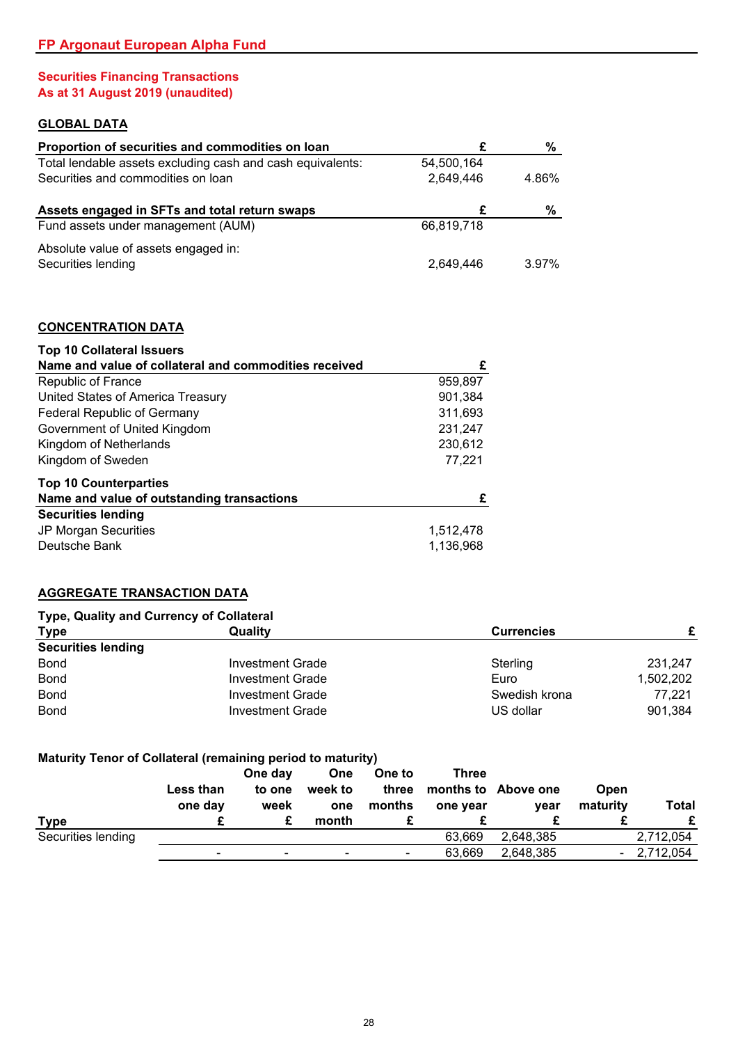## FP Argonaut European Alpha Fund

### Securities Financing Transactions
### As at 31 August 2019 (unaudited)

#### GLOBAL DATA

| Proportion of securities and commodities on loan | £ | % |
|---|---|---|
| Total lendable assets excluding cash and cash equivalents: | 54,500,164 | |
| Securities and commodities on loan | 2,649,446 | 4.86% |

| Assets engaged in SFTs and total return swaps | £ | % |
|---|---|---|
| Fund assets under management (AUM) | 66,819,718 | |
| Absolute value of assets engaged in: | | |
| Securities lending | 2,649,446 | 3.97% |

#### CONCENTRATION DATA

**Top 10 Collateral Issuers**

| Name and value of collateral and commodities received | £ |
|---|---|
| Republic of France | 959,897 |
| United States of America Treasury | 901,384 |
| Federal Republic of Germany | 311,693 |
| Government of United Kingdom | 231,247 |
| Kingdom of Netherlands | 230,612 |
| Kingdom of Sweden | 77,221 |

**Top 10 Counterparties**

| Name and value of outstanding transactions | £ |
|---|---|
| **Securities lending** | |
| JP Morgan Securities | 1,512,478 |
| Deutsche Bank | 1,136,968 |

#### AGGREGATE TRANSACTION DATA

**Type, Quality and Currency of Collateral**

| Type | Quality | Currencies | £ |
|---|---|---|---|
| **Securities lending** | | | |
| Bond | Investment Grade | Sterling | 231,247 |
| Bond | Investment Grade | Euro | 1,502,202 |
| Bond | Investment Grade | Swedish krona | 77,221 |
| Bond | Investment Grade | US dollar | 901,384 |

**Maturity Tenor of Collateral (remaining period to maturity)**

| Type | Less than one day £ | One day to one week £ | One week to one month | One to three months £ | Three months to one year £ | Above one year £ | Open maturity £ | Total £ |
|---|---|---|---|---|---|---|---|---|
| Securities lending | | | | | 63,669 | 2,648,385 | | 2,712,054 |
| | - | - | - | - | 63,669 | 2,648,385 | - | 2,712,054 |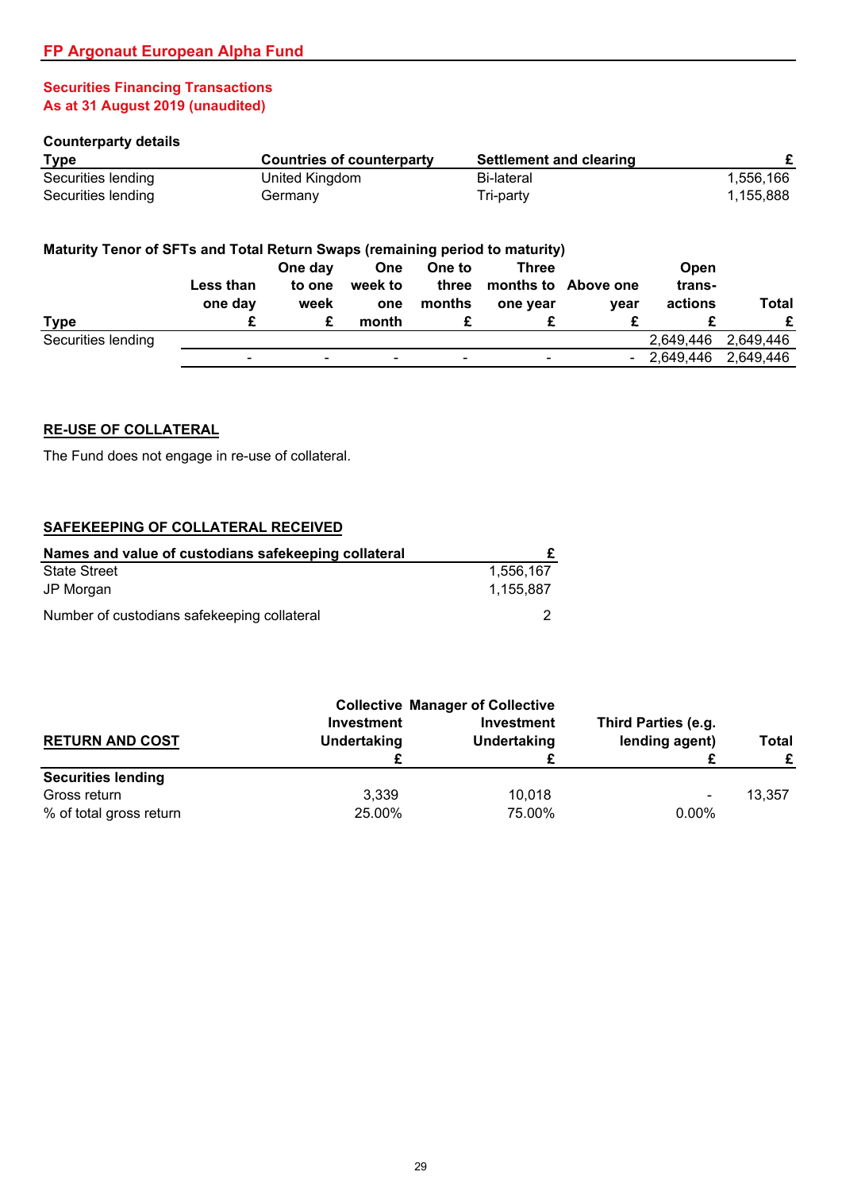## FP Argonaut European Alpha Fund

### Securities Financing Transactions
### As at 31 August 2019 (unaudited)

**Counterparty details**

| Type | Countries of counterparty | Settlement and clearing | £ |
|---|---|---|---|
| Securities lending | United Kingdom | Bi-lateral | 1,556,166 |
| Securities lending | Germany | Tri-party | 1,155,888 |

**Maturity Tenor of SFTs and Total Return Swaps (remaining period to maturity)**

| Type | Less than one day £ | One day to one week £ | One week to one month | One to three months £ | Three months to one year £ | Above one year £ | Open trans-actions £ | Total £ |
|---|---|---|---|---|---|---|---|---|
| Securities lending | | | | | | | 2,649,446 | 2,649,446 |
| | - | - | - | - | - | - | 2,649,446 | 2,649,446 |

**RE-USE OF COLLATERAL**

The Fund does not engage in re-use of collateral.

**SAFEKEEPING OF COLLATERAL RECEIVED**

| Names and value of custodians safekeeping collateral | £ |
|---|---|
| State Street | 1,556,167 |
| JP Morgan | 1,155,887 |
| Number of custodians safekeeping collateral | 2 |

| RETURN AND COST | Collective Investment Undertaking £ | Manager of Collective Investment Undertaking £ | Third Parties (e.g. lending agent) £ | Total £ |
|---|---|---|---|---|
| **Securities lending** | | | | |
| Gross return | 3,339 | 10,018 | - | 13,357 |
| % of total gross return | 25.00% | 75.00% | 0.00% | |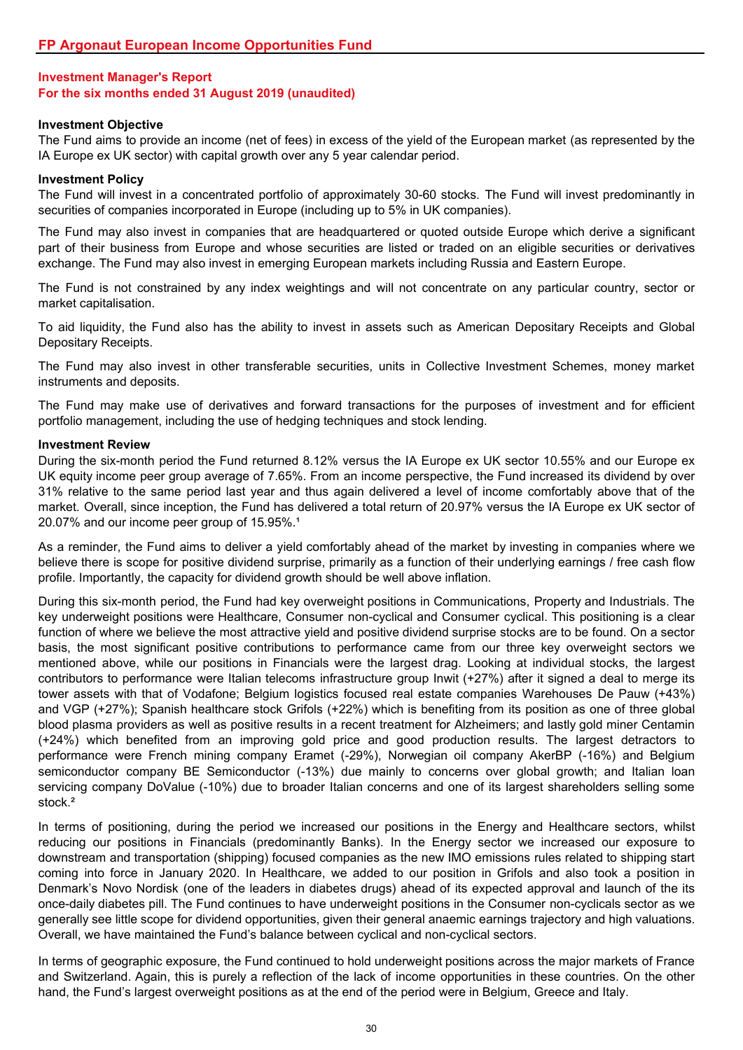## FP Argonaut European Income Opportunities Fund

### Investment Manager's Report
### For the six months ended 31 August 2019 (unaudited)

**Investment Objective**

The Fund aims to provide an income (net of fees) in excess of the yield of the European market (as represented by the IA Europe ex UK sector) with capital growth over any 5 year calendar period.

**Investment Policy**

The Fund will invest in a concentrated portfolio of approximately 30-60 stocks. The Fund will invest predominantly in securities of companies incorporated in Europe (including up to 5% in UK companies).

The Fund may also invest in companies that are headquartered or quoted outside Europe which derive a significant part of their business from Europe and whose securities are listed or traded on an eligible securities or derivatives exchange. The Fund may also invest in emerging European markets including Russia and Eastern Europe.

The Fund is not constrained by any index weightings and will not concentrate on any particular country, sector or market capitalisation.

To aid liquidity, the Fund also has the ability to invest in assets such as American Depositary Receipts and Global Depositary Receipts.

The Fund may also invest in other transferable securities, units in Collective Investment Schemes, money market instruments and deposits.

The Fund may make use of derivatives and forward transactions for the purposes of investment and for efficient portfolio management, including the use of hedging techniques and stock lending.

**Investment Review**

During the six-month period the Fund returned 8.12% versus the IA Europe ex UK sector 10.55% and our Europe ex UK equity income peer group average of 7.65%. From an income perspective, the Fund increased its dividend by over 31% relative to the same period last year and thus again delivered a level of income comfortably above that of the market. Overall, since inception, the Fund has delivered a total return of 20.97% versus the IA Europe ex UK sector of 20.07% and our income peer group of 15.95%.[1]

As a reminder, the Fund aims to deliver a yield comfortably ahead of the market by investing in companies where we believe there is scope for positive dividend surprise, primarily as a function of their underlying earnings / free cash flow profile. Importantly, the capacity for dividend growth should be well above inflation.

During this six-month period, the Fund had key overweight positions in Communications, Property and Industrials. The key underweight positions were Healthcare, Consumer non-cyclical and Consumer cyclical. This positioning is a clear function of where we believe the most attractive yield and positive dividend surprise stocks are to be found. On a sector basis, the most significant positive contributions to performance came from our three key overweight sectors we mentioned above, while our positions in Financials were the largest drag. Looking at individual stocks, the largest contributors to performance were Italian telecoms infrastructure group Inwit (+27%) after it signed a deal to merge its tower assets with that of Vodafone; Belgium logistics focused real estate companies Warehouses De Pauw (+43%) and VGP (+27%); Spanish healthcare stock Grifols (+22%) which is benefiting from its position as one of three global blood plasma providers as well as positive results in a recent treatment for Alzheimers; and lastly gold miner Centamin (+24%) which benefited from an improving gold price and good production results. The largest detractors to performance were French mining company Eramet (-29%), Norwegian oil company AkerBP (-16%) and Belgium semiconductor company BE Semiconductor (-13%) due mainly to concerns over global growth; and Italian loan servicing company DoValue (-10%) due to broader Italian concerns and one of its largest shareholders selling some stock.[2]

In terms of positioning, during the period we increased our positions in the Energy and Healthcare sectors, whilst reducing our positions in Financials (predominantly Banks). In the Energy sector we increased our exposure to downstream and transportation (shipping) focused companies as the new IMO emissions rules related to shipping start coming into force in January 2020. In Healthcare, we added to our position in Grifols and also took a position in Denmark's Novo Nordisk (one of the leaders in diabetes drugs) ahead of its expected approval and launch of the its once-daily diabetes pill. The Fund continues to have underweight positions in the Consumer non-cyclicals sector as we generally see little scope for dividend opportunities, given their general anaemic earnings trajectory and high valuations. Overall, we have maintained the Fund's balance between cyclical and non-cyclical sectors.

In terms of geographic exposure, the Fund continued to hold underweight positions across the major markets of France and Switzerland. Again, this is purely a reflection of the lack of income opportunities in these countries. On the other hand, the Fund's largest overweight positions as at the end of the period were in Belgium, Greece and Italy.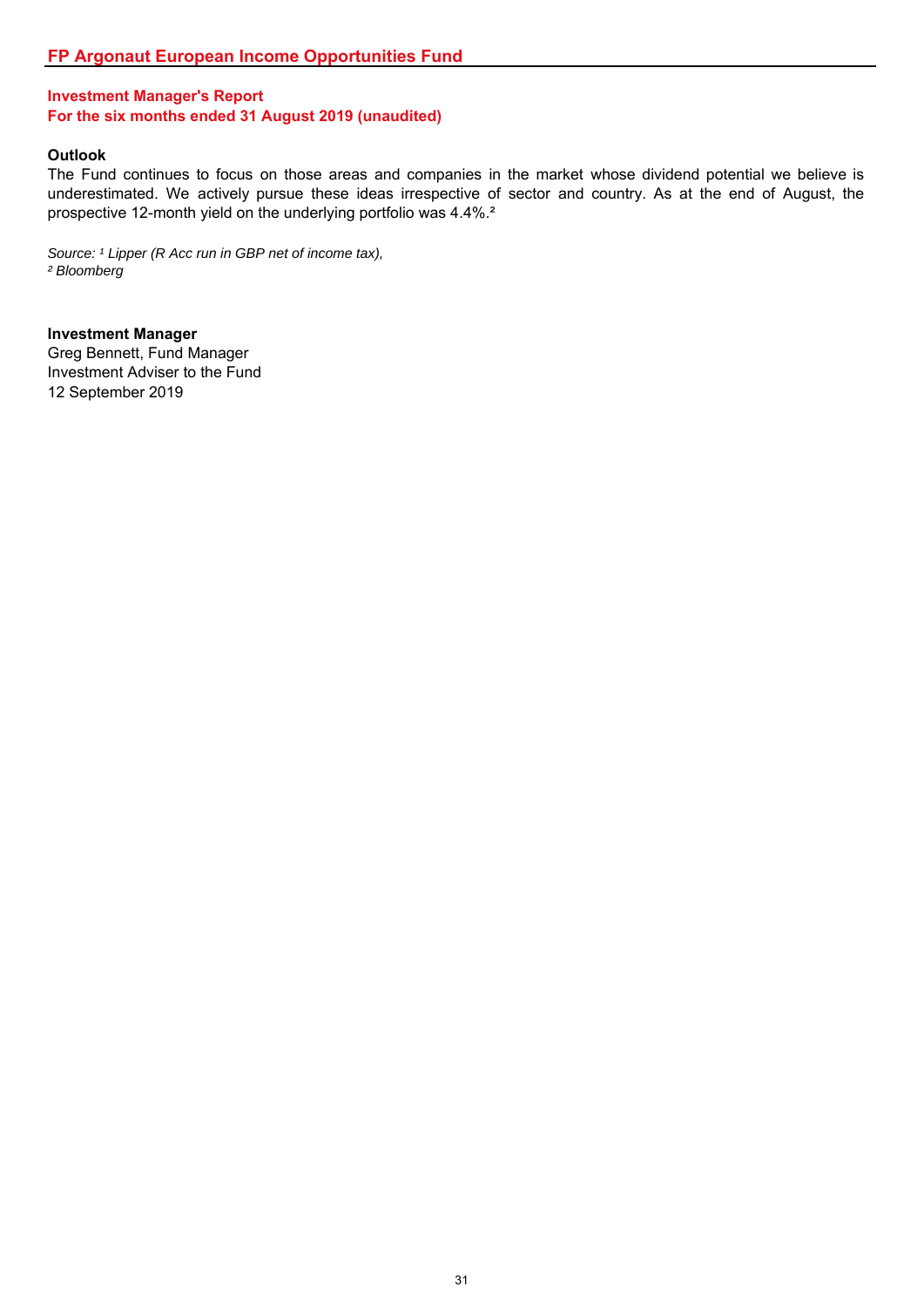# FP Argonaut European Income Opportunities Fund

## Investment Manager's Report
## For the six months ended 31 August 2019 (unaudited)

### Outlook

The Fund continues to focus on those areas and companies in the market whose dividend potential we believe is underestimated. We actively pursue these ideas irrespective of sector and country. As at the end of August, the prospective 12-month yield on the underlying portfolio was 4.4%.[2]

*Source: [1] Lipper (R Acc run in GBP net of income tax),*
*[2] Bloomberg*

**Investment Manager**
Greg Bennett, Fund Manager
Investment Adviser to the Fund
12 September 2019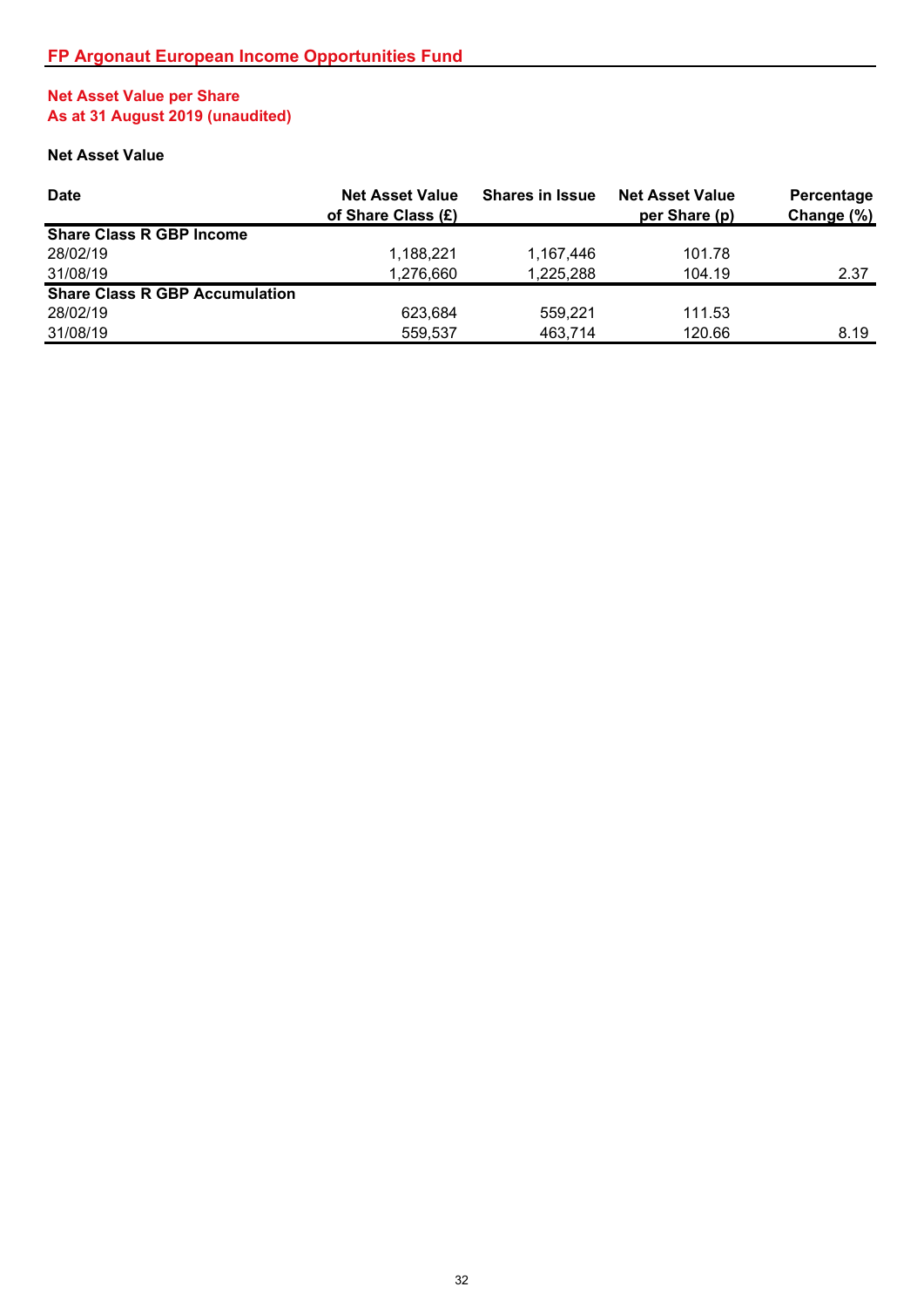# FP Argonaut European Income Opportunities Fund

## Net Asset Value per Share
## As at 31 August 2019 (unaudited)

### Net Asset Value

| Date | Net Asset Value of Share Class (£) | Shares in Issue | Net Asset Value per Share (p) | Percentage Change (%) |
|---|---|---|---|---|
| **Share Class R GBP Income** | | | | |
| 28/02/19 | 1,188,221 | 1,167,446 | 101.78 | |
| 31/08/19 | 1,276,660 | 1,225,288 | 104.19 | 2.37 |
| **Share Class R GBP Accumulation** | | | | |
| 28/02/19 | 623,684 | 559,221 | 111.53 | |
| 31/08/19 | 559,537 | 463,714 | 120.66 | 8.19 |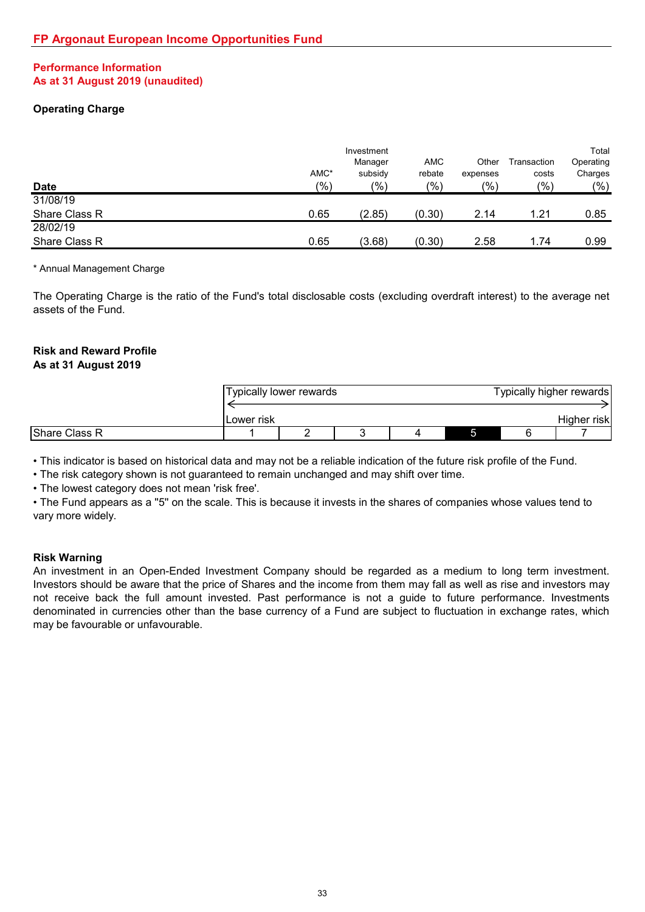## FP Argonaut European Income Opportunities Fund

### Performance Information
### As at 31 August 2019 (unaudited)

**Operating Charge**

| Date | AMC* (%) | Investment Manager subsidy (%) | AMC rebate (%) | Other expenses (%) | Transaction costs (%) | Total Operating Charges (%) |
|---|---|---|---|---|---|---|
| 31/08/19 | | | | | | |
| Share Class R | 0.65 | (2.85) | (0.30) | 2.14 | 1.21 | 0.85 |
| 28/02/19 | | | | | | |
| Share Class R | 0.65 | (3.68) | (0.30) | 2.58 | 1.74 | 0.99 |

\* Annual Management Charge

The Operating Charge is the ratio of the Fund's total disclosable costs (excluding overdraft interest) to the average net assets of the Fund.

**Risk and Reward Profile**
**As at 31 August 2019**

| | Typically lower rewards / Lower risk | | | | | | Typically higher rewards / Higher risk |
|---|---|---|---|---|---|---|---|
| Share Class R | 1 | 2 | 3 | 4 | **5** | 6 | 7 |

- This indicator is based on historical data and may not be a reliable indication of the future risk profile of the Fund.
- The risk category shown is not guaranteed to remain unchanged and may shift over time.
- The lowest category does not mean 'risk free'.
- The Fund appears as a "5" on the scale. This is because it invests in the shares of companies whose values tend to vary more widely.

**Risk Warning**

An investment in an Open-Ended Investment Company should be regarded as a medium to long term investment. Investors should be aware that the price of Shares and the income from them may fall as well as rise and investors may not receive back the full amount invested. Past performance is not a guide to future performance. Investments denominated in currencies other than the base currency of a Fund are subject to fluctuation in exchange rates, which may be favourable or unfavourable.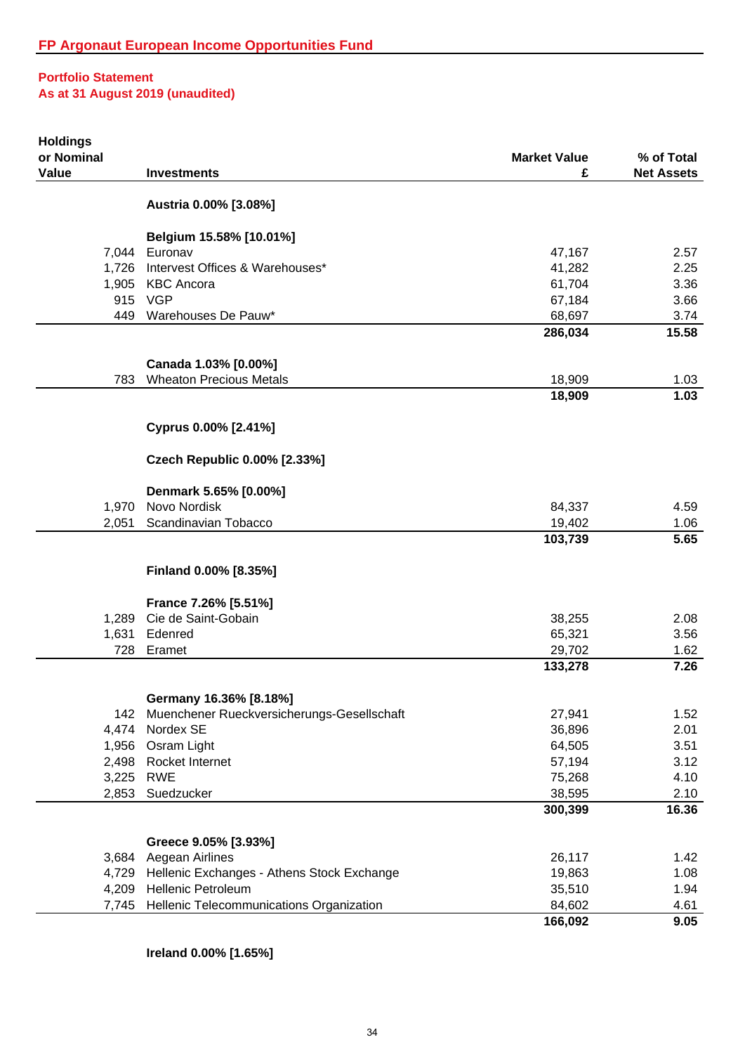## FP Argonaut European Income Opportunities Fund

### Portfolio Statement
### As at 31 August 2019 (unaudited)

| Holdings or Nominal Value | Investments | Market Value £ | % of Total Net Assets |
|---|---|---|---|
| | **Austria 0.00% [3.08%]** | | |
| | | | |
| | **Belgium 15.58% [10.01%]** | | |
| 7,044 | Euronav | 47,167 | 2.57 |
| 1,726 | Intervest Offices & Warehouses* | 41,282 | 2.25 |
| 1,905 | KBC Ancora | 61,704 | 3.36 |
| 915 | VGP | 67,184 | 3.66 |
| 449 | Warehouses De Pauw* | 68,697 | 3.74 |
| | | **286,034** | **15.58** |
| | | | |
| | **Canada 1.03% [0.00%]** | | |
| 783 | Wheaton Precious Metals | 18,909 | 1.03 |
| | | **18,909** | **1.03** |
| | | | |
| | **Cyprus 0.00% [2.41%]** | | |
| | | | |
| | **Czech Republic 0.00% [2.33%]** | | |
| | | | |
| | **Denmark 5.65% [0.00%]** | | |
| 1,970 | Novo Nordisk | 84,337 | 4.59 |
| 2,051 | Scandinavian Tobacco | 19,402 | 1.06 |
| | | **103,739** | **5.65** |
| | | | |
| | **Finland 0.00% [8.35%]** | | |
| | | | |
| | **France 7.26% [5.51%]** | | |
| 1,289 | Cie de Saint-Gobain | 38,255 | 2.08 |
| 1,631 | Edenred | 65,321 | 3.56 |
| 728 | Eramet | 29,702 | 1.62 |
| | | **133,278** | **7.26** |
| | | | |
| | **Germany 16.36% [8.18%]** | | |
| 142 | Muenchener Rueckversicherungs-Gesellschaft | 27,941 | 1.52 |
| 4,474 | Nordex SE | 36,896 | 2.01 |
| 1,956 | Osram Light | 64,505 | 3.51 |
| 2,498 | Rocket Internet | 57,194 | 3.12 |
| 3,225 | RWE | 75,268 | 4.10 |
| 2,853 | Suedzucker | 38,595 | 2.10 |
| | | **300,399** | **16.36** |
| | | | |
| | **Greece 9.05% [3.93%]** | | |
| 3,684 | Aegean Airlines | 26,117 | 1.42 |
| 4,729 | Hellenic Exchanges - Athens Stock Exchange | 19,863 | 1.08 |
| 4,209 | Hellenic Petroleum | 35,510 | 1.94 |
| 7,745 | Hellenic Telecommunications Organization | 84,602 | 4.61 |
| | | **166,092** | **9.05** |
| | | | |
| | **Ireland 0.00% [1.65%]** | | |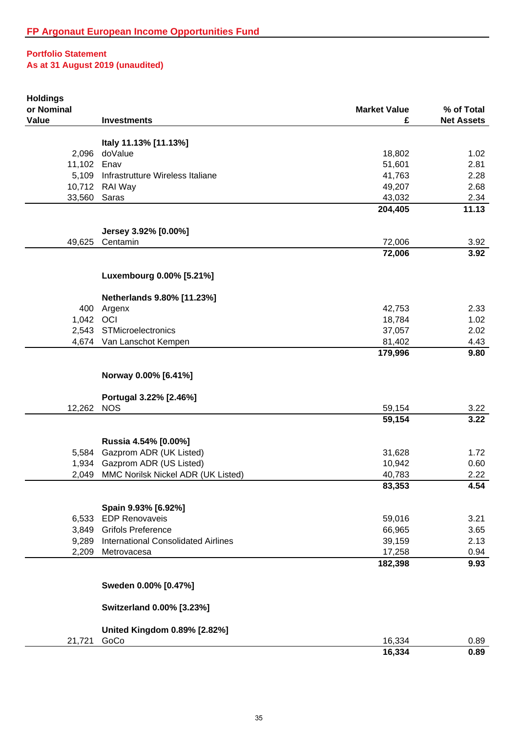## FP Argonaut European Income Opportunities Fund

### Portfolio Statement
### As at 31 August 2019 (unaudited)

| Holdings or Nominal Value | Investments | Market Value £ | % of Total Net Assets |
|---|---|---|---|
| | **Italy 11.13% [11.13%]** | | |
| 2,096 | doValue | 18,802 | 1.02 |
| 11,102 | Enav | 51,601 | 2.81 |
| 5,109 | Infrastrutture Wireless Italiane | 41,763 | 2.28 |
| 10,712 | RAI Way | 49,207 | 2.68 |
| 33,560 | Saras | 43,032 | 2.34 |
| | | **204,405** | **11.13** |
| | **Jersey 3.92% [0.00%]** | | |
| 49,625 | Centamin | 72,006 | 3.92 |
| | | **72,006** | **3.92** |
| | **Luxembourg 0.00% [5.21%]** | | |
| | **Netherlands 9.80% [11.23%]** | | |
| 400 | Argenx | 42,753 | 2.33 |
| 1,042 | OCI | 18,784 | 1.02 |
| 2,543 | STMicroelectronics | 37,057 | 2.02 |
| 4,674 | Van Lanschot Kempen | 81,402 | 4.43 |
| | | **179,996** | **9.80** |
| | **Norway 0.00% [6.41%]** | | |
| | **Portugal 3.22% [2.46%]** | | |
| 12,262 | NOS | 59,154 | 3.22 |
| | | **59,154** | **3.22** |
| | **Russia 4.54% [0.00%]** | | |
| 5,584 | Gazprom ADR (UK Listed) | 31,628 | 1.72 |
| 1,934 | Gazprom ADR (US Listed) | 10,942 | 0.60 |
| 2,049 | MMC Norilsk Nickel ADR (UK Listed) | 40,783 | 2.22 |
| | | **83,353** | **4.54** |
| | **Spain 9.93% [6.92%]** | | |
| 6,533 | EDP Renovaveis | 59,016 | 3.21 |
| 3,849 | Grifols Preference | 66,965 | 3.65 |
| 9,289 | International Consolidated Airlines | 39,159 | 2.13 |
| 2,209 | Metrovacesa | 17,258 | 0.94 |
| | | **182,398** | **9.93** |
| | **Sweden 0.00% [0.47%]** | | |
| | **Switzerland 0.00% [3.23%]** | | |
| | **United Kingdom 0.89% [2.82%]** | | |
| 21,721 | GoCo | 16,334 | 0.89 |
| | | **16,334** | **0.89** |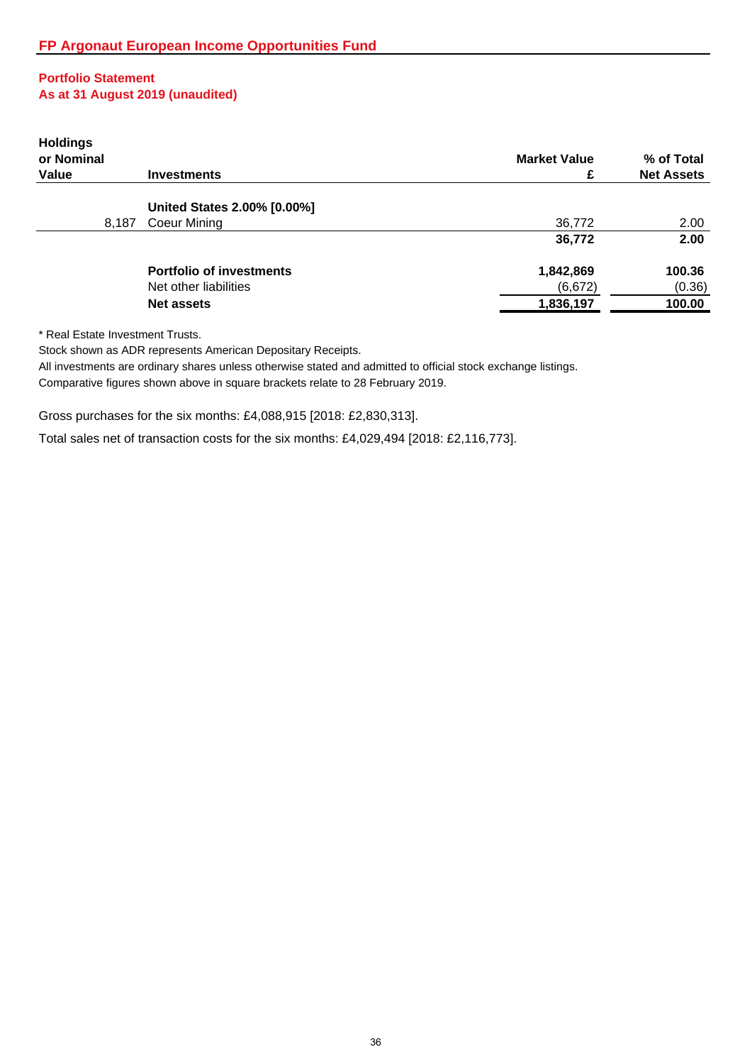## FP Argonaut European Income Opportunities Fund

### Portfolio Statement
### As at 31 August 2019 (unaudited)

| Holdings or Nominal Value | Investments | Market Value £ | % of Total Net Assets |
|---|---|---|---|
| | **United States 2.00% [0.00%]** | | |
| 8,187 | Coeur Mining | 36,772 | 2.00 |
| | | **36,772** | **2.00** |
| | **Portfolio of investments** | **1,842,869** | **100.36** |
| | Net other liabilities | (6,672) | (0.36) |
| | **Net assets** | **1,836,197** | **100.00** |

* Real Estate Investment Trusts.

Stock shown as ADR represents American Depositary Receipts.

All investments are ordinary shares unless otherwise stated and admitted to official stock exchange listings.

Comparative figures shown above in square brackets relate to 28 February 2019.

Gross purchases for the six months: £4,088,915 [2018: £2,830,313].

Total sales net of transaction costs for the six months: £4,029,494 [2018: £2,116,773].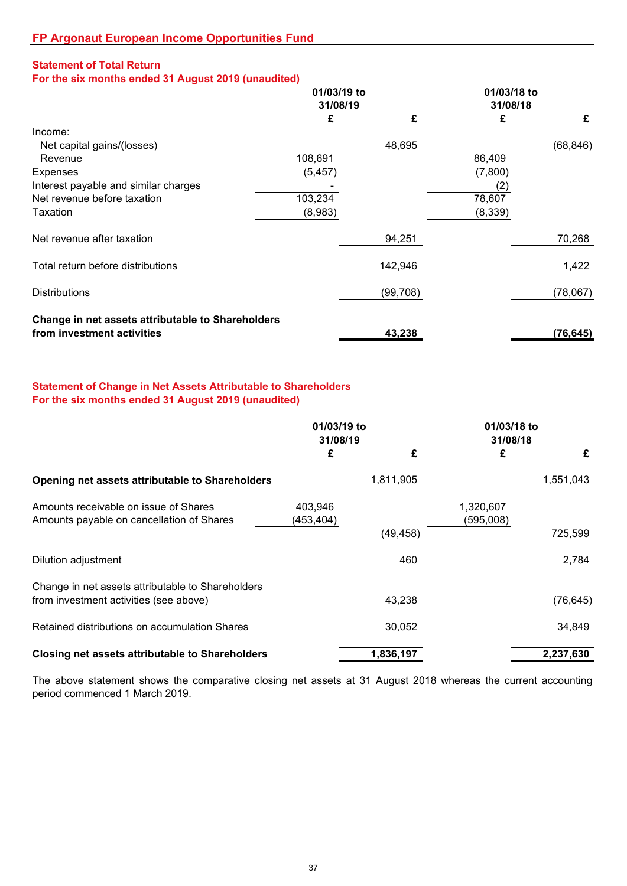## FP Argonaut European Income Opportunities Fund

### Statement of Total Return
### For the six months ended 31 August 2019 (unaudited)

| | 01/03/19 to 31/08/19 | | 01/03/18 to 31/08/18 | |
|---|---|---|---|---|
| | £ | £ | £ | £ |
| Income: | | | | |
| Net capital gains/(losses) | | 48,695 | | (68,846) |
| Revenue | 108,691 | | 86,409 | |
| Expenses | (5,457) | | (7,800) | |
| Interest payable and similar charges | - | | (2) | |
| Net revenue before taxation | 103,234 | | 78,607 | |
| Taxation | (8,983) | | (8,339) | |
| Net revenue after taxation | | 94,251 | | 70,268 |
| Total return before distributions | | 142,946 | | 1,422 |
| Distributions | | (99,708) | | (78,067) |
| **Change in net assets attributable to Shareholders from investment activities** | | **43,238** | | **(76,645)** |

### Statement of Change in Net Assets Attributable to Shareholders
### For the six months ended 31 August 2019 (unaudited)

| | 01/03/19 to 31/08/19 | | 01/03/18 to 31/08/18 | |
|---|---|---|---|---|
| | £ | £ | £ | £ |
| **Opening net assets attributable to Shareholders** | | 1,811,905 | | 1,551,043 |
| Amounts receivable on issue of Shares | 403,946 | | 1,320,607 | |
| Amounts payable on cancellation of Shares | (453,404) | | (595,008) | |
| | | (49,458) | | 725,599 |
| Dilution adjustment | | 460 | | 2,784 |
| Change in net assets attributable to Shareholders from investment activities (see above) | | 43,238 | | (76,645) |
| Retained distributions on accumulation Shares | | 30,052 | | 34,849 |
| **Closing net assets attributable to Shareholders** | | **1,836,197** | | **2,237,630** |

The above statement shows the comparative closing net assets at 31 August 2018 whereas the current accounting period commenced 1 March 2019.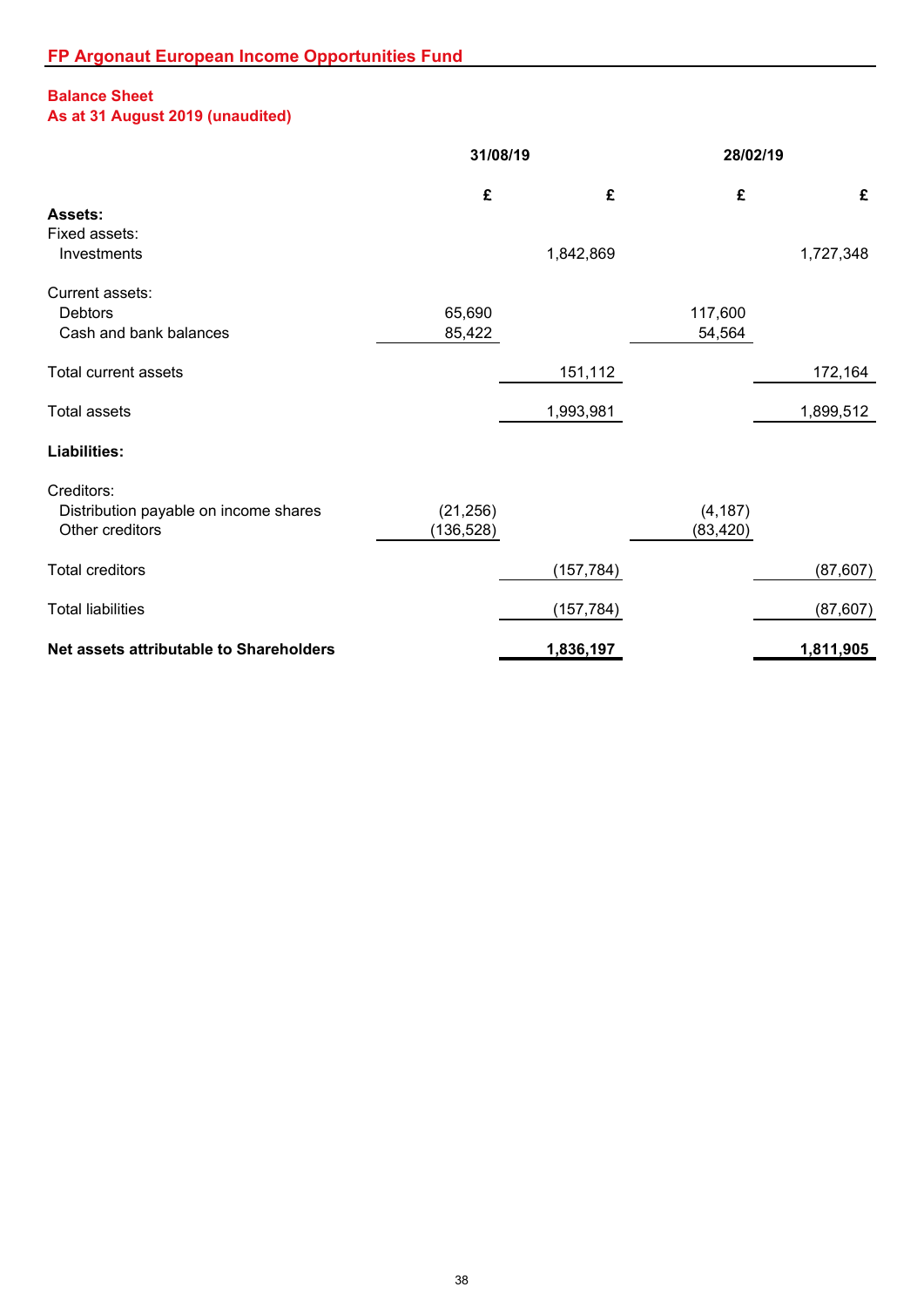## FP Argonaut European Income Opportunities Fund

### Balance Sheet
### As at 31 August 2019 (unaudited)

| | 31/08/19 | | 28/02/19 | |
|---|---|---|---|---|
| | £ | £ | £ | £ |
| **Assets:** | | | | |
| Fixed assets: | | | | |
| Investments | | 1,842,869 | | 1,727,348 |
| Current assets: | | | | |
| Debtors | 65,690 | | 117,600 | |
| Cash and bank balances | 85,422 | | 54,564 | |
| Total current assets | | 151,112 | | 172,164 |
| Total assets | | 1,993,981 | | 1,899,512 |
| **Liabilities:** | | | | |
| Creditors: | | | | |
| Distribution payable on income shares | (21,256) | | (4,187) | |
| Other creditors | (136,528) | | (83,420) | |
| Total creditors | | (157,784) | | (87,607) |
| Total liabilities | | (157,784) | | (87,607) |
| **Net assets attributable to Shareholders** | | **1,836,197** | | **1,811,905** |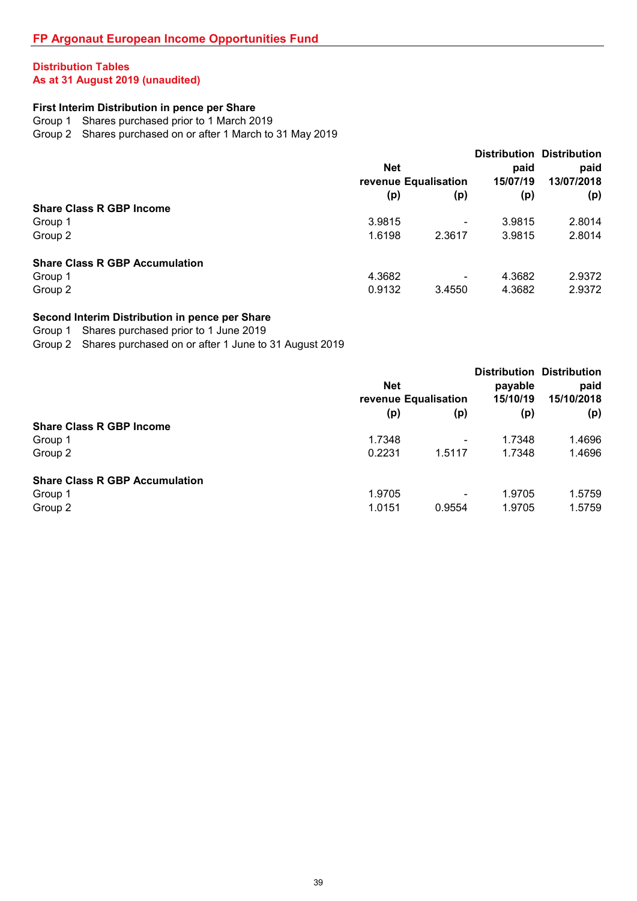## FP Argonaut European Income Opportunities Fund

### Distribution Tables
### As at 31 August 2019 (unaudited)

**First Interim Distribution in pence per Share**

Group 1 Shares purchased prior to 1 March 2019
Group 2 Shares purchased on or after 1 March to 31 May 2019

| | Net revenue (p) | Equalisation (p) | Distribution paid 15/07/19 (p) | Distribution paid 13/07/2018 (p) |
|---|---|---|---|---|
| **Share Class R GBP Income** | | | | |
| Group 1 | 3.9815 | - | 3.9815 | 2.8014 |
| Group 2 | 1.6198 | 2.3617 | 3.9815 | 2.8014 |
| **Share Class R GBP Accumulation** | | | | |
| Group 1 | 4.3682 | - | 4.3682 | 2.9372 |
| Group 2 | 0.9132 | 3.4550 | 4.3682 | 2.9372 |

**Second Interim Distribution in pence per Share**

Group 1 Shares purchased prior to 1 June 2019
Group 2 Shares purchased on or after 1 June to 31 August 2019

| | Net revenue (p) | Equalisation (p) | Distribution payable 15/10/19 (p) | Distribution paid 15/10/2018 (p) |
|---|---|---|---|---|
| **Share Class R GBP Income** | | | | |
| Group 1 | 1.7348 | - | 1.7348 | 1.4696 |
| Group 2 | 0.2231 | 1.5117 | 1.7348 | 1.4696 |
| **Share Class R GBP Accumulation** | | | | |
| Group 1 | 1.9705 | - | 1.9705 | 1.5759 |
| Group 2 | 1.0151 | 0.9554 | 1.9705 | 1.5759 |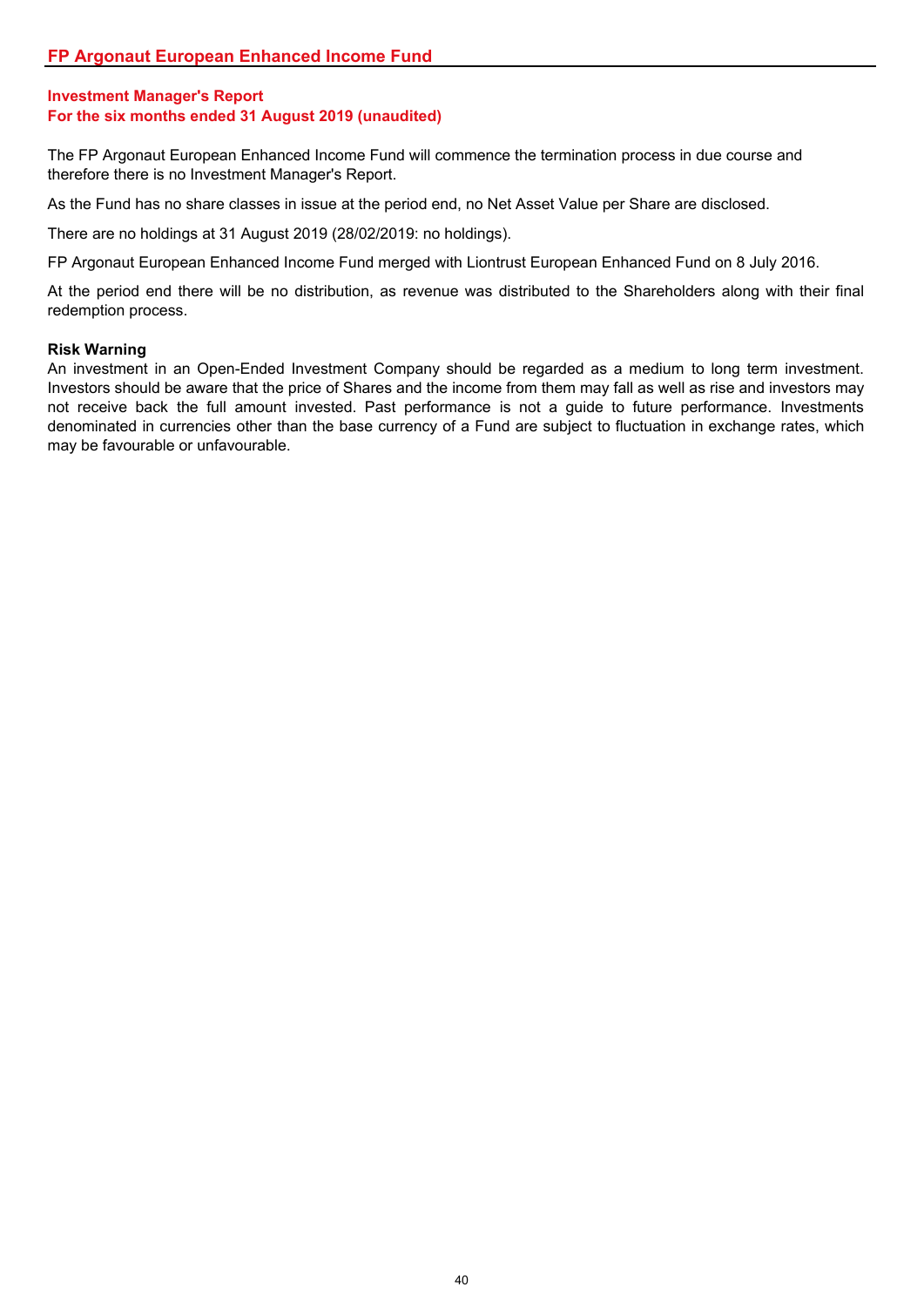## FP Argonaut European Enhanced Income Fund

### Investment Manager's Report
### For the six months ended 31 August 2019 (unaudited)

The FP Argonaut European Enhanced Income Fund will commence the termination process in due course and therefore there is no Investment Manager's Report.

As the Fund has no share classes in issue at the period end, no Net Asset Value per Share are disclosed.

There are no holdings at 31 August 2019 (28/02/2019: no holdings).

FP Argonaut European Enhanced Income Fund merged with Liontrust European Enhanced Fund on 8 July 2016.

At the period end there will be no distribution, as revenue was distributed to the Shareholders along with their final redemption process.

**Risk Warning**
An investment in an Open-Ended Investment Company should be regarded as a medium to long term investment. Investors should be aware that the price of Shares and the income from them may fall as well as rise and investors may not receive back the full amount invested. Past performance is not a guide to future performance. Investments denominated in currencies other than the base currency of a Fund are subject to fluctuation in exchange rates, which may be favourable or unfavourable.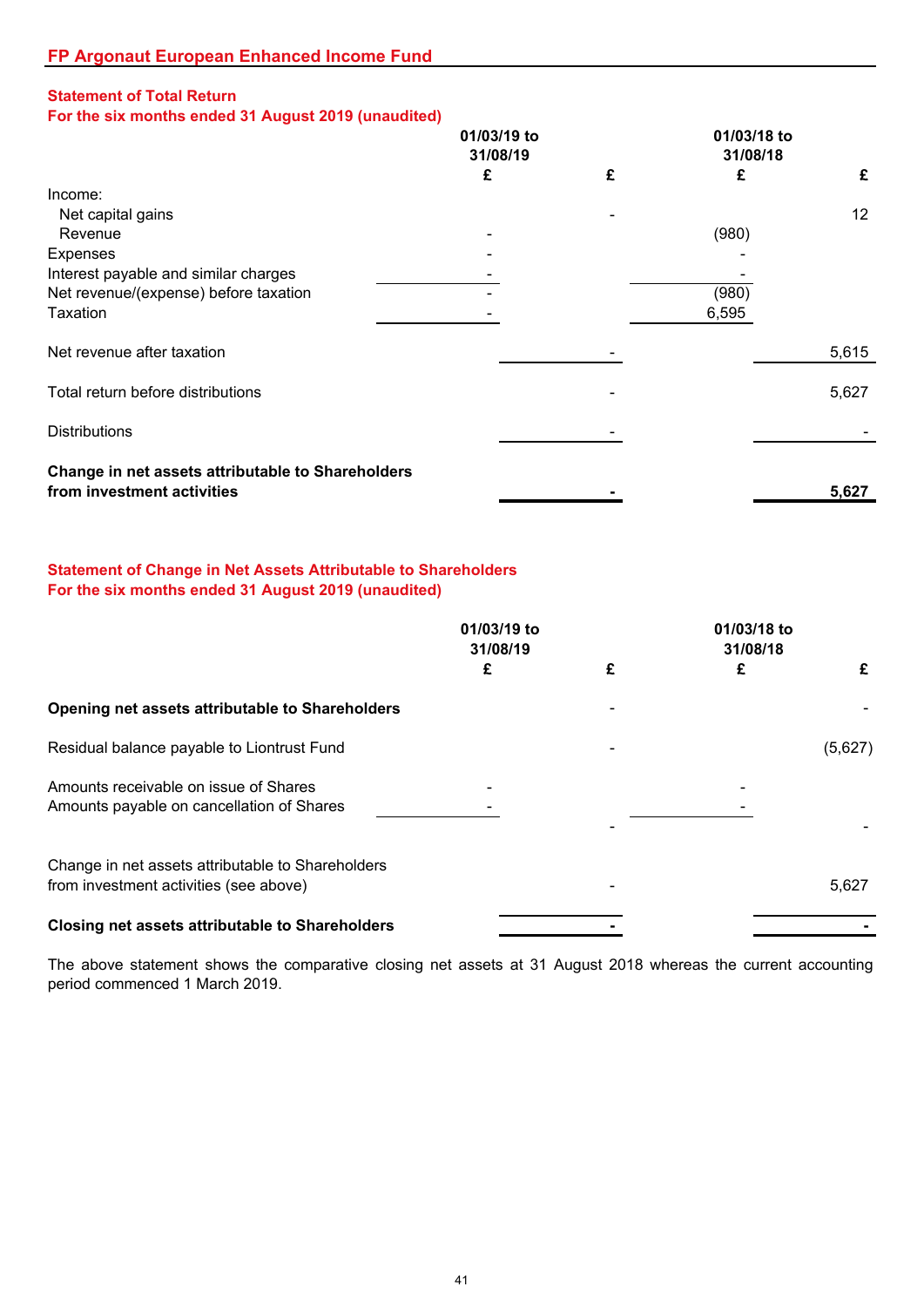## FP Argonaut European Enhanced Income Fund

### Statement of Total Return
### For the six months ended 31 August 2019 (unaudited)

| | 01/03/19 to 31/08/19 £ | £ | 01/03/18 to 31/08/18 £ | £ |
|---|---|---|---|---|
| Income: | | | | |
| Net capital gains | | - | | 12 |
| Revenue | - | | (980) | |
| Expenses | - | | - | |
| Interest payable and similar charges | - | | - | |
| Net revenue/(expense) before taxation | - | | (980) | |
| Taxation | - | | 6,595 | |
| Net revenue after taxation | | - | | 5,615 |
| Total return before distributions | | - | | 5,627 |
| Distributions | | - | | - |
| **Change in net assets attributable to Shareholders from investment activities** | | **-** | | **5,627** |

### Statement of Change in Net Assets Attributable to Shareholders
### For the six months ended 31 August 2019 (unaudited)

| | 01/03/19 to 31/08/19 £ | £ | 01/03/18 to 31/08/18 £ | £ |
|---|---|---|---|---|
| **Opening net assets attributable to Shareholders** | | - | | - |
| Residual balance payable to Liontrust Fund | | - | | (5,627) |
| Amounts receivable on issue of Shares | - | | - | |
| Amounts payable on cancellation of Shares | - | | - | |
| | | - | | - |
| Change in net assets attributable to Shareholders from investment activities (see above) | | - | | 5,627 |
| **Closing net assets attributable to Shareholders** | | **-** | | **-** |

The above statement shows the comparative closing net assets at 31 August 2018 whereas the current accounting period commenced 1 March 2019.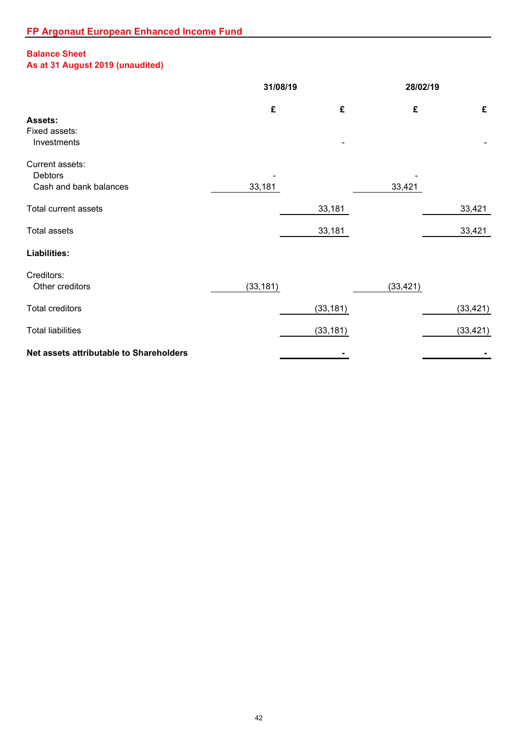## FP Argonaut European Enhanced Income Fund

### Balance Sheet
### As at 31 August 2019 (unaudited)

| | 31/08/19 | | 28/02/19 | |
|---|---|---|---|---|
| | £ | £ | £ | £ |
| **Assets:** | | | | |
| Fixed assets: | | | | |
| Investments | | - | | - |
| Current assets: | | | | |
| Debtors | - | | - | |
| Cash and bank balances | 33,181 | | 33,421 | |
| Total current assets | | 33,181 | | 33,421 |
| Total assets | | 33,181 | | 33,421 |
| **Liabilities:** | | | | |
| Creditors: | | | | |
| Other creditors | (33,181) | | (33,421) | |
| Total creditors | | (33,181) | | (33,421) |
| Total liabilities | | (33,181) | | (33,421) |
| **Net assets attributable to Shareholders** | | **-** | | **-** |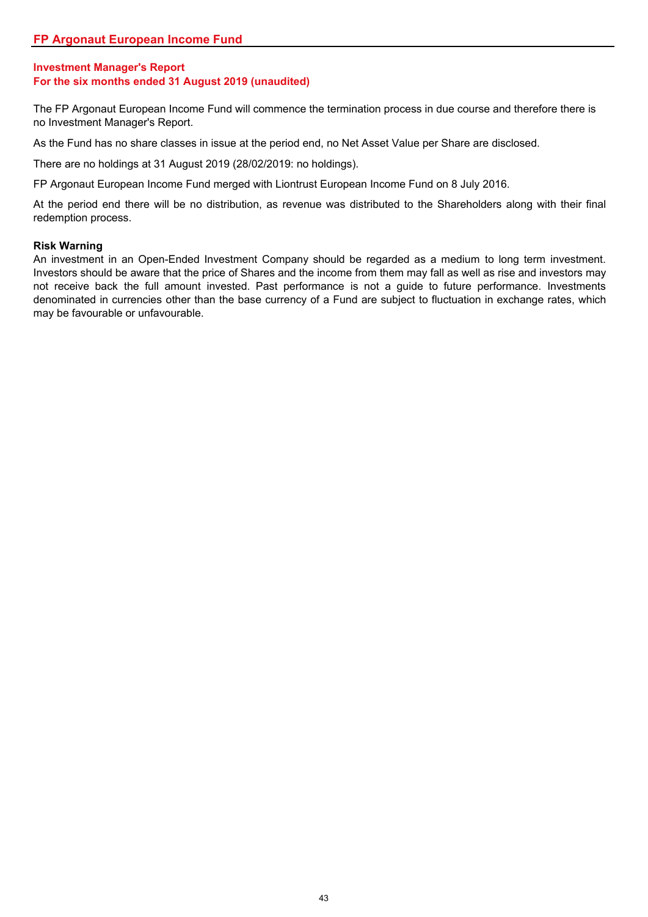# FP Argonaut European Income Fund

## Investment Manager's Report
## For the six months ended 31 August 2019 (unaudited)

The FP Argonaut European Income Fund will commence the termination process in due course and therefore there is no Investment Manager's Report.

As the Fund has no share classes in issue at the period end, no Net Asset Value per Share are disclosed.

There are no holdings at 31 August 2019 (28/02/2019: no holdings).

FP Argonaut European Income Fund merged with Liontrust European Income Fund on 8 July 2016.

At the period end there will be no distribution, as revenue was distributed to the Shareholders along with their final redemption process.

**Risk Warning**

An investment in an Open-Ended Investment Company should be regarded as a medium to long term investment. Investors should be aware that the price of Shares and the income from them may fall as well as rise and investors may not receive back the full amount invested. Past performance is not a guide to future performance. Investments denominated in currencies other than the base currency of a Fund are subject to fluctuation in exchange rates, which may be favourable or unfavourable.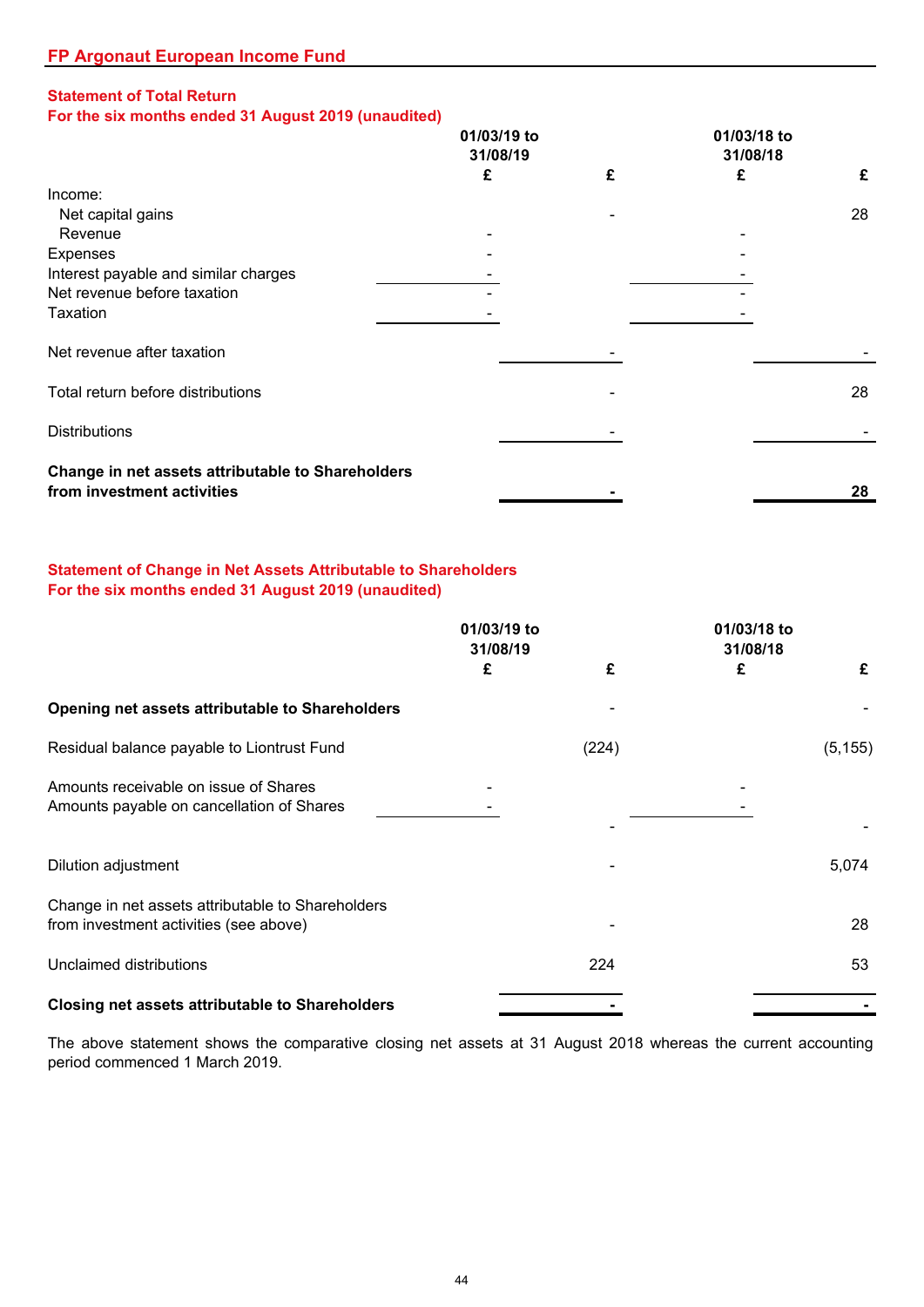## FP Argonaut European Income Fund

### Statement of Total Return
### For the six months ended 31 August 2019 (unaudited)

| | 01/03/19 to 31/08/19 £ | £ | 01/03/18 to 31/08/18 £ | £ |
|---|---|---|---|---|
| Income: | | | | |
| Net capital gains | | - | | 28 |
| Revenue | - | | - | |
| Expenses | - | | - | |
| Interest payable and similar charges | - | | - | |
| Net revenue before taxation | - | | - | |
| Taxation | - | | - | |
| Net revenue after taxation | | - | | - |
| Total return before distributions | | - | | 28 |
| Distributions | | - | | - |
| **Change in net assets attributable to Shareholders from investment activities** | | **-** | | **28** |

### Statement of Change in Net Assets Attributable to Shareholders
### For the six months ended 31 August 2019 (unaudited)

| | 01/03/19 to 31/08/19 £ | £ | 01/03/18 to 31/08/18 £ | £ |
|---|---|---|---|---|
| **Opening net assets attributable to Shareholders** | | - | | - |
| Residual balance payable to Liontrust Fund | | (224) | | (5,155) |
| Amounts receivable on issue of Shares | - | | - | |
| Amounts payable on cancellation of Shares | - | | - | |
| | | - | | - |
| Dilution adjustment | | - | | 5,074 |
| Change in net assets attributable to Shareholders from investment activities (see above) | | - | | 28 |
| Unclaimed distributions | | 224 | | 53 |
| **Closing net assets attributable to Shareholders** | | **-** | | **-** |

The above statement shows the comparative closing net assets at 31 August 2018 whereas the current accounting period commenced 1 March 2019.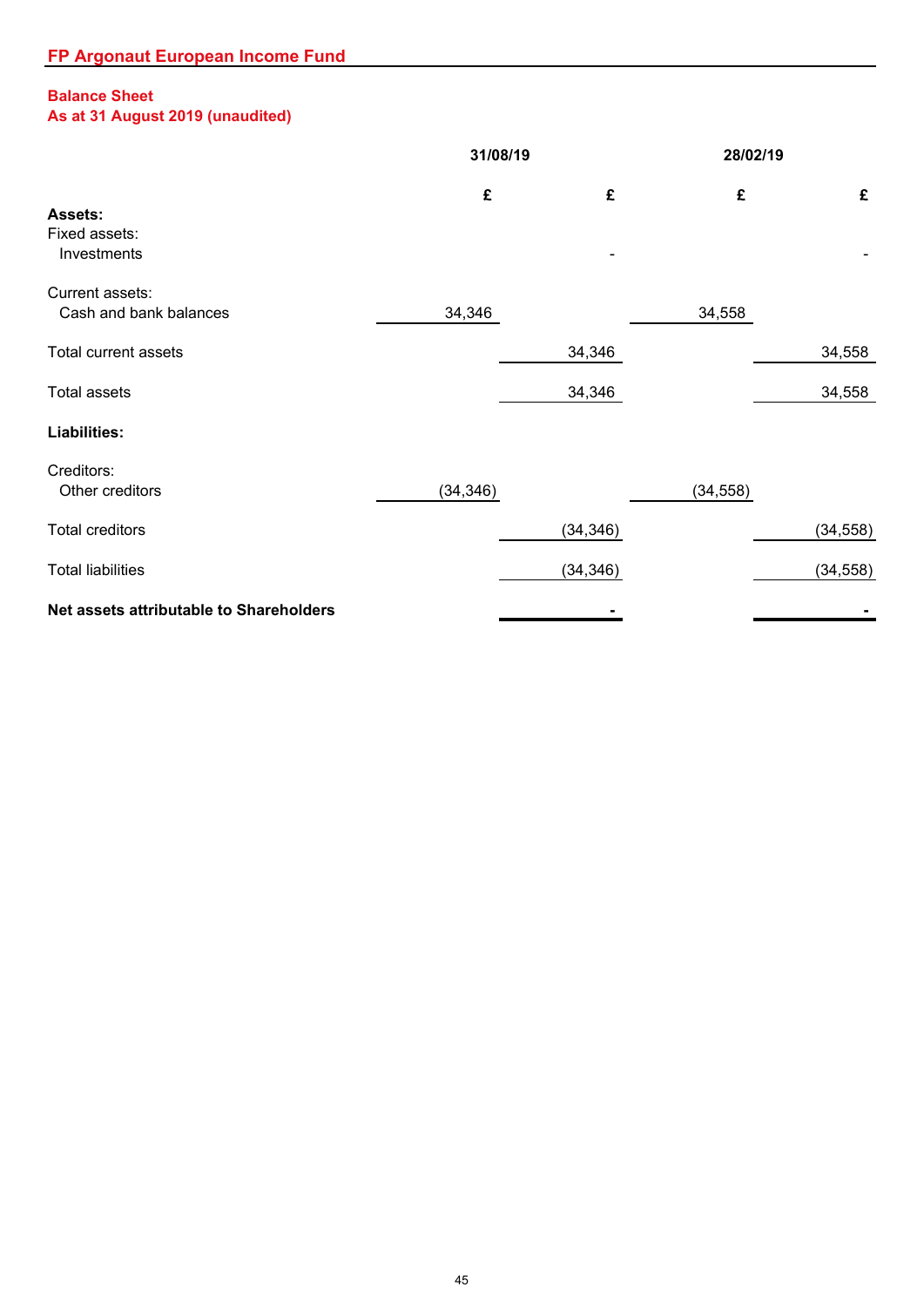## FP Argonaut European Income Fund

### Balance Sheet
### As at 31 August 2019 (unaudited)

| | 31/08/19 | | 28/02/19 | |
|---|---|---|---|---|
| | £ | £ | £ | £ |
| **Assets:** | | | | |
| Fixed assets: | | | | |
| Investments | | - | | - |
| Current assets: | | | | |
| Cash and bank balances | 34,346 | | 34,558 | |
| Total current assets | | 34,346 | | 34,558 |
| Total assets | | 34,346 | | 34,558 |
| **Liabilities:** | | | | |
| Creditors: | | | | |
| Other creditors | (34,346) | | (34,558) | |
| Total creditors | | (34,346) | | (34,558) |
| Total liabilities | | (34,346) | | (34,558) |
| **Net assets attributable to Shareholders** | | **-** | | **-** |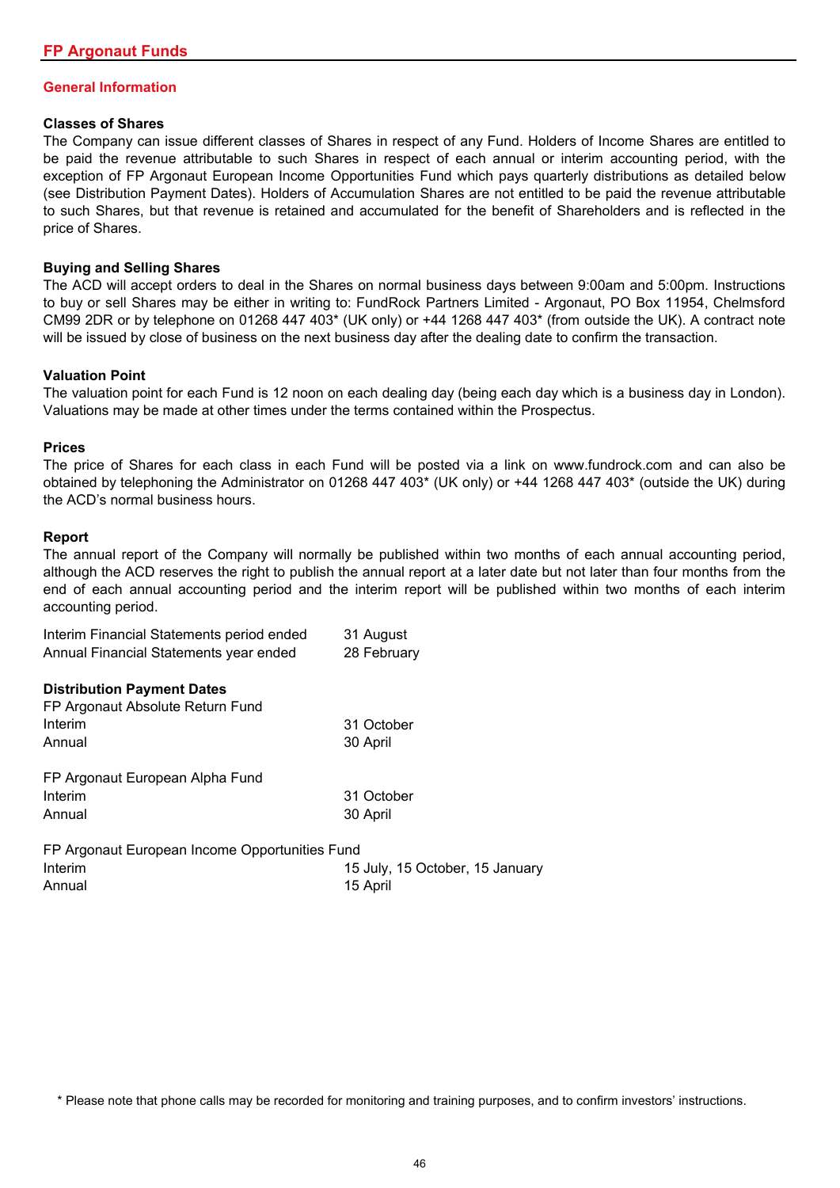## General Information

### Classes of Shares

The Company can issue different classes of Shares in respect of any Fund. Holders of Income Shares are entitled to be paid the revenue attributable to such Shares in respect of each annual or interim accounting period, with the exception of FP Argonaut European Income Opportunities Fund which pays quarterly distributions as detailed below (see Distribution Payment Dates). Holders of Accumulation Shares are not entitled to be paid the revenue attributable to such Shares, but that revenue is retained and accumulated for the benefit of Shareholders and is reflected in the price of Shares.

### Buying and Selling Shares

The ACD will accept orders to deal in the Shares on normal business days between 9:00am and 5:00pm. Instructions to buy or sell Shares may be either in writing to: FundRock Partners Limited - Argonaut, PO Box 11954, Chelmsford CM99 2DR or by telephone on 01268 447 403* (UK only) or +44 1268 447 403* (from outside the UK). A contract note will be issued by close of business on the next business day after the dealing date to confirm the transaction.

### Valuation Point

The valuation point for each Fund is 12 noon on each dealing day (being each day which is a business day in London). Valuations may be made at other times under the terms contained within the Prospectus.

### Prices

The price of Shares for each class in each Fund will be posted via a link on www.fundrock.com and can also be obtained by telephoning the Administrator on 01268 447 403* (UK only) or +44 1268 447 403* (outside the UK) during the ACD's normal business hours.

### Report

The annual report of the Company will normally be published within two months of each annual accounting period, although the ACD reserves the right to publish the annual report at a later date but not later than four months from the end of each annual accounting period and the interim report will be published within two months of each interim accounting period.

| | |
|---|---|
| Interim Financial Statements period ended | 31 August |
| Annual Financial Statements year ended | 28 February |

### Distribution Payment Dates

| | |
|---|---|
| FP Argonaut Absolute Return Fund | |
| Interim | 31 October |
| Annual | 30 April |
| | |
| FP Argonaut European Alpha Fund | |
| Interim | 31 October |
| Annual | 30 April |
| | |
| FP Argonaut European Income Opportunities Fund | |
| Interim | 15 July, 15 October, 15 January |
| Annual | 15 April |

\* Please note that phone calls may be recorded for monitoring and training purposes, and to confirm investors' instructions.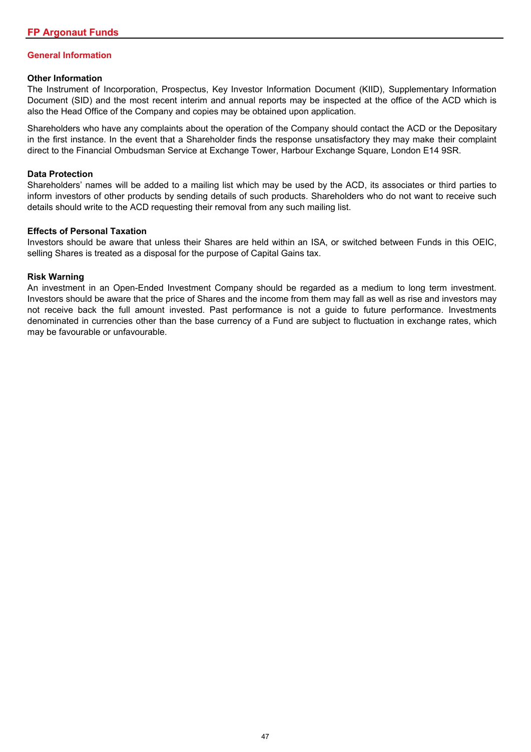## General Information

### Other Information

The Instrument of Incorporation, Prospectus, Key Investor Information Document (KIID), Supplementary Information Document (SID) and the most recent interim and annual reports may be inspected at the office of the ACD which is also the Head Office of the Company and copies may be obtained upon application.

Shareholders who have any complaints about the operation of the Company should contact the ACD or the Depositary in the first instance. In the event that a Shareholder finds the response unsatisfactory they may make their complaint direct to the Financial Ombudsman Service at Exchange Tower, Harbour Exchange Square, London E14 9SR.

### Data Protection

Shareholders' names will be added to a mailing list which may be used by the ACD, its associates or third parties to inform investors of other products by sending details of such products. Shareholders who do not want to receive such details should write to the ACD requesting their removal from any such mailing list.

### Effects of Personal Taxation

Investors should be aware that unless their Shares are held within an ISA, or switched between Funds in this OEIC, selling Shares is treated as a disposal for the purpose of Capital Gains tax.

### Risk Warning

An investment in an Open-Ended Investment Company should be regarded as a medium to long term investment. Investors should be aware that the price of Shares and the income from them may fall as well as rise and investors may not receive back the full amount invested. Past performance is not a guide to future performance. Investments denominated in currencies other than the base currency of a Fund are subject to fluctuation in exchange rates, which may be favourable or unfavourable.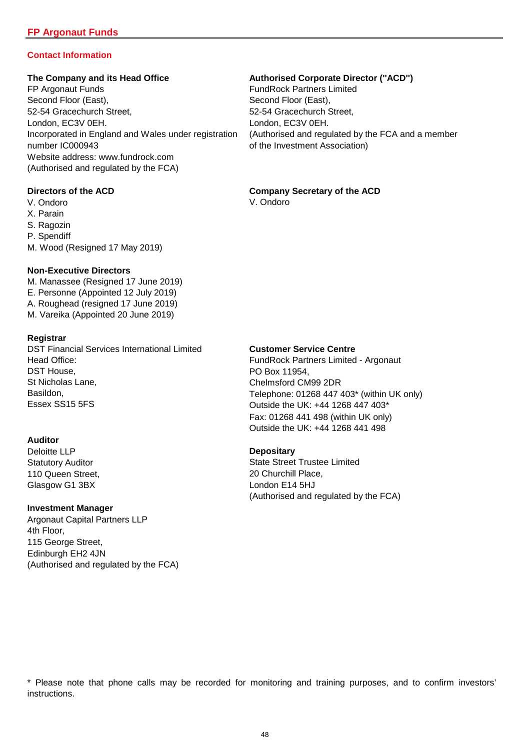## Contact Information

**The Company and its Head Office**
FP Argonaut Funds
Second Floor (East),
52-54 Gracechurch Street,
London, EC3V 0EH.
Incorporated in England and Wales under registration number IC000943
Website address: www.fundrock.com
(Authorised and regulated by the FCA)

**Authorised Corporate Director ("ACD")**
FundRock Partners Limited
Second Floor (East),
52-54 Gracechurch Street,
London, EC3V 0EH.
(Authorised and regulated by the FCA and a member of the Investment Association)

**Directors of the ACD**
V. Ondoro
X. Parain
S. Ragozin
P. Spendiff
M. Wood (Resigned 17 May 2019)

**Company Secretary of the ACD**
V. Ondoro

**Non-Executive Directors**
M. Manassee (Resigned 17 June 2019)
E. Personne (Appointed 12 July 2019)
A. Roughead (resigned 17 June 2019)
M. Vareika (Appointed 20 June 2019)

**Registrar**
DST Financial Services International Limited
Head Office:
DST House,
St Nicholas Lane,
Basildon,
Essex SS15 5FS

**Customer Service Centre**
FundRock Partners Limited - Argonaut
PO Box 11954,
Chelmsford CM99 2DR
Telephone: 01268 447 403* (within UK only)
Outside the UK: +44 1268 447 403*
Fax: 01268 441 498 (within UK only)
Outside the UK: +44 1268 441 498

**Auditor**
Deloitte LLP
Statutory Auditor
110 Queen Street,
Glasgow G1 3BX

**Depositary**
State Street Trustee Limited
20 Churchill Place,
London E14 5HJ
(Authorised and regulated by the FCA)

**Investment Manager**
Argonaut Capital Partners LLP
4th Floor,
115 George Street,
Edinburgh EH2 4JN
(Authorised and regulated by the FCA)

* Please note that phone calls may be recorded for monitoring and training purposes, and to confirm investors' instructions.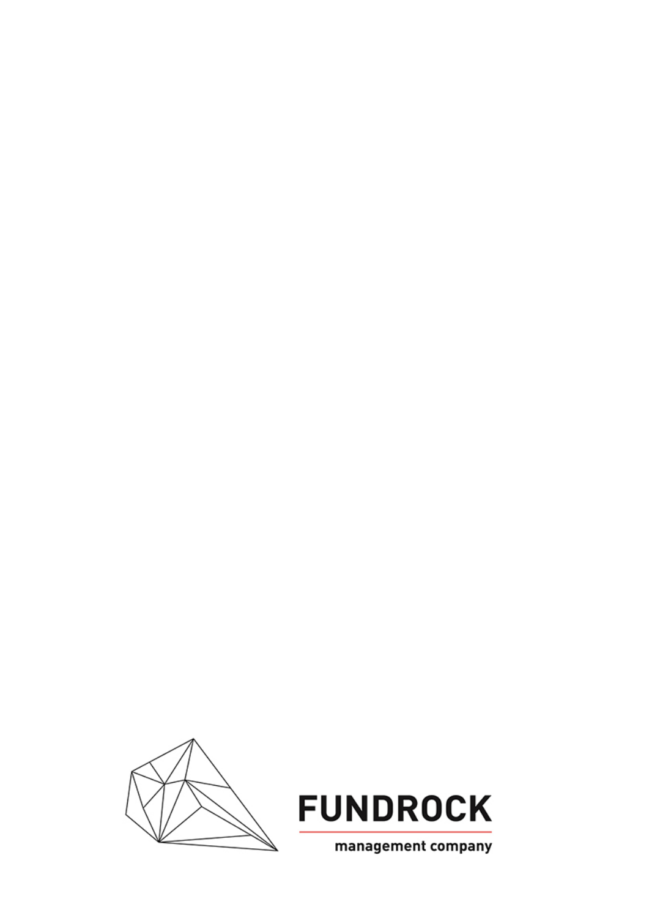FUNDROCK

management company